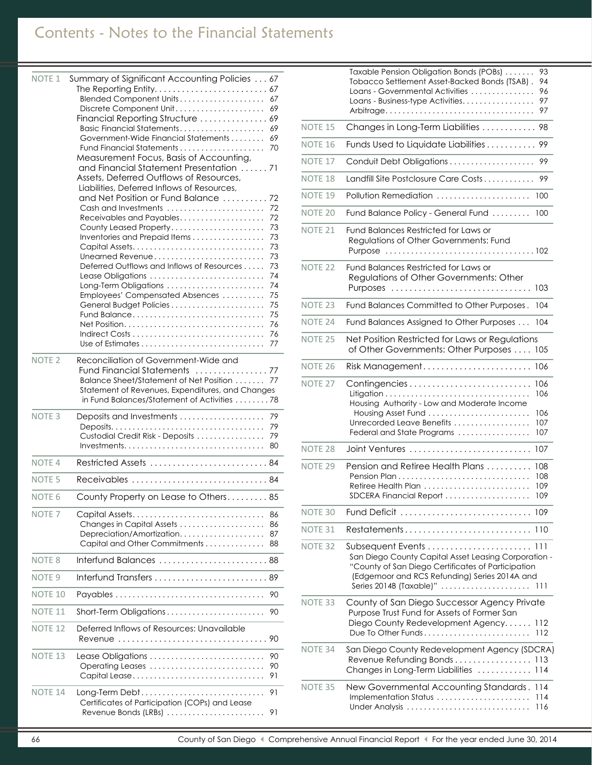# Contents - Notes to the Financial Statements

| Note | Title | Page |
|---|---|---|
| NOTE 1 | Summary of Significant Accounting Policies | 67 |
| | The Reporting Entity | 67 |
| | Blended Component Units | 67 |
| | Discrete Component Unit | 69 |
| | Financial Reporting Structure | 69 |
| | Basic Financial Statements | 69 |
| | Government-Wide Financial Statements | 69 |
| | Fund Financial Statements | 70 |
| | Measurement Focus, Basis of Accounting, and Financial Statement Presentation | 71 |
| | Assets, Deferred Outflows of Resources, Liabilities, Deferred Inflows of Resources, and Net Position or Fund Balance | 72 |
| | Cash and Investments | 72 |
| | Receivables and Payables | 72 |
| | County Leased Property | 73 |
| | Inventories and Prepaid Items | 73 |
| | Capital Assets | 73 |
| | Unearned Revenue | 73 |
| | Deferred Outflows and Inflows of Resources | 73 |
| | Lease Obligations | 74 |
| | Long-Term Obligations | 74 |
| | Employees' Compensated Absences | 75 |
| | General Budget Policies | 75 |
| | Fund Balance | 75 |
| | Net Position | 76 |
| | Indirect Costs | 76 |
| | Use of Estimates | 77 |
| NOTE 2 | Reconciliation of Government-Wide and Fund Financial Statements | 77 |
| | Balance Sheet/Statement of Net Position | 77 |
| | Statement of Revenues, Expenditures, and Changes in Fund Balances/Statement of Activities | 78 |
| NOTE 3 | Deposits and Investments | 79 |
| | Deposits | 79 |
| | Custodial Credit Risk - Deposits | 79 |
| | Investments | 80 |
| NOTE 4 | Restricted Assets | 84 |
| NOTE 5 | Receivables | 84 |
| NOTE 6 | County Property on Lease to Others | 85 |
| NOTE 7 | Capital Assets | 86 |
| | Changes in Capital Assets | 86 |
| | Depreciation/Amortization | 87 |
| | Capital and Other Commitments | 88 |
| NOTE 8 | Interfund Balances | 88 |
| NOTE 9 | Interfund Transfers | 89 |
| NOTE 10 | Payables | 90 |
| NOTE 11 | Short-Term Obligations | 90 |
| NOTE 12 | Deferred Inflows of Resources: Unavailable Revenue | 90 |
| NOTE 13 | Lease Obligations | 90 |
| | Operating Leases | 90 |
| | Capital Lease | 91 |
| NOTE 14 | Long-Term Debt | 91 |
| | Certificates of Participation (COPs) and Lease Revenue Bonds (LRBs) | 91 |
| | Taxable Pension Obligation Bonds (POBs) | 93 |
| | Tobacco Settlement Asset-Backed Bonds (TSAB) | 94 |
| | Loans - Governmental Activities | 96 |
| | Loans - Business-type Activities | 97 |
| | Arbitrage | 97 |
| NOTE 15 | Changes in Long-Term Liabilities | 98 |
| NOTE 16 | Funds Used to Liquidate Liabilities | 99 |
| NOTE 17 | Conduit Debt Obligations | 99 |
| NOTE 18 | Landfill Site Postclosure Care Costs | 99 |
| NOTE 19 | Pollution Remediation | 100 |
| NOTE 20 | Fund Balance Policy - General Fund | 100 |
| NOTE 21 | Fund Balances Restricted for Laws or Regulations of Other Governments: Fund Purpose | 102 |
| NOTE 22 | Fund Balances Restricted for Laws or Regulations of Other Governments: Other Purposes | 103 |
| NOTE 23 | Fund Balances Committed to Other Purposes | 104 |
| NOTE 24 | Fund Balances Assigned to Other Purposes | 104 |
| NOTE 25 | Net Position Restricted for Laws or Regulations of Other Governments: Other Purposes | 105 |
| NOTE 26 | Risk Management | 106 |
| NOTE 27 | Contingencies | 106 |
| | Litigation | 106 |
| | Housing Authority - Low and Moderate Income Housing Asset Fund | 106 |
| | Unrecorded Leave Benefits | 107 |
| | Federal and State Programs | 107 |
| NOTE 28 | Joint Ventures | 107 |
| NOTE 29 | Pension and Retiree Health Plans | 108 |
| | Pension Plan | 108 |
| | Retiree Health Plan | 109 |
| | SDCERA Financial Report | 109 |
| NOTE 30 | Fund Deficit | 109 |
| NOTE 31 | Restatements | 110 |
| NOTE 32 | Subsequent Events | 111 |
| | San Diego County Capital Asset Leasing Corporation - "County of San Diego Certificates of Participation (Edgemoor and RCS Refunding) Series 2014A and Series 2014B (Taxable)" | 111 |
| NOTE 33 | County of San Diego Successor Agency Private Purpose Trust Fund for Assets of Former San Diego County Redevelopment Agency | 112 |
| | Due To Other Funds | 112 |
| NOTE 34 | San Diego County Redevelopment Agency (SDCRA) Revenue Refunding Bonds | 113 |
| | Changes in Long-Term Liabilities | 114 |
| NOTE 35 | New Governmental Accounting Standards | 114 |
| | Implementation Status | 114 |
| | Under Analysis | 116 |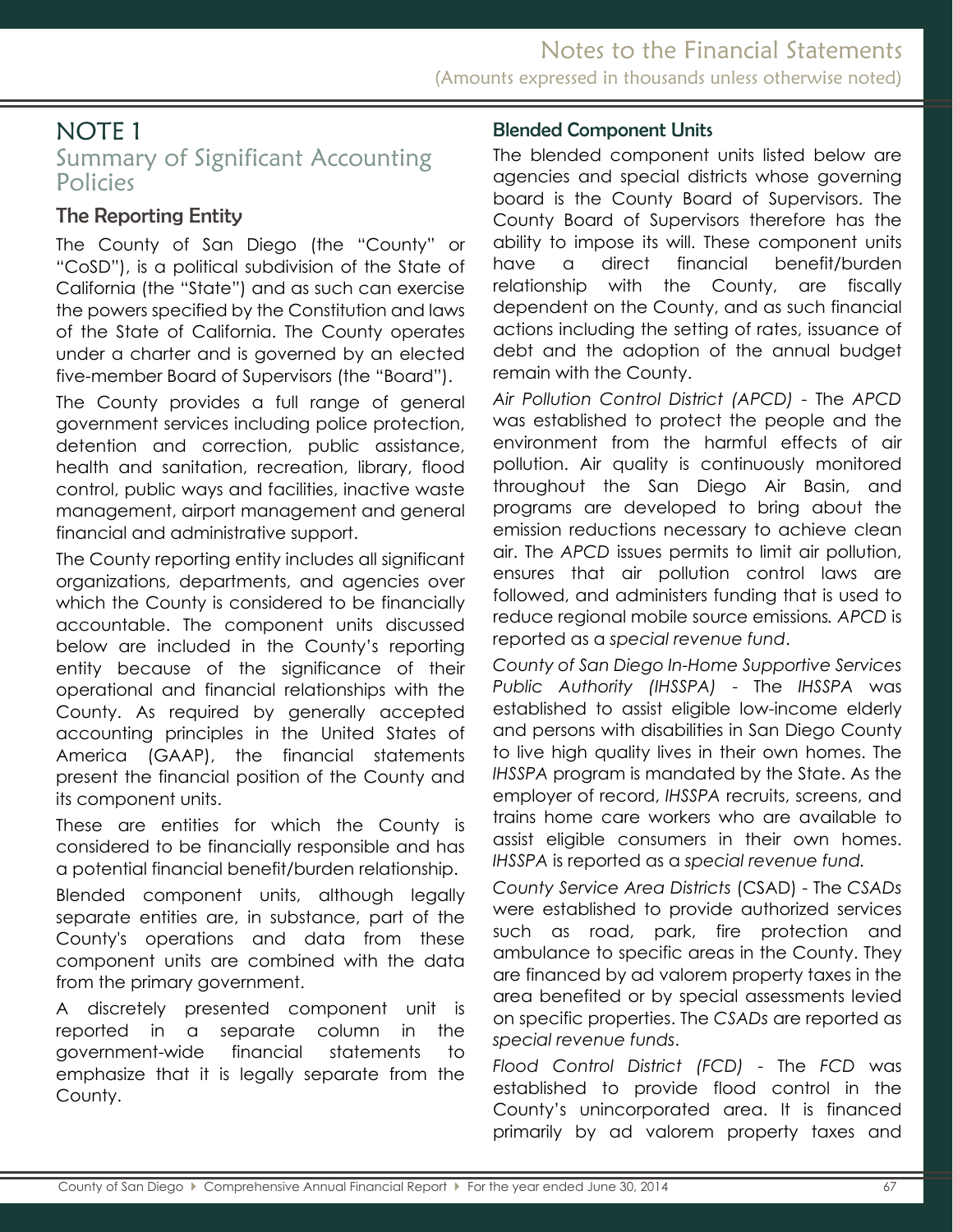# NOTE 1

## Summary of Significant Accounting Policies

### The Reporting Entity

The County of San Diego (the "County" or "CoSD"), is a political subdivision of the State of California (the "State") and as such can exercise the powers specified by the Constitution and laws of the State of California. The County operates under a charter and is governed by an elected five-member Board of Supervisors (the "Board").

The County provides a full range of general government services including police protection, detention and correction, public assistance, health and sanitation, recreation, library, flood control, public ways and facilities, inactive waste management, airport management and general financial and administrative support.

The County reporting entity includes all significant organizations, departments, and agencies over which the County is considered to be financially accountable. The component units discussed below are included in the County's reporting entity because of the significance of their operational and financial relationships with the County. As required by generally accepted accounting principles in the United States of America (GAAP), the financial statements present the financial position of the County and its component units.

These are entities for which the County is considered to be financially responsible and has a potential financial benefit/burden relationship.

Blended component units, although legally separate entities are, in substance, part of the County's operations and data from these component units are combined with the data from the primary government.

A discretely presented component unit is reported in a separate column in the government-wide financial statements to emphasize that it is legally separate from the County.

### Blended Component Units

The blended component units listed below are agencies and special districts whose governing board is the County Board of Supervisors. The County Board of Supervisors therefore has the ability to impose its will. These component units have a direct financial benefit/burden relationship with the County, are fiscally dependent on the County, and as such financial actions including the setting of rates, issuance of debt and the adoption of the annual budget remain with the County.

*Air Pollution Control District (APCD)* - The *APCD* was established to protect the people and the environment from the harmful effects of air pollution. Air quality is continuously monitored throughout the San Diego Air Basin, and programs are developed to bring about the emission reductions necessary to achieve clean air. The *APCD* issues permits to limit air pollution, ensures that air pollution control laws are followed, and administers funding that is used to reduce regional mobile source emissions. *APCD* is reported as a *special revenue fund*.

*County of San Diego In-Home Supportive Services Public Authority (IHSSPA)* - The *IHSSPA* was established to assist eligible low-income elderly and persons with disabilities in San Diego County to live high quality lives in their own homes. The *IHSSPA* program is mandated by the State. As the employer of record, *IHSSPA* recruits, screens, and trains home care workers who are available to assist eligible consumers in their own homes. *IHSSPA* is reported as a *special revenue fund.*

*County Service Area Districts* (CSAD) - The *CSADs* were established to provide authorized services such as road, park, fire protection and ambulance to specific areas in the County. They are financed by ad valorem property taxes in the area benefited or by special assessments levied on specific properties. The *CSADs* are reported as *special revenue funds*.

*Flood Control District (FCD)* - The *FCD* was established to provide flood control in the County's unincorporated area. It is financed primarily by ad valorem property taxes and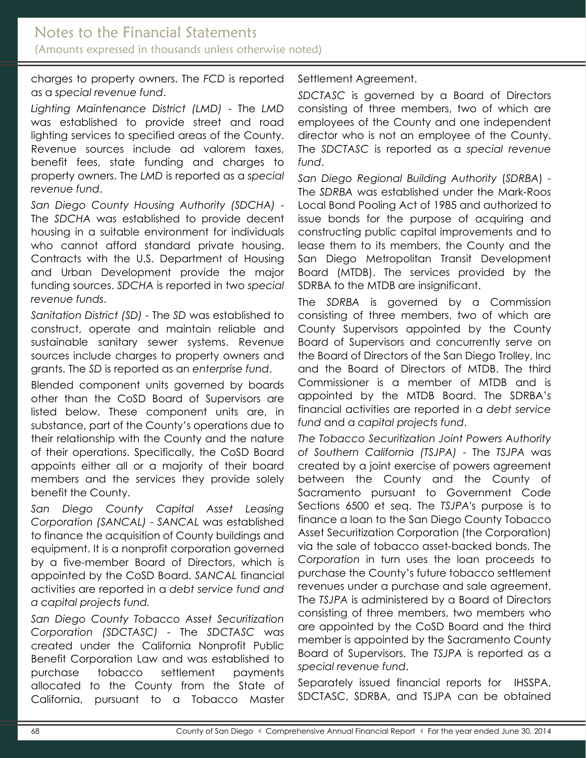charges to property owners. The *FCD* is reported as a *special revenue fund*.

*Lighting Maintenance District (LMD)* - The *LMD* was established to provide street and road lighting services to specified areas of the County. Revenue sources include ad valorem taxes, benefit fees, state funding and charges to property owners. The *LMD* is reported as a *special revenue fund*.

*San Diego County Housing Authority (SDCHA)* - The *SDCHA* was established to provide decent housing in a suitable environment for individuals who cannot afford standard private housing. Contracts with the U.S. Department of Housing and Urban Development provide the major funding sources. *SDCHA* is reported in two *special revenue funds*.

*Sanitation District (SD)* - The *SD* was established to construct, operate and maintain reliable and sustainable sanitary sewer systems. Revenue sources include charges to property owners and grants. The *SD* is reported as an *enterprise fund*.

Blended component units governed by boards other than the CoSD Board of Supervisors are listed below. These component units are, in substance, part of the County's operations due to their relationship with the County and the nature of their operations. Specifically, the CoSD Board appoints either all or a majority of their board members and the services they provide solely benefit the County.

*San Diego County Capital Asset Leasing Corporation (SANCAL)* - *SANCAL* was established to finance the acquisition of County buildings and equipment. It is a nonprofit corporation governed by a five-member Board of Directors, which is appointed by the CoSD Board. *SANCAL* financial activities are reported in a *debt service fund and a capital projects fund.*

*San Diego County Tobacco Asset Securitization Corporation (SDCTASC)* - The *SDCTASC* was created under the California Nonprofit Public Benefit Corporation Law and was established to purchase tobacco settlement payments allocated to the County from the State of California, pursuant to a Tobacco Master Settlement Agreement.

*SDCTASC* is governed by a Board of Directors consisting of three members, two of which are employees of the County and one independent director who is not an employee of the County. The *SDCTASC* is reported as a *special revenue fund*.

*San Diego Regional Building Authority* (*SDRBA*) - The *SDRBA* was established under the Mark-Roos Local Bond Pooling Act of 1985 and authorized to issue bonds for the purpose of acquiring and constructing public capital improvements and to lease them to its members, the County and the San Diego Metropolitan Transit Development Board (MTDB). The services provided by the SDRBA to the MTDB are insignificant.

The *SDRBA* is governed by a Commission consisting of three members, two of which are County Supervisors appointed by the County Board of Supervisors and concurrently serve on the Board of Directors of the San Diego Trolley, Inc and the Board of Directors of MTDB. The third Commissioner is a member of MTDB and is appointed by the MTDB Board. The SDRBA's financial activities are reported in a *debt service fund* and a *capital projects fund*.

*The Tobacco Securitization Joint Powers Authority of Southern California (TSJPA)* - The *TSJPA* was created by a joint exercise of powers agreement between the County and the County of Sacramento pursuant to Government Code Sections 6500 et seq. The *TSJPA*'s purpose is to finance a loan to the San Diego County Tobacco Asset Securitization Corporation (the Corporation) via the sale of tobacco asset-backed bonds. The *Corporation* in turn uses the loan proceeds to purchase the County's future tobacco settlement revenues under a purchase and sale agreement. The *TSJPA* is administered by a Board of Directors consisting of three members, two members who are appointed by the CoSD Board and the third member is appointed by the Sacramento County Board of Supervisors. The *TSJPA* is reported as a *special revenue fund*.

Separately issued financial reports for IHSSPA, SDCTASC, SDRBA, and TSJPA can be obtained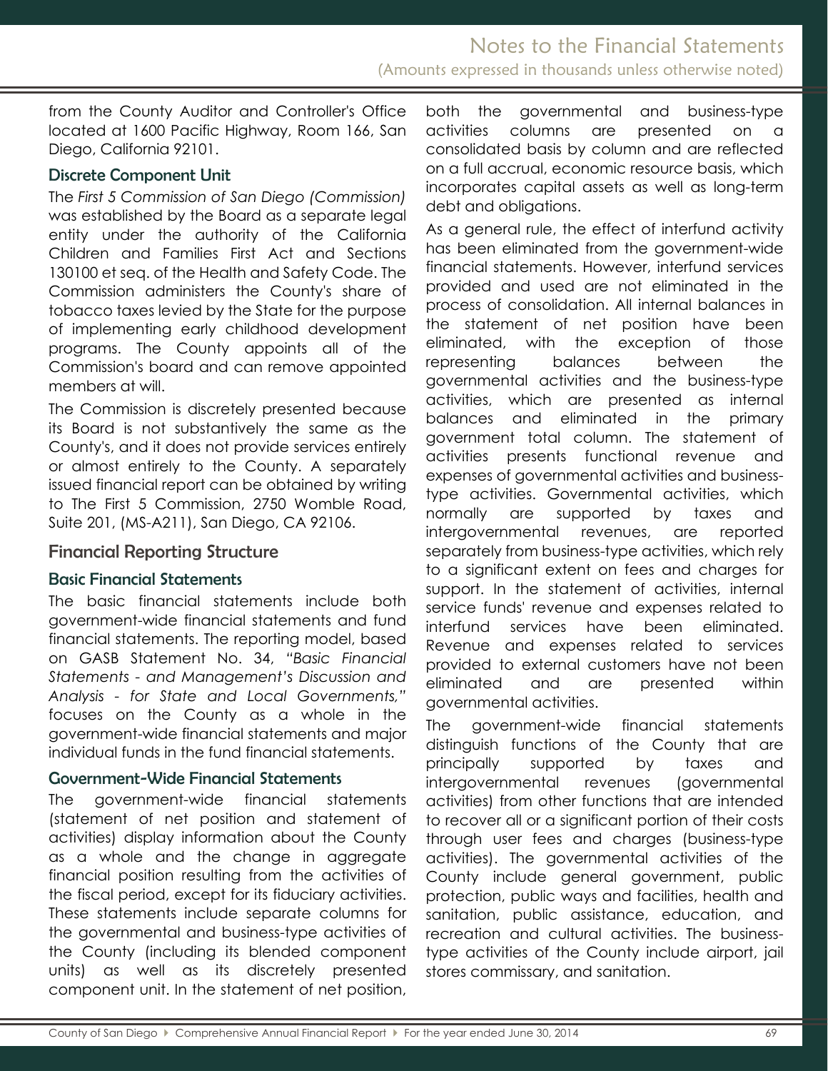from the County Auditor and Controller's Office located at 1600 Pacific Highway, Room 166, San Diego, California 92101.

### Discrete Component Unit

The *First 5 Commission of San Diego (Commission)* was established by the Board as a separate legal entity under the authority of the California Children and Families First Act and Sections 130100 et seq. of the Health and Safety Code. The Commission administers the County's share of tobacco taxes levied by the State for the purpose of implementing early childhood development programs. The County appoints all of the Commission's board and can remove appointed members at will.

The Commission is discretely presented because its Board is not substantively the same as the County's, and it does not provide services entirely or almost entirely to the County. A separately issued financial report can be obtained by writing to The First 5 Commission, 2750 Womble Road, Suite 201, (MS-A211), San Diego, CA 92106.

## Financial Reporting Structure

### Basic Financial Statements

The basic financial statements include both government-wide financial statements and fund financial statements. The reporting model, based on GASB Statement No. 34, *"Basic Financial Statements - and Management's Discussion and Analysis - for State and Local Governments,"* focuses on the County as a whole in the government-wide financial statements and major individual funds in the fund financial statements.

### Government-Wide Financial Statements

The government-wide financial statements (statement of net position and statement of activities) display information about the County as a whole and the change in aggregate financial position resulting from the activities of the fiscal period, except for its fiduciary activities. These statements include separate columns for the governmental and business-type activities of the County (including its blended component units) as well as its discretely presented component unit. In the statement of net position, both the governmental and business-type activities columns are presented on a consolidated basis by column and are reflected on a full accrual, economic resource basis, which incorporates capital assets as well as long-term debt and obligations.

As a general rule, the effect of interfund activity has been eliminated from the government-wide financial statements. However, interfund services provided and used are not eliminated in the process of consolidation. All internal balances in the statement of net position have been eliminated, with the exception of those representing balances between the governmental activities and the business-type activities, which are presented as internal balances and eliminated in the primary government total column. The statement of activities presents functional revenue and expenses of governmental activities and business-type activities. Governmental activities, which normally are supported by taxes and intergovernmental revenues, are reported separately from business-type activities, which rely to a significant extent on fees and charges for support. In the statement of activities, internal service funds' revenue and expenses related to interfund services have been eliminated. Revenue and expenses related to services provided to external customers have not been eliminated and are presented within governmental activities.

The government-wide financial statements distinguish functions of the County that are principally supported by taxes and intergovernmental revenues (governmental activities) from other functions that are intended to recover all or a significant portion of their costs through user fees and charges (business-type activities). The governmental activities of the County include general government, public protection, public ways and facilities, health and sanitation, public assistance, education, and recreation and cultural activities. The business-type activities of the County include airport, jail stores commissary, and sanitation.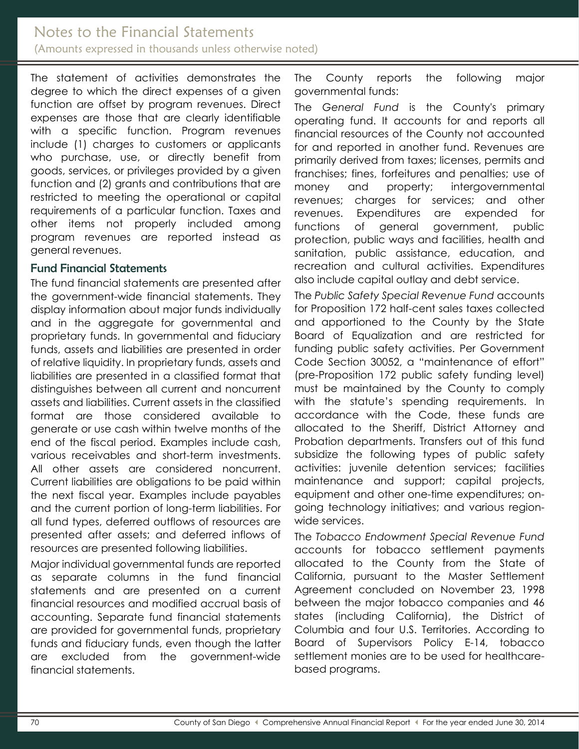The statement of activities demonstrates the degree to which the direct expenses of a given function are offset by program revenues. Direct expenses are those that are clearly identifiable with a specific function. Program revenues include (1) charges to customers or applicants who purchase, use, or directly benefit from goods, services, or privileges provided by a given function and (2) grants and contributions that are restricted to meeting the operational or capital requirements of a particular function. Taxes and other items not properly included among program revenues are reported instead as general revenues.

### Fund Financial Statements

The fund financial statements are presented after the government-wide financial statements. They display information about major funds individually and in the aggregate for governmental and proprietary funds. In governmental and fiduciary funds, assets and liabilities are presented in order of relative liquidity. In proprietary funds, assets and liabilities are presented in a classified format that distinguishes between all current and noncurrent assets and liabilities. Current assets in the classified format are those considered available to generate or use cash within twelve months of the end of the fiscal period. Examples include cash, various receivables and short-term investments. All other assets are considered noncurrent. Current liabilities are obligations to be paid within the next fiscal year. Examples include payables and the current portion of long-term liabilities. For all fund types, deferred outflows of resources are presented after assets; and deferred inflows of resources are presented following liabilities.

Major individual governmental funds are reported as separate columns in the fund financial statements and are presented on a current financial resources and modified accrual basis of accounting. Separate fund financial statements are provided for governmental funds, proprietary funds and fiduciary funds, even though the latter are excluded from the government-wide financial statements.

The County reports the following major governmental funds:

The *General Fund* is the County's primary operating fund. It accounts for and reports all financial resources of the County not accounted for and reported in another fund. Revenues are primarily derived from taxes; licenses, permits and franchises; fines, forfeitures and penalties; use of money and property; intergovernmental revenues; charges for services; and other revenues. Expenditures are expended for functions of general government, public protection, public ways and facilities, health and sanitation, public assistance, education, and recreation and cultural activities. Expenditures also include capital outlay and debt service.

The *Public Safety Special Revenue Fund* accounts for Proposition 172 half-cent sales taxes collected and apportioned to the County by the State Board of Equalization and are restricted for funding public safety activities. Per Government Code Section 30052, a "maintenance of effort" (pre-Proposition 172 public safety funding level) must be maintained by the County to comply with the statute's spending requirements. In accordance with the Code, these funds are allocated to the Sheriff, District Attorney and Probation departments. Transfers out of this fund subsidize the following types of public safety activities: juvenile detention services; facilities maintenance and support; capital projects, equipment and other one-time expenditures; on-going technology initiatives; and various region-wide services.

The *Tobacco Endowment Special Revenue Fund* accounts for tobacco settlement payments allocated to the County from the State of California, pursuant to the Master Settlement Agreement concluded on November 23, 1998 between the major tobacco companies and 46 states (including California), the District of Columbia and four U.S. Territories. According to Board of Supervisors Policy E-14, tobacco settlement monies are to be used for healthcare-based programs.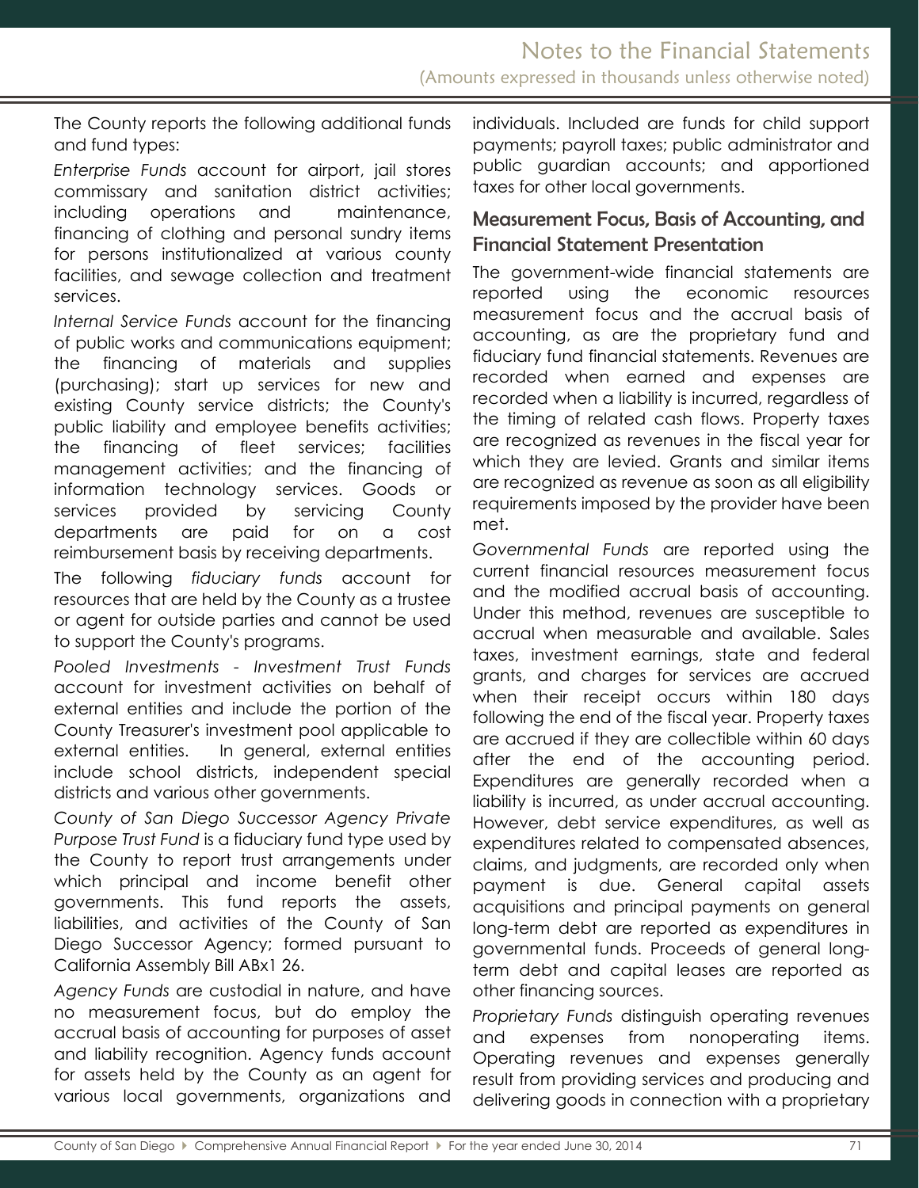The County reports the following additional funds and fund types:

*Enterprise Funds* account for airport, jail stores commissary and sanitation district activities; including operations and maintenance, financing of clothing and personal sundry items for persons institutionalized at various county facilities, and sewage collection and treatment services.

*Internal Service Funds* account for the financing of public works and communications equipment; the financing of materials and supplies (purchasing); start up services for new and existing County service districts; the County's public liability and employee benefits activities; the financing of fleet services; facilities management activities; and the financing of information technology services. Goods or services provided by servicing County departments are paid for on a cost reimbursement basis by receiving departments.

The following *fiduciary funds* account for resources that are held by the County as a trustee or agent for outside parties and cannot be used to support the County's programs.

*Pooled Investments - Investment Trust Funds* account for investment activities on behalf of external entities and include the portion of the County Treasurer's investment pool applicable to external entities. In general, external entities include school districts, independent special districts and various other governments.

*County of San Diego Successor Agency Private Purpose Trust Fund* is a fiduciary fund type used by the County to report trust arrangements under which principal and income benefit other governments. This fund reports the assets, liabilities, and activities of the County of San Diego Successor Agency; formed pursuant to California Assembly Bill ABx1 26.

*Agency Funds* are custodial in nature, and have no measurement focus, but do employ the accrual basis of accounting for purposes of asset and liability recognition. Agency funds account for assets held by the County as an agent for various local governments, organizations and individuals. Included are funds for child support payments; payroll taxes; public administrator and public guardian accounts; and apportioned taxes for other local governments.

## Measurement Focus, Basis of Accounting, and Financial Statement Presentation

The government-wide financial statements are reported using the economic resources measurement focus and the accrual basis of accounting, as are the proprietary fund and fiduciary fund financial statements. Revenues are recorded when earned and expenses are recorded when a liability is incurred, regardless of the timing of related cash flows. Property taxes are recognized as revenues in the fiscal year for which they are levied. Grants and similar items are recognized as revenue as soon as all eligibility requirements imposed by the provider have been met.

*Governmental Funds* are reported using the current financial resources measurement focus and the modified accrual basis of accounting. Under this method, revenues are susceptible to accrual when measurable and available. Sales taxes, investment earnings, state and federal grants, and charges for services are accrued when their receipt occurs within 180 days following the end of the fiscal year. Property taxes are accrued if they are collectible within 60 days after the end of the accounting period. Expenditures are generally recorded when a liability is incurred, as under accrual accounting. However, debt service expenditures, as well as expenditures related to compensated absences, claims, and judgments, are recorded only when payment is due. General capital assets acquisitions and principal payments on general long-term debt are reported as expenditures in governmental funds. Proceeds of general long-term debt and capital leases are reported as other financing sources.

*Proprietary Funds* distinguish operating revenues and expenses from nonoperating items. Operating revenues and expenses generally result from providing services and producing and delivering goods in connection with a proprietary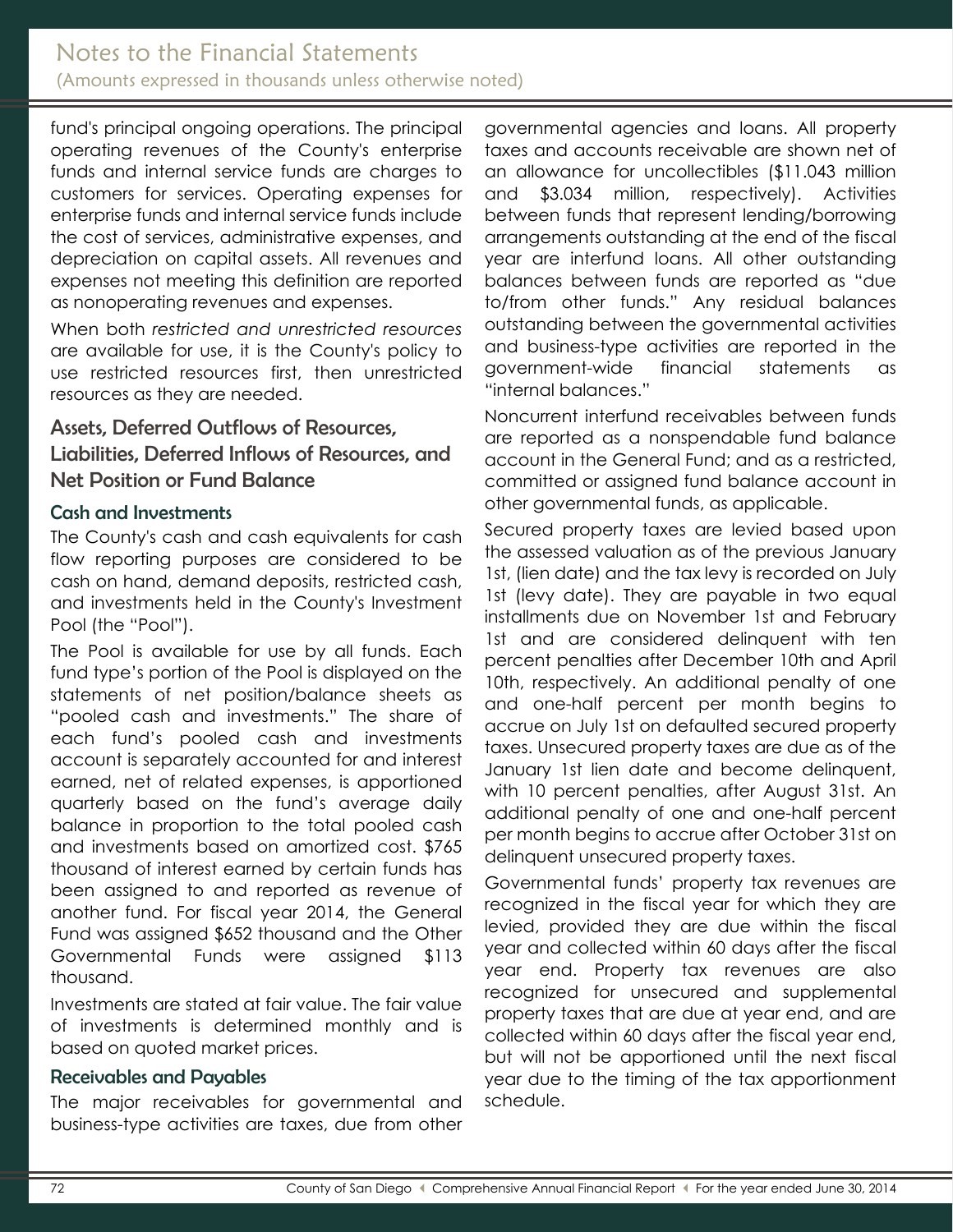fund's principal ongoing operations. The principal operating revenues of the County's enterprise funds and internal service funds are charges to customers for services. Operating expenses for enterprise funds and internal service funds include the cost of services, administrative expenses, and depreciation on capital assets. All revenues and expenses not meeting this definition are reported as nonoperating revenues and expenses.

When both *restricted and unrestricted resources* are available for use, it is the County's policy to use restricted resources first, then unrestricted resources as they are needed.

## Assets, Deferred Outflows of Resources, Liabilities, Deferred Inflows of Resources, and Net Position or Fund Balance

### Cash and Investments

The County's cash and cash equivalents for cash flow reporting purposes are considered to be cash on hand, demand deposits, restricted cash, and investments held in the County's Investment Pool (the "Pool").

The Pool is available for use by all funds. Each fund type's portion of the Pool is displayed on the statements of net position/balance sheets as "pooled cash and investments." The share of each fund's pooled cash and investments account is separately accounted for and interest earned, net of related expenses, is apportioned quarterly based on the fund's average daily balance in proportion to the total pooled cash and investments based on amortized cost. $765 thousand of interest earned by certain funds has been assigned to and reported as revenue of another fund. For fiscal year 2014, the General Fund was assigned $652 thousand and the Other Governmental Funds were assigned $113 thousand.

Investments are stated at fair value. The fair value of investments is determined monthly and is based on quoted market prices.

### Receivables and Payables

The major receivables for governmental and business-type activities are taxes, due from other governmental agencies and loans. All property taxes and accounts receivable are shown net of an allowance for uncollectibles ($11.043 million and $3.034 million, respectively). Activities between funds that represent lending/borrowing arrangements outstanding at the end of the fiscal year are interfund loans. All other outstanding balances between funds are reported as "due to/from other funds." Any residual balances outstanding between the governmental activities and business-type activities are reported in the government-wide financial statements as "internal balances."

Noncurrent interfund receivables between funds are reported as a nonspendable fund balance account in the General Fund; and as a restricted, committed or assigned fund balance account in other governmental funds, as applicable.

Secured property taxes are levied based upon the assessed valuation as of the previous January 1st, (lien date) and the tax levy is recorded on July 1st (levy date). They are payable in two equal installments due on November 1st and February 1st and are considered delinquent with ten percent penalties after December 10th and April 10th, respectively. An additional penalty of one and one-half percent per month begins to accrue on July 1st on defaulted secured property taxes. Unsecured property taxes are due as of the January 1st lien date and become delinquent, with 10 percent penalties, after August 31st. An additional penalty of one and one-half percent per month begins to accrue after October 31st on delinquent unsecured property taxes.

Governmental funds' property tax revenues are recognized in the fiscal year for which they are levied, provided they are due within the fiscal year and collected within 60 days after the fiscal year end. Property tax revenues are also recognized for unsecured and supplemental property taxes that are due at year end, and are collected within 60 days after the fiscal year end, but will not be apportioned until the next fiscal year due to the timing of the tax apportionment schedule.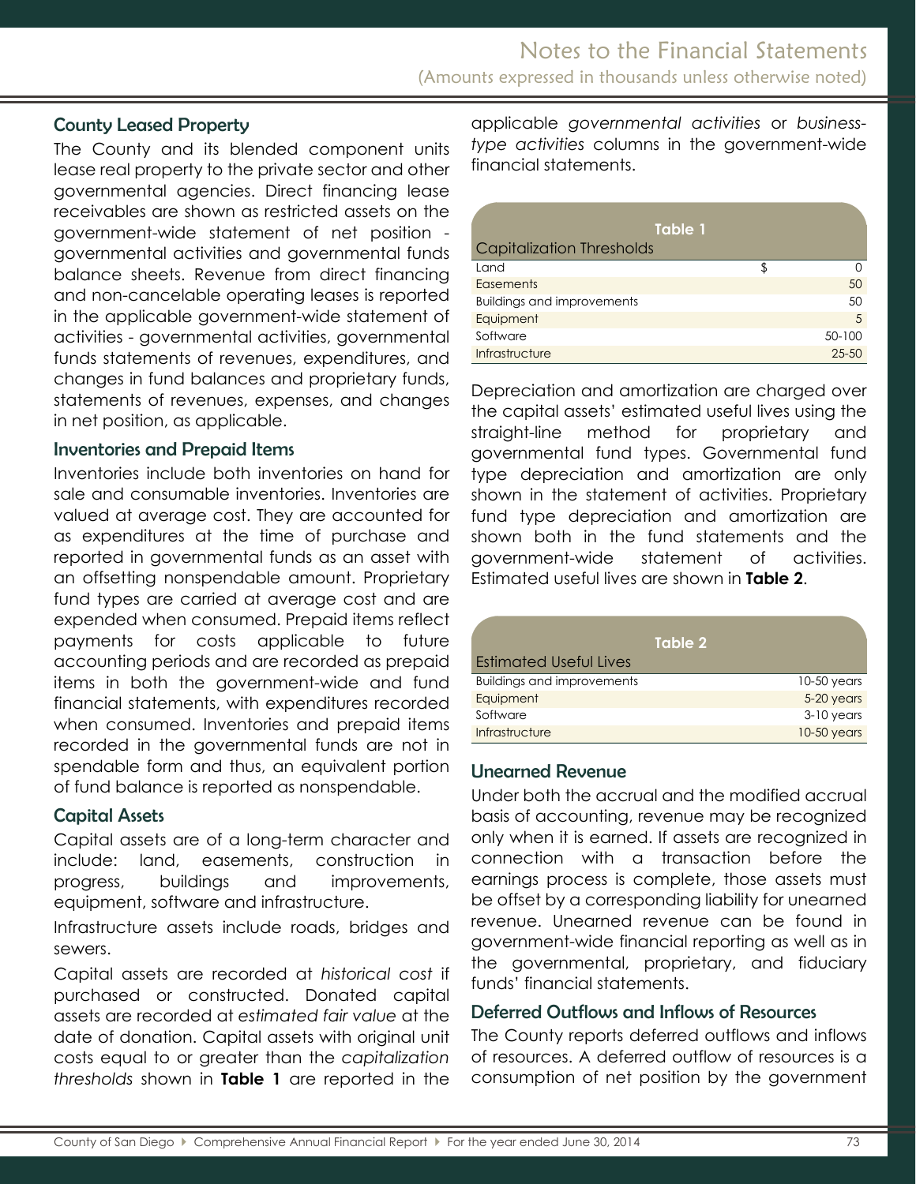### County Leased Property

The County and its blended component units lease real property to the private sector and other governmental agencies. Direct financing lease receivables are shown as restricted assets on the government-wide statement of net position - governmental activities and governmental funds balance sheets. Revenue from direct financing and non-cancelable operating leases is reported in the applicable government-wide statement of activities - governmental activities, governmental funds statements of revenues, expenditures, and changes in fund balances and proprietary funds, statements of revenues, expenses, and changes in net position, as applicable.

### Inventories and Prepaid Items

Inventories include both inventories on hand for sale and consumable inventories. Inventories are valued at average cost. They are accounted for as expenditures at the time of purchase and reported in governmental funds as an asset with an offsetting nonspendable amount. Proprietary fund types are carried at average cost and are expended when consumed. Prepaid items reflect payments for costs applicable to future accounting periods and are recorded as prepaid items in both the government-wide and fund financial statements, with expenditures recorded when consumed. Inventories and prepaid items recorded in the governmental funds are not in spendable form and thus, an equivalent portion of fund balance is reported as nonspendable.

### Capital Assets

Capital assets are of a long-term character and include: land, easements, construction in progress, buildings and improvements, equipment, software and infrastructure.

Infrastructure assets include roads, bridges and sewers.

Capital assets are recorded at *historical cost* if purchased or constructed. Donated capital assets are recorded at *estimated fair value* at the date of donation. Capital assets with original unit costs equal to or greater than the *capitalization thresholds* shown in **Table 1** are reported in the applicable *governmental activities* or *business-type activities* columns in the government-wide financial statements.

**Table 1**

| Capitalization Thresholds | |
|---|---|
| Land | $ 0 |
| Easements | 50 |
| Buildings and improvements | 50 |
| Equipment | 5 |
| Software | 50-100 |
| Infrastructure | 25-50 |

Depreciation and amortization are charged over the capital assets' estimated useful lives using the straight-line method for proprietary and governmental fund types. Governmental fund type depreciation and amortization are only shown in the statement of activities. Proprietary fund type depreciation and amortization are shown both in the fund statements and the government-wide statement of activities. Estimated useful lives are shown in **Table 2**.

**Table 2**

| Estimated Useful Lives | |
|---|---|
| Buildings and improvements | 10-50 years |
| Equipment | 5-20 years |
| Software | 3-10 years |
| Infrastructure | 10-50 years |

### Unearned Revenue

Under both the accrual and the modified accrual basis of accounting, revenue may be recognized only when it is earned. If assets are recognized in connection with a transaction before the earnings process is complete, those assets must be offset by a corresponding liability for unearned revenue. Unearned revenue can be found in government-wide financial reporting as well as in the governmental, proprietary, and fiduciary funds' financial statements.

### Deferred Outflows and Inflows of Resources

The County reports deferred outflows and inflows of resources. A deferred outflow of resources is a consumption of net position by the government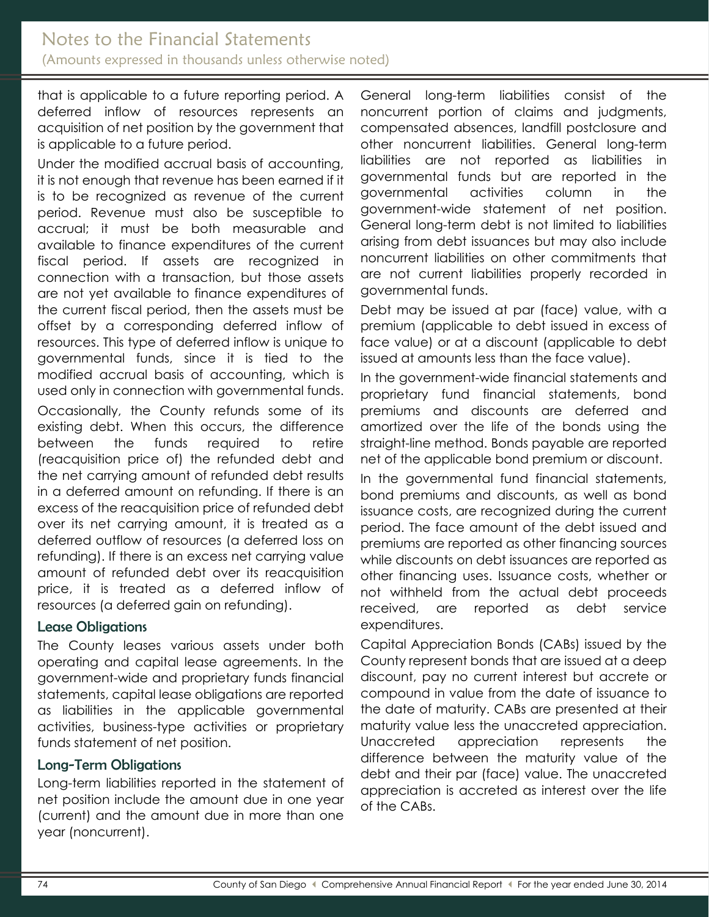that is applicable to a future reporting period. A deferred inflow of resources represents an acquisition of net position by the government that is applicable to a future period.

Under the modified accrual basis of accounting, it is not enough that revenue has been earned if it is to be recognized as revenue of the current period. Revenue must also be susceptible to accrual; it must be both measurable and available to finance expenditures of the current fiscal period. If assets are recognized in connection with a transaction, but those assets are not yet available to finance expenditures of the current fiscal period, then the assets must be offset by a corresponding deferred inflow of resources. This type of deferred inflow is unique to governmental funds, since it is tied to the modified accrual basis of accounting, which is used only in connection with governmental funds.

Occasionally, the County refunds some of its existing debt. When this occurs, the difference between the funds required to retire (reacquisition price of) the refunded debt and the net carrying amount of refunded debt results in a deferred amount on refunding. If there is an excess of the reacquisition price of refunded debt over its net carrying amount, it is treated as a deferred outflow of resources (a deferred loss on refunding). If there is an excess net carrying value amount of refunded debt over its reacquisition price, it is treated as a deferred inflow of resources (a deferred gain on refunding).

### Lease Obligations

The County leases various assets under both operating and capital lease agreements. In the government-wide and proprietary funds financial statements, capital lease obligations are reported as liabilities in the applicable governmental activities, business-type activities or proprietary funds statement of net position.

### Long-Term Obligations

Long-term liabilities reported in the statement of net position include the amount due in one year (current) and the amount due in more than one year (noncurrent).

General long-term liabilities consist of the noncurrent portion of claims and judgments, compensated absences, landfill postclosure and other noncurrent liabilities. General long-term liabilities are not reported as liabilities in governmental funds but are reported in the governmental activities column in the government-wide statement of net position. General long-term debt is not limited to liabilities arising from debt issuances but may also include noncurrent liabilities on other commitments that are not current liabilities properly recorded in governmental funds.

Debt may be issued at par (face) value, with a premium (applicable to debt issued in excess of face value) or at a discount (applicable to debt issued at amounts less than the face value).

In the government-wide financial statements and proprietary fund financial statements, bond premiums and discounts are deferred and amortized over the life of the bonds using the straight-line method. Bonds payable are reported net of the applicable bond premium or discount.

In the governmental fund financial statements, bond premiums and discounts, as well as bond issuance costs, are recognized during the current period. The face amount of the debt issued and premiums are reported as other financing sources while discounts on debt issuances are reported as other financing uses. Issuance costs, whether or not withheld from the actual debt proceeds received, are reported as debt service expenditures.

Capital Appreciation Bonds (CABs) issued by the County represent bonds that are issued at a deep discount, pay no current interest but accrete or compound in value from the date of issuance to the date of maturity. CABs are presented at their maturity value less the unaccreted appreciation. Unaccreted appreciation represents the difference between the maturity value of the debt and their par (face) value. The unaccreted appreciation is accreted as interest over the life of the CABs.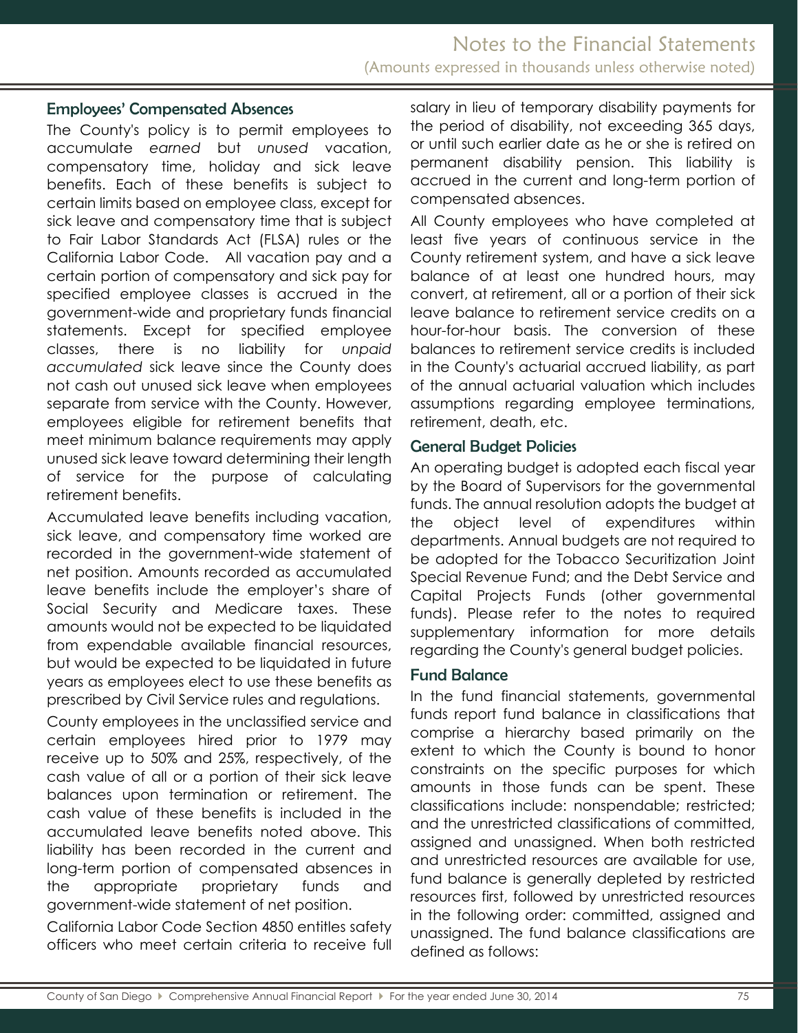### Employees' Compensated Absences

The County's policy is to permit employees to accumulate *earned* but *unused* vacation, compensatory time, holiday and sick leave benefits. Each of these benefits is subject to certain limits based on employee class, except for sick leave and compensatory time that is subject to Fair Labor Standards Act (FLSA) rules or the California Labor Code. All vacation pay and a certain portion of compensatory and sick pay for specified employee classes is accrued in the government-wide and proprietary funds financial statements. Except for specified employee classes, there is no liability for *unpaid accumulated* sick leave since the County does not cash out unused sick leave when employees separate from service with the County. However, employees eligible for retirement benefits that meet minimum balance requirements may apply unused sick leave toward determining their length of service for the purpose of calculating retirement benefits.

Accumulated leave benefits including vacation, sick leave, and compensatory time worked are recorded in the government-wide statement of net position. Amounts recorded as accumulated leave benefits include the employer's share of Social Security and Medicare taxes. These amounts would not be expected to be liquidated from expendable available financial resources, but would be expected to be liquidated in future years as employees elect to use these benefits as prescribed by Civil Service rules and regulations.

County employees in the unclassified service and certain employees hired prior to 1979 may receive up to 50% and 25%, respectively, of the cash value of all or a portion of their sick leave balances upon termination or retirement. The cash value of these benefits is included in the accumulated leave benefits noted above. This liability has been recorded in the current and long-term portion of compensated absences in the appropriate proprietary funds and government-wide statement of net position.

California Labor Code Section 4850 entitles safety officers who meet certain criteria to receive full salary in lieu of temporary disability payments for the period of disability, not exceeding 365 days, or until such earlier date as he or she is retired on permanent disability pension. This liability is accrued in the current and long-term portion of compensated absences.

All County employees who have completed at least five years of continuous service in the County retirement system, and have a sick leave balance of at least one hundred hours, may convert, at retirement, all or a portion of their sick leave balance to retirement service credits on a hour-for-hour basis. The conversion of these balances to retirement service credits is included in the County's actuarial accrued liability, as part of the annual actuarial valuation which includes assumptions regarding employee terminations, retirement, death, etc.

### General Budget Policies

An operating budget is adopted each fiscal year by the Board of Supervisors for the governmental funds. The annual resolution adopts the budget at the object level of expenditures within departments. Annual budgets are not required to be adopted for the Tobacco Securitization Joint Special Revenue Fund; and the Debt Service and Capital Projects Funds (other governmental funds). Please refer to the notes to required supplementary information for more details regarding the County's general budget policies.

### Fund Balance

In the fund financial statements, governmental funds report fund balance in classifications that comprise a hierarchy based primarily on the extent to which the County is bound to honor constraints on the specific purposes for which amounts in those funds can be spent. These classifications include: nonspendable; restricted; and the unrestricted classifications of committed, assigned and unassigned. When both restricted and unrestricted resources are available for use, fund balance is generally depleted by restricted resources first, followed by unrestricted resources in the following order: committed, assigned and unassigned. The fund balance classifications are defined as follows: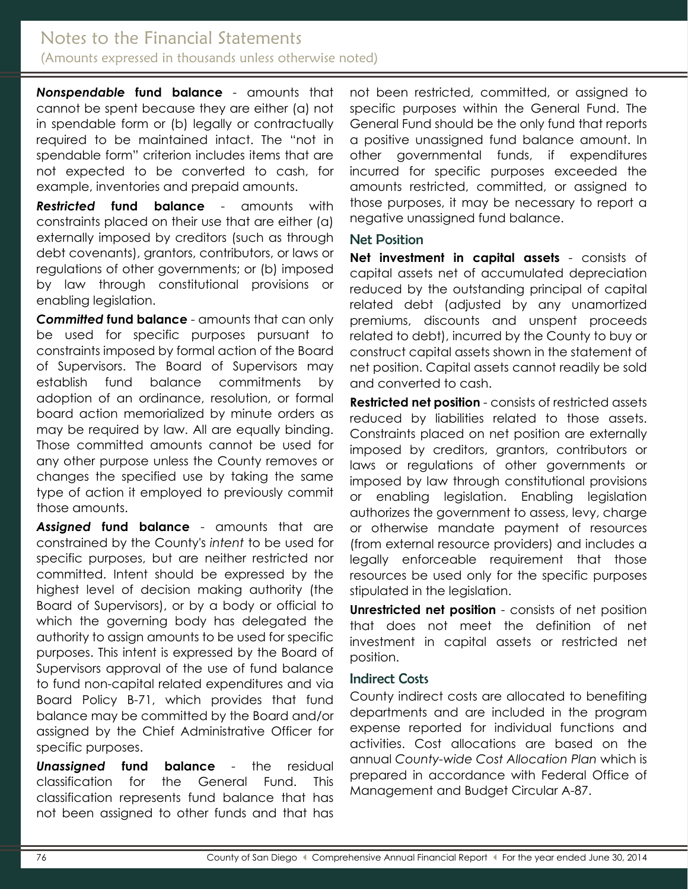***Nonspendable*** **fund balance** - amounts that cannot be spent because they are either (a) not in spendable form or (b) legally or contractually required to be maintained intact. The "not in spendable form" criterion includes items that are not expected to be converted to cash, for example, inventories and prepaid amounts.

***Restricted*** **fund balance** - amounts with constraints placed on their use that are either (a) externally imposed by creditors (such as through debt covenants), grantors, contributors, or laws or regulations of other governments; or (b) imposed by law through constitutional provisions or enabling legislation.

***Committed*** **fund balance** - amounts that can only be used for specific purposes pursuant to constraints imposed by formal action of the Board of Supervisors. The Board of Supervisors may establish fund balance commitments by adoption of an ordinance, resolution, or formal board action memorialized by minute orders as may be required by law. All are equally binding. Those committed amounts cannot be used for any other purpose unless the County removes or changes the specified use by taking the same type of action it employed to previously commit those amounts.

***Assigned*** **fund balance** - amounts that are constrained by the County's *intent* to be used for specific purposes, but are neither restricted nor committed. Intent should be expressed by the highest level of decision making authority (the Board of Supervisors), or by a body or official to which the governing body has delegated the authority to assign amounts to be used for specific purposes. This intent is expressed by the Board of Supervisors approval of the use of fund balance to fund non-capital related expenditures and via Board Policy B-71, which provides that fund balance may be committed by the Board and/or assigned by the Chief Administrative Officer for specific purposes.

***Unassigned*** **fund balance** - the residual classification for the General Fund. This classification represents fund balance that has not been assigned to other funds and that has not been restricted, committed, or assigned to specific purposes within the General Fund. The General Fund should be the only fund that reports a positive unassigned fund balance amount. In other governmental funds, if expenditures incurred for specific purposes exceeded the amounts restricted, committed, or assigned to those purposes, it may be necessary to report a negative unassigned fund balance.

## Net Position

**Net investment in capital assets** - consists of capital assets net of accumulated depreciation reduced by the outstanding principal of capital related debt (adjusted by any unamortized premiums, discounts and unspent proceeds related to debt), incurred by the County to buy or construct capital assets shown in the statement of net position. Capital assets cannot readily be sold and converted to cash.

**Restricted net position** - consists of restricted assets reduced by liabilities related to those assets. Constraints placed on net position are externally imposed by creditors, grantors, contributors or laws or regulations of other governments or imposed by law through constitutional provisions or enabling legislation. Enabling legislation authorizes the government to assess, levy, charge or otherwise mandate payment of resources (from external resource providers) and includes a legally enforceable requirement that those resources be used only for the specific purposes stipulated in the legislation.

**Unrestricted net position** - consists of net position that does not meet the definition of net investment in capital assets or restricted net position.

## Indirect Costs

County indirect costs are allocated to benefiting departments and are included in the program expense reported for individual functions and activities. Cost allocations are based on the annual *County-wide Cost Allocation Plan* which is prepared in accordance with Federal Office of Management and Budget Circular A-87.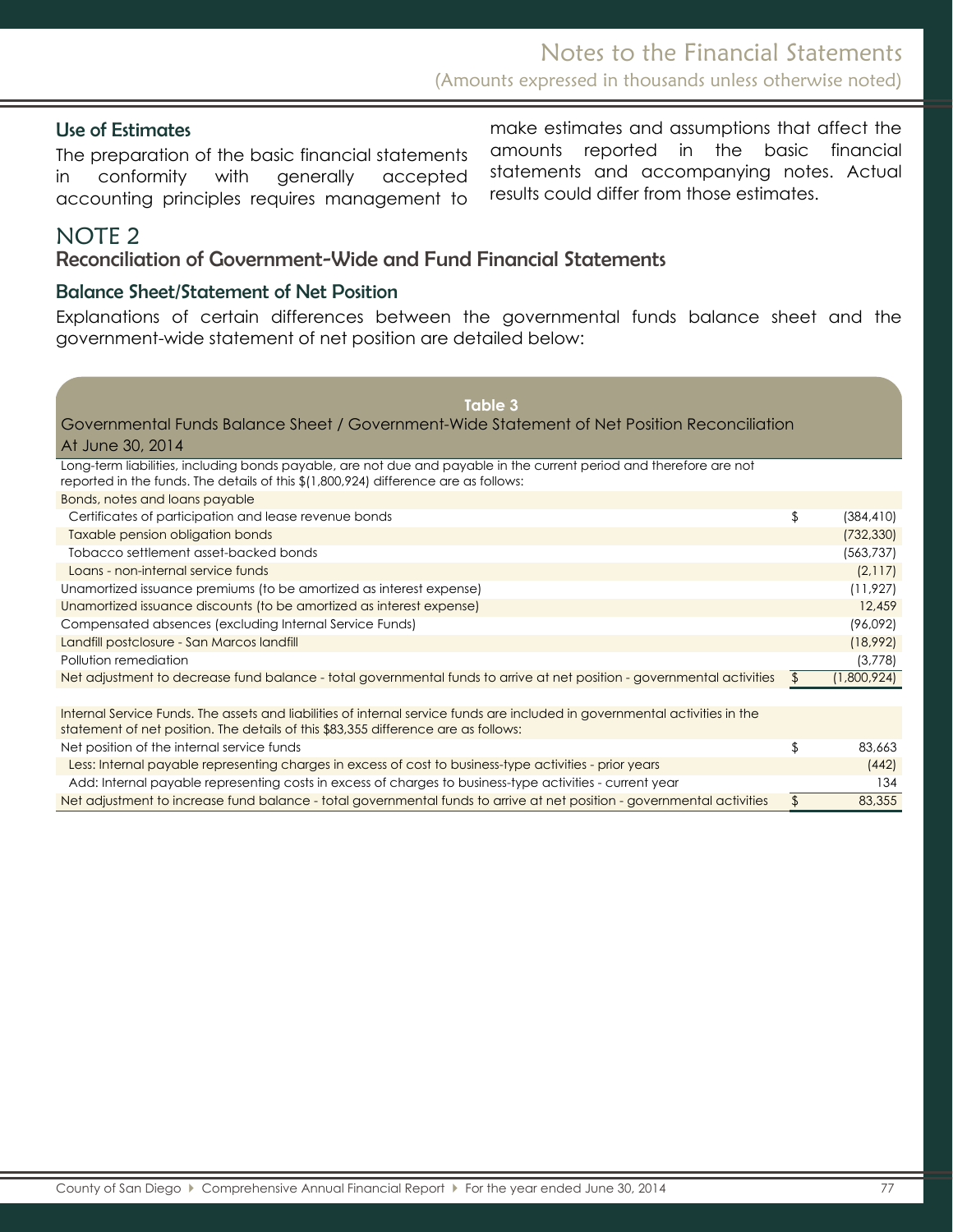### Use of Estimates

The preparation of the basic financial statements in conformity with generally accepted accounting principles requires management to make estimates and assumptions that affect the amounts reported in the basic financial statements and accompanying notes. Actual results could differ from those estimates.

# NOTE 2

## Reconciliation of Government-Wide and Fund Financial Statements

### Balance Sheet/Statement of Net Position

Explanations of certain differences between the governmental funds balance sheet and the government-wide statement of net position are detailed below:

**Table 3**

Governmental Funds Balance Sheet / Government-Wide Statement of Net Position Reconciliation
At June 30, 2014

| | | |
|---|---|---|
| Long-term liabilities, including bonds payable, are not due and payable in the current period and therefore are not reported in the funds. The details of this $(1,800,924) difference are as follows: | | |
| Bonds, notes and loans payable | | |
| Certificates of participation and lease revenue bonds | $ | (384,410) |
| Taxable pension obligation bonds | | (732,330) |
| Tobacco settlement asset-backed bonds | | (563,737) |
| Loans - non-internal service funds | | (2,117) |
| Unamortized issuance premiums (to be amortized as interest expense) | | (11,927) |
| Unamortized issuance discounts (to be amortized as interest expense) | | 12,459 |
| Compensated absences (excluding Internal Service Funds) | | (96,092) |
| Landfill postclosure - San Marcos landfill | | (18,992) |
| Pollution remediation | | (3,778) |
| Net adjustment to decrease fund balance - total governmental funds to arrive at net position - governmental activities | $ | (1,800,924) |
| | | |
| Internal Service Funds. The assets and liabilities of internal service funds are included in governmental activities in the statement of net position. The details of this $83,355 difference are as follows: | | |
| Net position of the internal service funds | $ | 83,663 |
| Less: Internal payable representing charges in excess of cost to business-type activities - prior years | | (442) |
| Add: Internal payable representing costs in excess of charges to business-type activities - current year | | 134 |
| Net adjustment to increase fund balance - total governmental funds to arrive at net position - governmental activities | $ | 83,355 |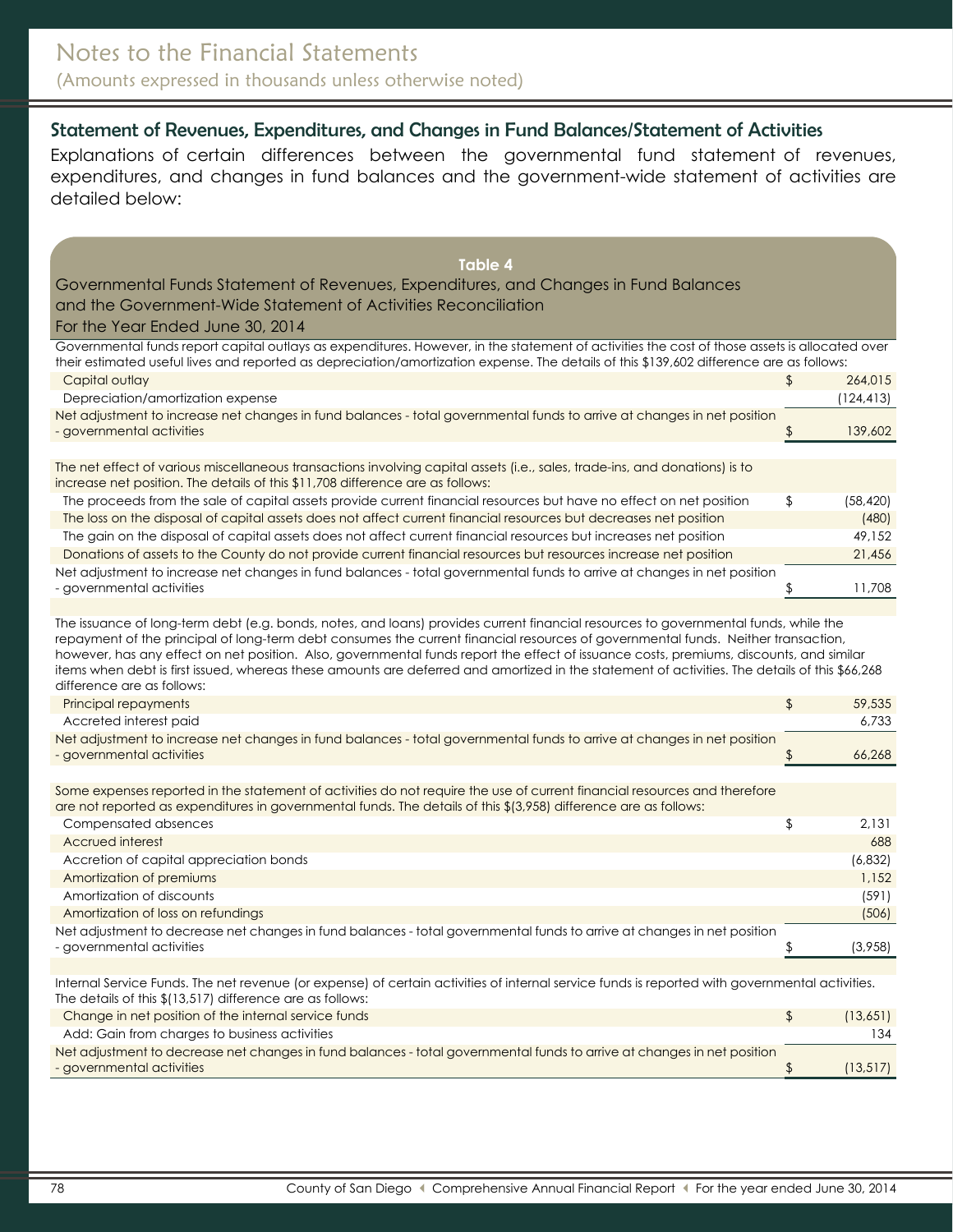# Notes to the Financial Statements

(Amounts expressed in thousands unless otherwise noted)

## Statement of Revenues, Expenditures, and Changes in Fund Balances/Statement of Activities

Explanations of certain differences between the governmental fund statement of revenues, expenditures, and changes in fund balances and the government-wide statement of activities are detailed below:

### Table 4

Governmental Funds Statement of Revenues, Expenditures, and Changes in Fund Balances and the Government-Wide Statement of Activities Reconciliation

For the Year Ended June 30, 2014

Governmental funds report capital outlays as expenditures. However, in the statement of activities the cost of those assets is allocated over their estimated useful lives and reported as depreciation/amortization expense. The details of this $139,602 difference are as follows:

| | | |
|---|---|---|
| Capital outlay | $ | 264,015 |
| Depreciation/amortization expense | | (124,413) |
| Net adjustment to increase net changes in fund balances - total governmental funds to arrive at changes in net position - governmental activities | $ | 139,602 |

The net effect of various miscellaneous transactions involving capital assets (i.e., sales, trade-ins, and donations) is to increase net position. The details of this $11,708 difference are as follows:

| | | |
|---|---|---|
| The proceeds from the sale of capital assets provide current financial resources but have no effect on net position | $ | (58,420) |
| The loss on the disposal of capital assets does not affect current financial resources but decreases net position | | (480) |
| The gain on the disposal of capital assets does not affect current financial resources but increases net position | | 49,152 |
| Donations of assets to the County do not provide current financial resources but resources increase net position | | 21,456 |
| Net adjustment to increase net changes in fund balances - total governmental funds to arrive at changes in net position - governmental activities | $ | 11,708 |

The issuance of long-term debt (e.g. bonds, notes, and loans) provides current financial resources to governmental funds, while the repayment of the principal of long-term debt consumes the current financial resources of governmental funds. Neither transaction, however, has any effect on net position. Also, governmental funds report the effect of issuance costs, premiums, discounts, and similar items when debt is first issued, whereas these amounts are deferred and amortized in the statement of activities. The details of this $66,268 difference are as follows:

| | | |
|---|---|---|
| Principal repayments | $ | 59,535 |
| Accreted interest paid | | 6,733 |
| Net adjustment to increase net changes in fund balances - total governmental funds to arrive at changes in net position - governmental activities | $ | 66,268 |

Some expenses reported in the statement of activities do not require the use of current financial resources and therefore are not reported as expenditures in governmental funds. The details of this $(3,958) difference are as follows:

| | | |
|---|---|---|
| Compensated absences | $ | 2,131 |
| Accrued interest | | 688 |
| Accretion of capital appreciation bonds | | (6,832) |
| Amortization of premiums | | 1,152 |
| Amortization of discounts | | (591) |
| Amortization of loss on refundings | | (506) |
| Net adjustment to decrease net changes in fund balances - total governmental funds to arrive at changes in net position - governmental activities | $ | (3,958) |

Internal Service Funds. The net revenue (or expense) of certain activities of internal service funds is reported with governmental activities. The details of this $(13,517) difference are as follows:

| | | |
|---|---|---|
| Change in net position of the internal service funds | $ | (13,651) |
| Add: Gain from charges to business activities | | 134 |
| Net adjustment to decrease net changes in fund balances - total governmental funds to arrive at changes in net position - governmental activities | $ | (13,517) |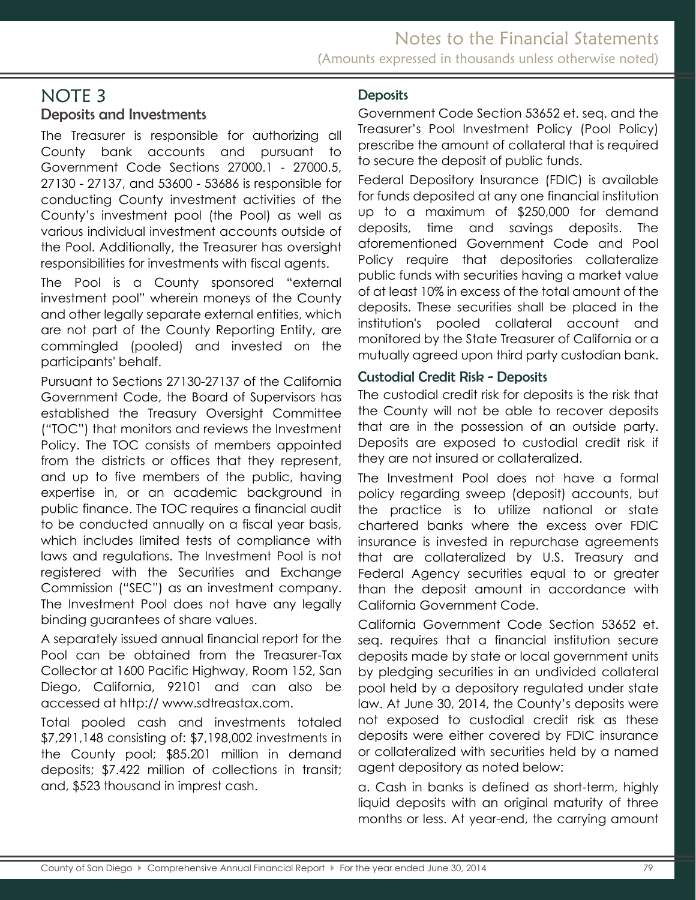# NOTE 3

## Deposits and Investments

The Treasurer is responsible for authorizing all County bank accounts and pursuant to Government Code Sections 27000.1 - 27000.5, 27130 - 27137, and 53600 - 53686 is responsible for conducting County investment activities of the County's investment pool (the Pool) as well as various individual investment accounts outside of the Pool. Additionally, the Treasurer has oversight responsibilities for investments with fiscal agents.

The Pool is a County sponsored "external investment pool" wherein moneys of the County and other legally separate external entities, which are not part of the County Reporting Entity, are commingled (pooled) and invested on the participants' behalf.

Pursuant to Sections 27130-27137 of the California Government Code, the Board of Supervisors has established the Treasury Oversight Committee ("TOC") that monitors and reviews the Investment Policy. The TOC consists of members appointed from the districts or offices that they represent, and up to five members of the public, having expertise in, or an academic background in public finance. The TOC requires a financial audit to be conducted annually on a fiscal year basis, which includes limited tests of compliance with laws and regulations. The Investment Pool is not registered with the Securities and Exchange Commission ("SEC") as an investment company. The Investment Pool does not have any legally binding guarantees of share values.

A separately issued annual financial report for the Pool can be obtained from the Treasurer-Tax Collector at 1600 Pacific Highway, Room 152, San Diego, California, 92101 and can also be accessed at http:// www.sdtreastax.com.

Total pooled cash and investments totaled $7,291,148 consisting of: $7,198,002 investments in the County pool; $85.201 million in demand deposits; $7.422 million of collections in transit; and, $523 thousand in imprest cash.

### Deposits

Government Code Section 53652 et. seq. and the Treasurer's Pool Investment Policy (Pool Policy) prescribe the amount of collateral that is required to secure the deposit of public funds.

Federal Depository Insurance (FDIC) is available for funds deposited at any one financial institution up to a maximum of $250,000 for demand deposits, time and savings deposits. The aforementioned Government Code and Pool Policy require that depositories collateralize public funds with securities having a market value of at least 10% in excess of the total amount of the deposits. These securities shall be placed in the institution's pooled collateral account and monitored by the State Treasurer of California or a mutually agreed upon third party custodian bank.

### Custodial Credit Risk - Deposits

The custodial credit risk for deposits is the risk that the County will not be able to recover deposits that are in the possession of an outside party. Deposits are exposed to custodial credit risk if they are not insured or collateralized.

The Investment Pool does not have a formal policy regarding sweep (deposit) accounts, but the practice is to utilize national or state chartered banks where the excess over FDIC insurance is invested in repurchase agreements that are collateralized by U.S. Treasury and Federal Agency securities equal to or greater than the deposit amount in accordance with California Government Code.

California Government Code Section 53652 et. seq. requires that a financial institution secure deposits made by state or local government units by pledging securities in an undivided collateral pool held by a depository regulated under state law. At June 30, 2014, the County's deposits were not exposed to custodial credit risk as these deposits were either covered by FDIC insurance or collateralized with securities held by a named agent depository as noted below:

a. Cash in banks is defined as short-term, highly liquid deposits with an original maturity of three months or less. At year-end, the carrying amount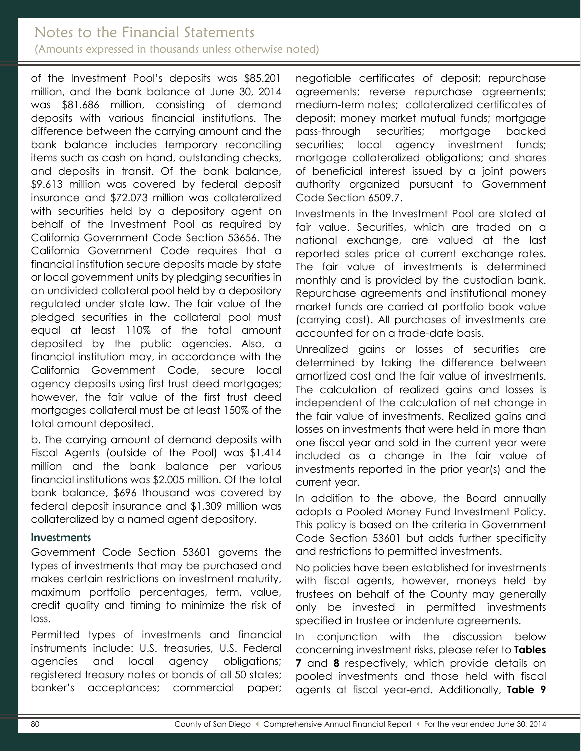of the Investment Pool's deposits was \$85.201 million, and the bank balance at June 30, 2014 was \$81.686 million, consisting of demand deposits with various financial institutions. The difference between the carrying amount and the bank balance includes temporary reconciling items such as cash on hand, outstanding checks, and deposits in transit. Of the bank balance, \$9.613 million was covered by federal deposit insurance and \$72.073 million was collateralized with securities held by a depository agent on behalf of the Investment Pool as required by California Government Code Section 53656. The California Government Code requires that a financial institution secure deposits made by state or local government units by pledging securities in an undivided collateral pool held by a depository regulated under state law. The fair value of the pledged securities in the collateral pool must equal at least 110% of the total amount deposited by the public agencies. Also, a financial institution may, in accordance with the California Government Code, secure local agency deposits using first trust deed mortgages; however, the fair value of the first trust deed mortgages collateral must be at least 150% of the total amount deposited.

b. The carrying amount of demand deposits with Fiscal Agents (outside of the Pool) was \$1.414 million and the bank balance per various financial institutions was \$2.005 million. Of the total bank balance, \$696 thousand was covered by federal deposit insurance and \$1.309 million was collateralized by a named agent depository.

### Investments

Government Code Section 53601 governs the types of investments that may be purchased and makes certain restrictions on investment maturity, maximum portfolio percentages, term, value, credit quality and timing to minimize the risk of loss.

Permitted types of investments and financial instruments include: U.S. treasuries, U.S. Federal agencies and local agency obligations; registered treasury notes or bonds of all 50 states; banker's acceptances; commercial paper; negotiable certificates of deposit; repurchase agreements; reverse repurchase agreements; medium-term notes; collateralized certificates of deposit; money market mutual funds; mortgage pass-through securities; mortgage backed securities; local agency investment funds; mortgage collateralized obligations; and shares of beneficial interest issued by a joint powers authority organized pursuant to Government Code Section 6509.7.

Investments in the Investment Pool are stated at fair value. Securities, which are traded on a national exchange, are valued at the last reported sales price at current exchange rates. The fair value of investments is determined monthly and is provided by the custodian bank. Repurchase agreements and institutional money market funds are carried at portfolio book value (carrying cost). All purchases of investments are accounted for on a trade-date basis.

Unrealized gains or losses of securities are determined by taking the difference between amortized cost and the fair value of investments. The calculation of realized gains and losses is independent of the calculation of net change in the fair value of investments. Realized gains and losses on investments that were held in more than one fiscal year and sold in the current year were included as a change in the fair value of investments reported in the prior year(s) and the current year.

In addition to the above, the Board annually adopts a Pooled Money Fund Investment Policy. This policy is based on the criteria in Government Code Section 53601 but adds further specificity and restrictions to permitted investments.

No policies have been established for investments with fiscal agents, however, moneys held by trustees on behalf of the County may generally only be invested in permitted investments specified in trustee or indenture agreements.

In conjunction with the discussion below concerning investment risks, please refer to **Tables 7** and **8** respectively, which provide details on pooled investments and those held with fiscal agents at fiscal year-end. Additionally, **Table 9**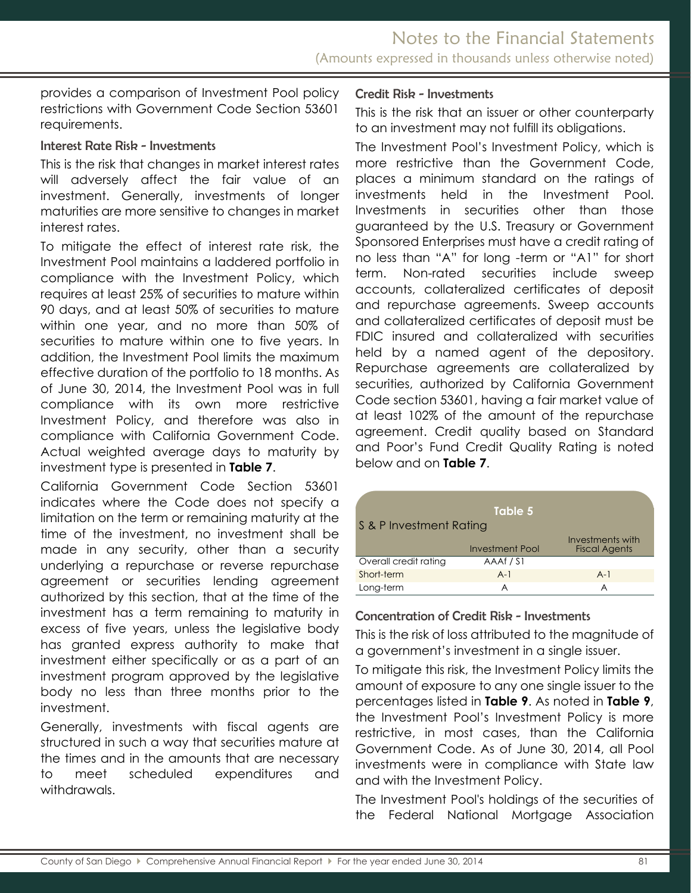provides a comparison of Investment Pool policy restrictions with Government Code Section 53601 requirements.

### Interest Rate Risk - Investments

This is the risk that changes in market interest rates will adversely affect the fair value of an investment. Generally, investments of longer maturities are more sensitive to changes in market interest rates.

To mitigate the effect of interest rate risk, the Investment Pool maintains a laddered portfolio in compliance with the Investment Policy, which requires at least 25% of securities to mature within 90 days, and at least 50% of securities to mature within one year, and no more than 50% of securities to mature within one to five years. In addition, the Investment Pool limits the maximum effective duration of the portfolio to 18 months. As of June 30, 2014, the Investment Pool was in full compliance with its own more restrictive Investment Policy, and therefore was also in compliance with California Government Code. Actual weighted average days to maturity by investment type is presented in **Table 7**.

California Government Code Section 53601 indicates where the Code does not specify a limitation on the term or remaining maturity at the time of the investment, no investment shall be made in any security, other than a security underlying a repurchase or reverse repurchase agreement or securities lending agreement authorized by this section, that at the time of the investment has a term remaining to maturity in excess of five years, unless the legislative body has granted express authority to make that investment either specifically or as a part of an investment program approved by the legislative body no less than three months prior to the investment.

Generally, investments with fiscal agents are structured in such a way that securities mature at the times and in the amounts that are necessary to meet scheduled expenditures and withdrawals.

### Credit Risk - Investments

This is the risk that an issuer or other counterparty to an investment may not fulfill its obligations.

The Investment Pool's Investment Policy, which is more restrictive than the Government Code, places a minimum standard on the ratings of investments held in the Investment Pool. Investments in securities other than those guaranteed by the U.S. Treasury or Government Sponsored Enterprises must have a credit rating of no less than "A" for long -term or "A1" for short term. Non-rated securities include sweep accounts, collateralized certificates of deposit and repurchase agreements. Sweep accounts and collateralized certificates of deposit must be FDIC insured and collateralized with securities held by a named agent of the depository. Repurchase agreements are collateralized by securities, authorized by California Government Code section 53601, having a fair market value of at least 102% of the amount of the repurchase agreement. Credit quality based on Standard and Poor's Fund Credit Quality Rating is noted below and on **Table 7**.

**Table 5**

S & P Investment Rating

| | Investment Pool | Investments with Fiscal Agents |
|---|---|---|
| Overall credit rating | AAAf / S1 | |
| Short-term | A-1 | A-1 |
| Long-term | A | A |

### Concentration of Credit Risk - Investments

This is the risk of loss attributed to the magnitude of a government's investment in a single issuer.

To mitigate this risk, the Investment Policy limits the amount of exposure to any one single issuer to the percentages listed in **Table 9**. As noted in **Table 9**, the Investment Pool's Investment Policy is more restrictive, in most cases, than the California Government Code. As of June 30, 2014, all Pool investments were in compliance with State law and with the Investment Policy.

The Investment Pool's holdings of the securities of the Federal National Mortgage Association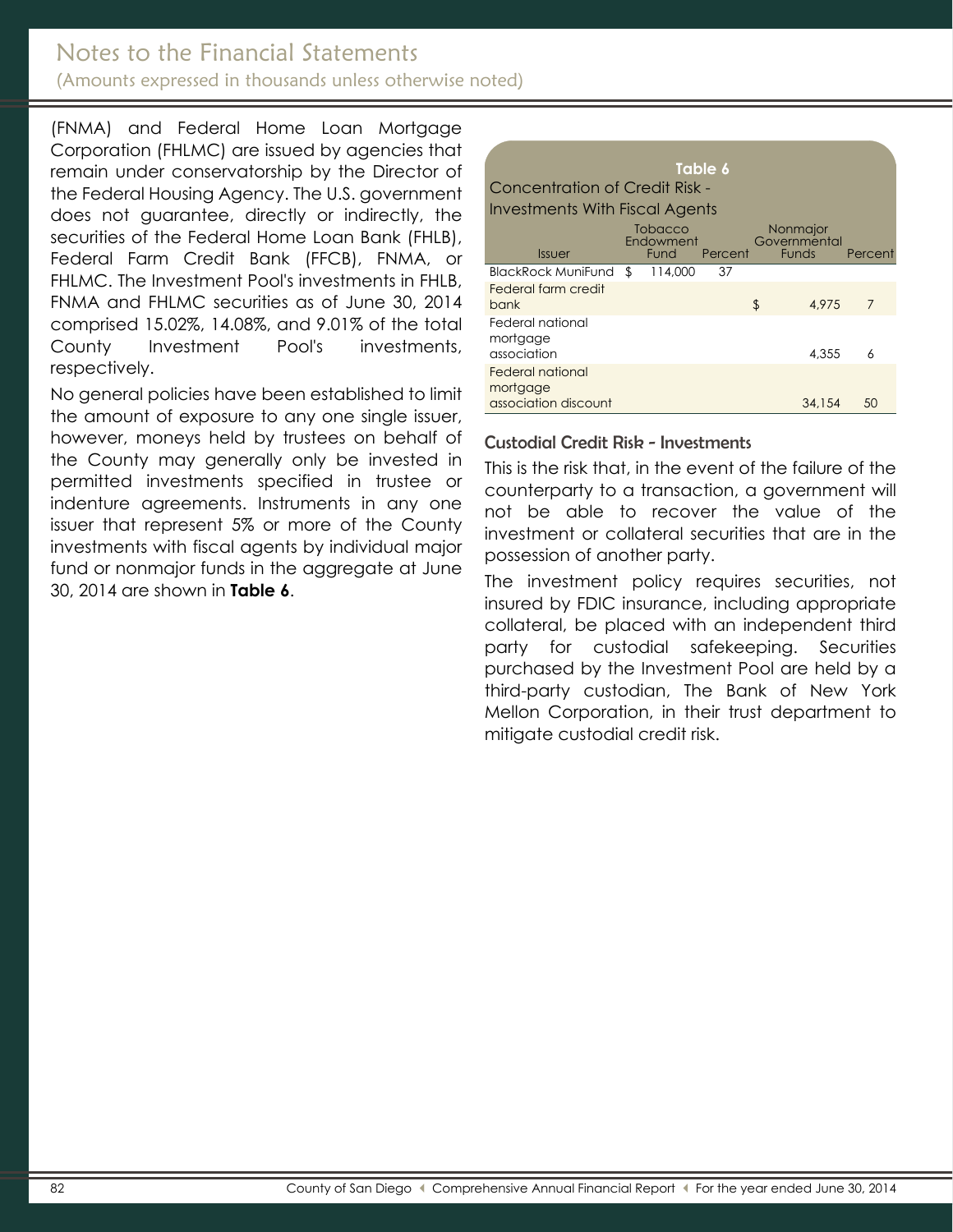(FNMA) and Federal Home Loan Mortgage Corporation (FHLMC) are issued by agencies that remain under conservatorship by the Director of the Federal Housing Agency. The U.S. government does not guarantee, directly or indirectly, the securities of the Federal Home Loan Bank (FHLB), Federal Farm Credit Bank (FFCB), FNMA, or FHLMC. The Investment Pool's investments in FHLB, FNMA and FHLMC securities as of June 30, 2014 comprised 15.02%, 14.08%, and 9.01% of the total County Investment Pool's investments, respectively.

No general policies have been established to limit the amount of exposure to any one single issuer, however, moneys held by trustees on behalf of the County may generally only be invested in permitted investments specified in trustee or indenture agreements. Instruments in any one issuer that represent 5% or more of the County investments with fiscal agents by individual major fund or nonmajor funds in the aggregate at June 30, 2014 are shown in **Table 6**.

**Table 6**
**Concentration of Credit Risk - Investments With Fiscal Agents**

| Issuer | Tobacco Endowment Fund | Percent | Nonmajor Governmental Funds | Percent |
|---|---|---|---|---|
| BlackRock MuniFund | $ 114,000 | 37 | | |
| Federal farm credit bank | | | $ 4,975 | 7 |
| Federal national mortgage association | | | 4,355 | 6 |
| Federal national mortgage association discount | | | 34,154 | 50 |

### Custodial Credit Risk - Investments

This is the risk that, in the event of the failure of the counterparty to a transaction, a government will not be able to recover the value of the investment or collateral securities that are in the possession of another party.

The investment policy requires securities, not insured by FDIC insurance, including appropriate collateral, be placed with an independent third party for custodial safekeeping. Securities purchased by the Investment Pool are held by a third-party custodian, The Bank of New York Mellon Corporation, in their trust department to mitigate custodial credit risk.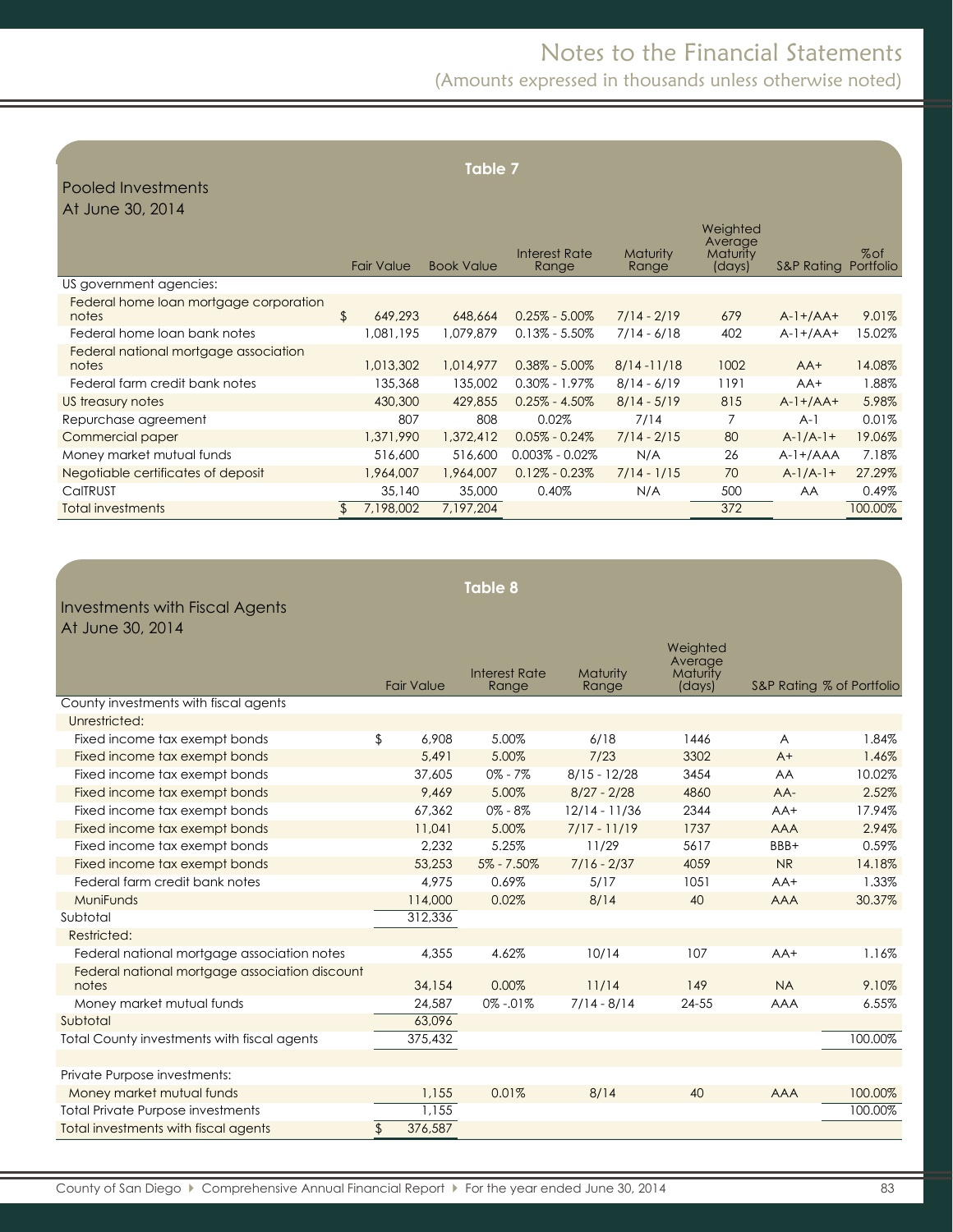# Notes to the Financial Statements

(Amounts expressed in thousands unless otherwise noted)

**Table 7**

Pooled Investments
At June 30, 2014

| | Fair Value | Book Value | Interest Rate Range | Maturity Range | Weighted Average Maturity (days) | S&P Rating | % of Portfolio |
|---|---|---|---|---|---|---|---|
| US government agencies: | | | | | | | |
| Federal home loan mortgage corporation notes | $ 649,293 | 648,664 | 0.25% - 5.00% | 7/14 - 2/19 | 679 | A-1+/AA+ | 9.01% |
| Federal home loan bank notes | 1,081,195 | 1,079,879 | 0.13% - 5.50% | 7/14 - 6/18 | 402 | A-1+/AA+ | 15.02% |
| Federal national mortgage association notes | 1,013,302 | 1,014,977 | 0.38% - 5.00% | 8/14 -11/18 | 1002 | AA+ | 14.08% |
| Federal farm credit bank notes | 135,368 | 135,002 | 0.30% - 1.97% | 8/14 - 6/19 | 1191 | AA+ | 1.88% |
| US treasury notes | 430,300 | 429,855 | 0.25% - 4.50% | 8/14 - 5/19 | 815 | A-1+/AA+ | 5.98% |
| Repurchase agreement | 807 | 808 | 0.02% | 7/14 | 7 | A-1 | 0.01% |
| Commercial paper | 1,371,990 | 1,372,412 | 0.05% - 0.24% | 7/14 - 2/15 | 80 | A-1/A-1+ | 19.06% |
| Money market mutual funds | 516,600 | 516,600 | 0.003% - 0.02% | N/A | 26 | A-1+/AAA | 7.18% |
| Negotiable certificates of deposit | 1,964,007 | 1,964,007 | 0.12% - 0.23% | 7/14 - 1/15 | 70 | A-1/A-1+ | 27.29% |
| CalTRUST | 35,140 | 35,000 | 0.40% | N/A | 500 | AA | 0.49% |
| Total investments | $ 7,198,002 | 7,197,204 | | | 372 | | 100.00% |

**Table 8**

Investments with Fiscal Agents
At June 30, 2014

| | Fair Value | Interest Rate Range | Maturity Range | Weighted Average Maturity (days) | S&P Rating | % of Portfolio |
|---|---|---|---|---|---|---|
| County investments with fiscal agents | | | | | | |
| Unrestricted: | | | | | | |
| Fixed income tax exempt bonds | $ 6,908 | 5.00% | 6/18 | 1446 | A | 1.84% |
| Fixed income tax exempt bonds | 5,491 | 5.00% | 7/23 | 3302 | A+ | 1.46% |
| Fixed income tax exempt bonds | 37,605 | 0% - 7% | 8/15 - 12/28 | 3454 | AA | 10.02% |
| Fixed income tax exempt bonds | 9,469 | 5.00% | 8/27 - 2/28 | 4860 | AA- | 2.52% |
| Fixed income tax exempt bonds | 67,362 | 0% - 8% | 12/14 - 11/36 | 2344 | AA+ | 17.94% |
| Fixed income tax exempt bonds | 11,041 | 5.00% | 7/17 - 11/19 | 1737 | AAA | 2.94% |
| Fixed income tax exempt bonds | 2,232 | 5.25% | 11/29 | 5617 | BBB+ | 0.59% |
| Fixed income tax exempt bonds | 53,253 | 5% - 7.50% | 7/16 - 2/37 | 4059 | NR | 14.18% |
| Federal farm credit bank notes | 4,975 | 0.69% | 5/17 | 1051 | AA+ | 1.33% |
| MuniFunds | 114,000 | 0.02% | 8/14 | 40 | AAA | 30.37% |
| Subtotal | 312,336 | | | | | |
| Restricted: | | | | | | |
| Federal national mortgage association notes | 4,355 | 4.62% | 10/14 | 107 | AA+ | 1.16% |
| Federal national mortgage association discount notes | 34,154 | 0.00% | 11/14 | 149 | NA | 9.10% |
| Money market mutual funds | 24,587 | 0% -.01% | 7/14 - 8/14 | 24-55 | AAA | 6.55% |
| Subtotal | 63,096 | | | | | |
| Total County investments with fiscal agents | 375,432 | | | | | 100.00% |
| | | | | | | |
| Private Purpose investments: | | | | | | |
| Money market mutual funds | 1,155 | 0.01% | 8/14 | 40 | AAA | 100.00% |
| Total Private Purpose investments | 1,155 | | | | | 100.00% |
| Total investments with fiscal agents | $ 376,587 | | | | | |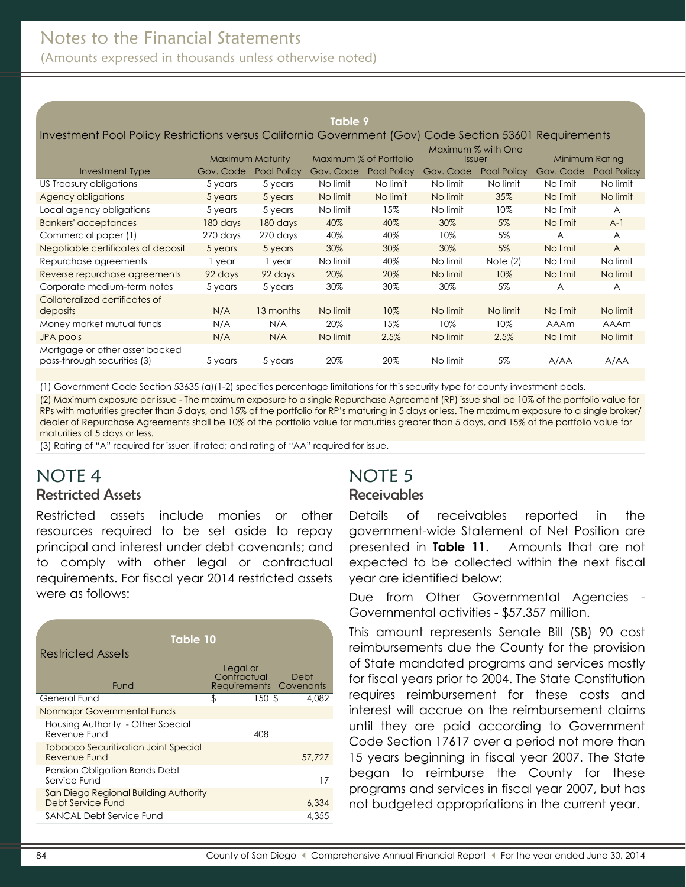# Notes to the Financial Statements

(Amounts expressed in thousands unless otherwise noted)

**Table 9**

Investment Pool Policy Restrictions versus California Government (Gov) Code Section 53601 Requirements

| | Maximum Maturity | | Maximum % of Portfolio | | Maximum % with One Issuer | | Minimum Rating | |
|---|---|---|---|---|---|---|---|---|
| Investment Type | Gov. Code | Pool Policy | Gov. Code | Pool Policy | Gov. Code | Pool Policy | Gov. Code | Pool Policy |
| US Treasury obligations | 5 years | 5 years | No limit | No limit | No limit | No limit | No limit | No limit |
| Agency obligations | 5 years | 5 years | No limit | No limit | No limit | 35% | No limit | No limit |
| Local agency obligations | 5 years | 5 years | No limit | 15% | No limit | 10% | No limit | A |
| Bankers' acceptances | 180 days | 180 days | 40% | 40% | 30% | 5% | No limit | A-1 |
| Commercial paper (1) | 270 days | 270 days | 40% | 40% | 10% | 5% | A | A |
| Negotiable certificates of deposit | 5 years | 5 years | 30% | 30% | 30% | 5% | No limit | A |
| Repurchase agreements | 1 year | 1 year | No limit | 40% | No limit | Note (2) | No limit | No limit |
| Reverse repurchase agreements | 92 days | 92 days | 20% | 20% | No limit | 10% | No limit | No limit |
| Corporate medium-term notes | 5 years | 5 years | 30% | 30% | 30% | 5% | A | A |
| Collateralized certificates of deposits | N/A | 13 months | No limit | 10% | No limit | No limit | No limit | No limit |
| Money market mutual funds | N/A | N/A | 20% | 15% | 10% | 10% | AAAm | AAAm |
| JPA pools | N/A | N/A | No limit | 2.5% | No limit | 2.5% | No limit | No limit |
| Mortgage or other asset backed pass-through securities (3) | 5 years | 5 years | 20% | 20% | No limit | 5% | A/AA | A/AA |

(1) Government Code Section 53635 (a)(1-2) specifies percentage limitations for this security type for county investment pools.

(2) Maximum exposure per issue - The maximum exposure to a single Repurchase Agreement (RP) issue shall be 10% of the portfolio value for RPs with maturities greater than 5 days, and 15% of the portfolio for RP's maturing in 5 days or less. The maximum exposure to a single broker/dealer of Repurchase Agreements shall be 10% of the portfolio value for maturities greater than 5 days, and 15% of the portfolio value for maturities of 5 days or less.

(3) Rating of "A" required for issuer, if rated; and rating of "AA" required for issue.

# NOTE 4

## Restricted Assets

Restricted assets include monies or other resources required to be set aside to repay principal and interest under debt covenants; and to comply with other legal or contractual requirements. For fiscal year 2014 restricted assets were as follows:

**Table 10**

Restricted Assets

| Fund | Legal or Contractual Requirements | Debt Covenants |
|---|---|---|
| General Fund | $ 150 | $ 4,082 |
| Nonmajor Governmental Funds | | |
| Housing Authority - Other Special Revenue Fund | 408 | |
| Tobacco Securitization Joint Special Revenue Fund | | 57,727 |
| Pension Obligation Bonds Debt Service Fund | | 17 |
| San Diego Regional Building Authority Debt Service Fund | | 6,334 |
| SANCAL Debt Service Fund | | 4,355 |

# NOTE 5

## Receivables

Details of receivables reported in the government-wide Statement of Net Position are presented in **Table 11**. Amounts that are not expected to be collected within the next fiscal year are identified below:

Due from Other Governmental Agencies - Governmental activities - $57.357 million.

This amount represents Senate Bill (SB) 90 cost reimbursements due the County for the provision of State mandated programs and services mostly for fiscal years prior to 2004. The State Constitution requires reimbursement for these costs and interest will accrue on the reimbursement claims until they are paid according to Government Code Section 17617 over a period not more than 15 years beginning in fiscal year 2007. The State began to reimburse the County for these programs and services in fiscal year 2007, but has not budgeted appropriations in the current year.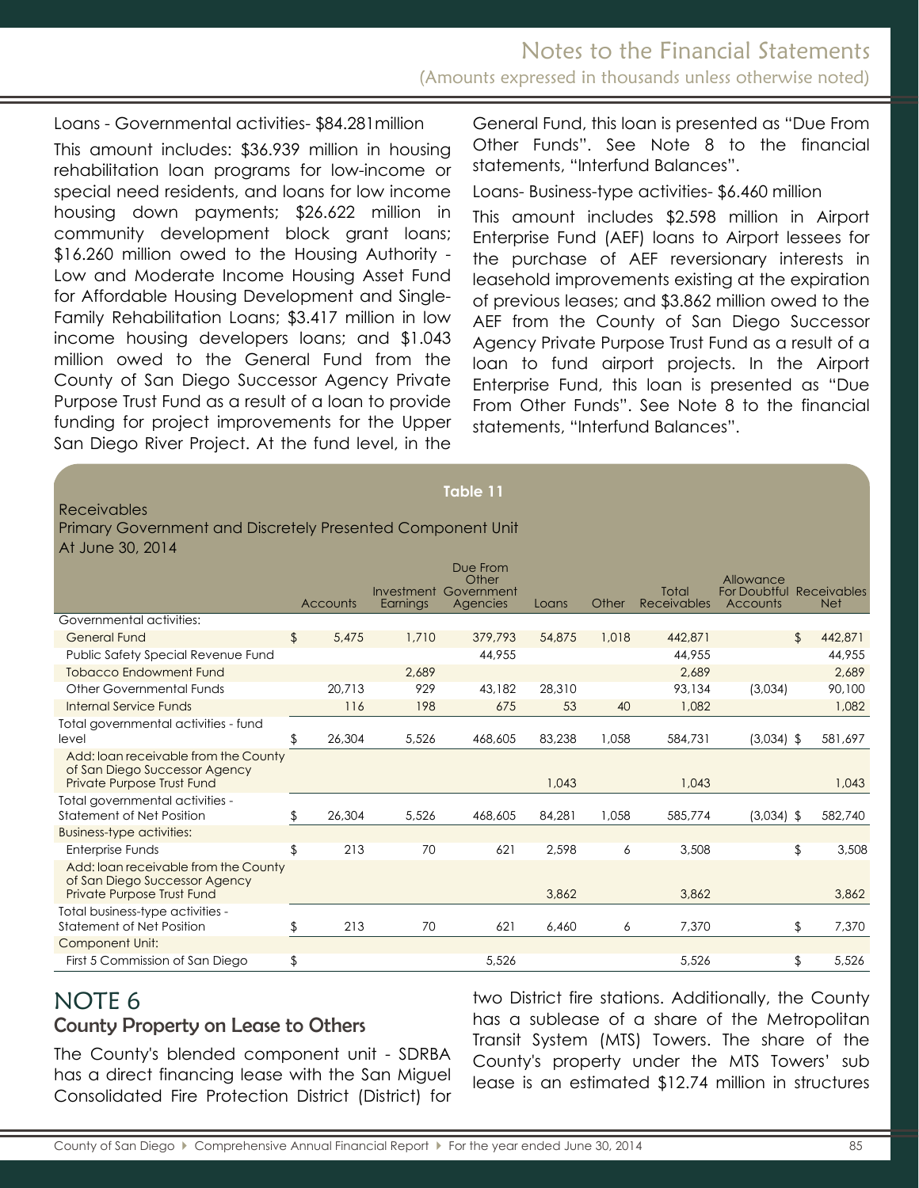Loans - Governmental activities- $84.281million

This amount includes: $36.939 million in housing rehabilitation loan programs for low-income or special need residents, and loans for low income housing down payments; $26.622 million in community development block grant loans; $16.260 million owed to the Housing Authority - Low and Moderate Income Housing Asset Fund for Affordable Housing Development and Single-Family Rehabilitation Loans; $3.417 million in low income housing developers loans; and $1.043 million owed to the General Fund from the County of San Diego Successor Agency Private Purpose Trust Fund as a result of a loan to provide funding for project improvements for the Upper San Diego River Project. At the fund level, in the General Fund, this loan is presented as "Due From Other Funds". See Note 8 to the financial statements, "Interfund Balances".

Loans- Business-type activities- $6.460 million

This amount includes $2.598 million in Airport Enterprise Fund (AEF) loans to Airport lessees for the purchase of AEF reversionary interests in leasehold improvements existing at the expiration of previous leases; and $3.862 million owed to the AEF from the County of San Diego Successor Agency Private Purpose Trust Fund as a result of a loan to fund airport projects. In the Airport Enterprise Fund, this loan is presented as "Due From Other Funds". See Note 8 to the financial statements, "Interfund Balances".

**Table 11**

Receivables
Primary Government and Discretely Presented Component Unit
At June 30, 2014

| | Accounts | Investment Earnings | Due From Other Government Agencies | Loans | Other | Total Receivables | Allowance For Doubtful Accounts | Receivables Net |
|---|---|---|---|---|---|---|---|---|
| Governmental activities: | | | | | | | | |
| General Fund | $ 5,475 | 1,710 | 379,793 | 54,875 | 1,018 | 442,871 | | $ 442,871 |
| Public Safety Special Revenue Fund | | | 44,955 | | | 44,955 | | 44,955 |
| Tobacco Endowment Fund | | 2,689 | | | | 2,689 | | 2,689 |
| Other Governmental Funds | 20,713 | 929 | 43,182 | 28,310 | | 93,134 | (3,034) | 90,100 |
| Internal Service Funds | 116 | 198 | 675 | 53 | 40 | 1,082 | | 1,082 |
| Total governmental activities - fund level | $ 26,304 | 5,526 | 468,605 | 83,238 | 1,058 | 584,731 | (3,034) | $ 581,697 |
| Add: loan receivable from the County of San Diego Successor Agency Private Purpose Trust Fund | | | | 1,043 | | 1,043 | | 1,043 |
| Total governmental activities - Statement of Net Position | $ 26,304 | 5,526 | 468,605 | 84,281 | 1,058 | 585,774 | (3,034) | $ 582,740 |
| Business-type activities: | | | | | | | | |
| Enterprise Funds | $ 213 | 70 | 621 | 2,598 | 6 | 3,508 | | $ 3,508 |
| Add: loan receivable from the County of San Diego Successor Agency Private Purpose Trust Fund | | | | 3,862 | | 3,862 | | 3,862 |
| Total business-type activities - Statement of Net Position | $ 213 | 70 | 621 | 6,460 | 6 | 7,370 | | $ 7,370 |
| Component Unit: | | | | | | | | |
| First 5 Commission of San Diego | $ | | 5,526 | | | 5,526 | | $ 5,526 |

# NOTE 6

## County Property on Lease to Others

The County's blended component unit - SDRBA has a direct financing lease with the San Miguel Consolidated Fire Protection District (District) for two District fire stations. Additionally, the County has a sublease of a share of the Metropolitan Transit System (MTS) Towers. The share of the County's property under the MTS Towers' sub lease is an estimated $12.74 million in structures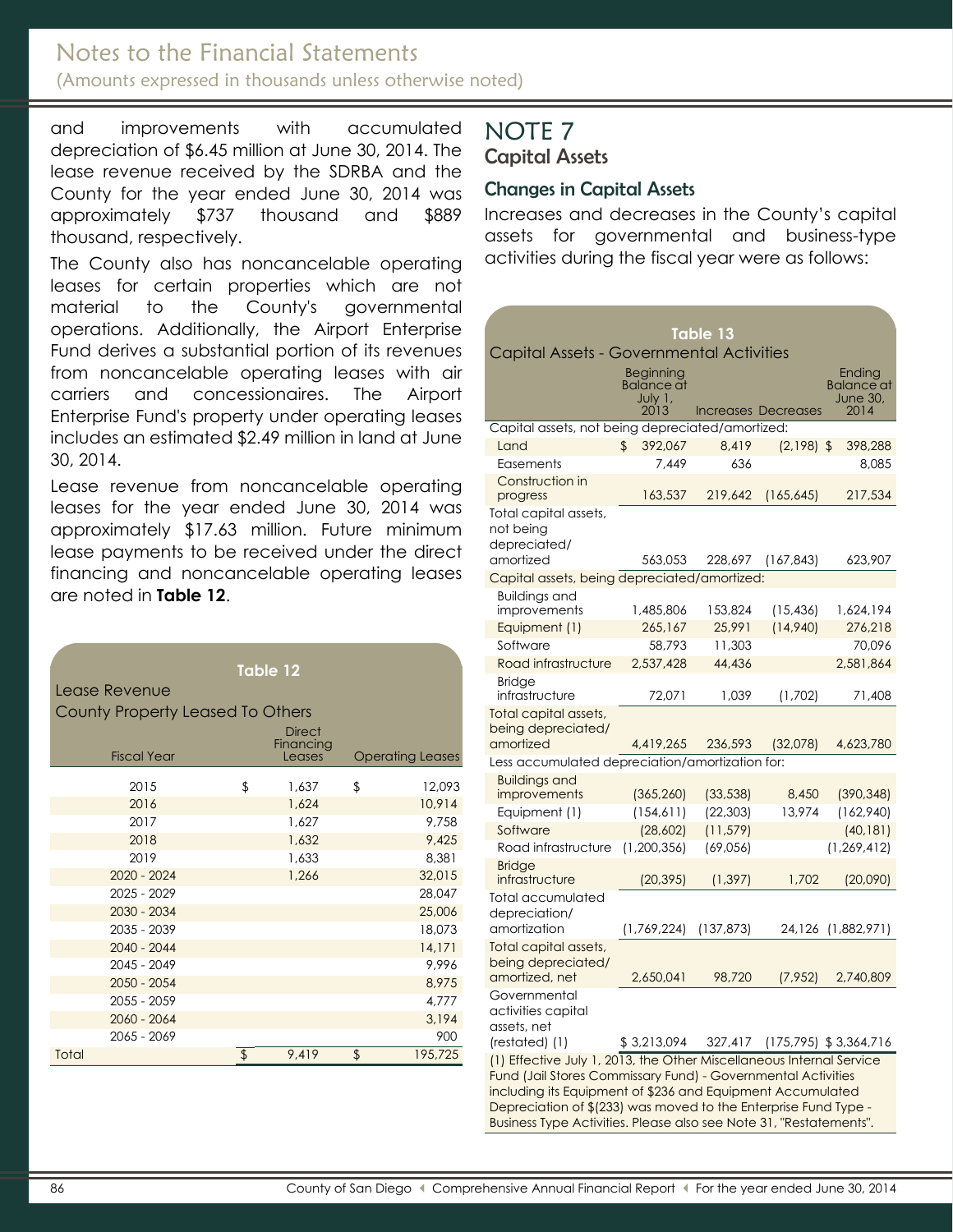and improvements with accumulated depreciation of $6.45 million at June 30, 2014. The lease revenue received by the SDRBA and the County for the year ended June 30, 2014 was approximately $737 thousand and $889 thousand, respectively.

The County also has noncancelable operating leases for certain properties which are not material to the County's governmental operations. Additionally, the Airport Enterprise Fund derives a substantial portion of its revenues from noncancelable operating leases with air carriers and concessionaires. The Airport Enterprise Fund's property under operating leases includes an estimated $2.49 million in land at June 30, 2014.

Lease revenue from noncancelable operating leases for the year ended June 30, 2014 was approximately $17.63 million. Future minimum lease payments to be received under the direct financing and noncancelable operating leases are noted in **Table 12**.

**Table 12**

Lease Revenue
County Property Leased To Others

| Fiscal Year | Direct Financing Leases | Operating Leases |
|---|---|---|
| 2015 | $ 1,637 | $ 12,093 |
| 2016 | 1,624 | 10,914 |
| 2017 | 1,627 | 9,758 |
| 2018 | 1,632 | 9,425 |
| 2019 | 1,633 | 8,381 |
| 2020 - 2024 | 1,266 | 32,015 |
| 2025 - 2029 | | 28,047 |
| 2030 - 2034 | | 25,006 |
| 2035 - 2039 | | 18,073 |
| 2040 - 2044 | | 14,171 |
| 2045 - 2049 | | 9,996 |
| 2050 - 2054 | | 8,975 |
| 2055 - 2059 | | 4,777 |
| 2060 - 2064 | | 3,194 |
| 2065 - 2069 | | 900 |
| Total | $ 9,419 | $ 195,725 |

# NOTE 7

## Capital Assets

### Changes in Capital Assets

Increases and decreases in the County's capital assets for governmental and business-type activities during the fiscal year were as follows:

**Table 13**

Capital Assets - Governmental Activities

| | Beginning Balance at July 1, 2013 | Increases | Decreases | Ending Balance at June 30, 2014 |
|---|---|---|---|---|
| Capital assets, not being depreciated/amortized: | | | | |
| Land | $ 392,067 | 8,419 | (2,198) | $ 398,288 |
| Easements | 7,449 | 636 | | 8,085 |
| Construction in progress | 163,537 | 219,642 | (165,645) | 217,534 |
| Total capital assets, not being depreciated/amortized | 563,053 | 228,697 | (167,843) | 623,907 |
| Capital assets, being depreciated/amortized: | | | | |
| Buildings and improvements | 1,485,806 | 153,824 | (15,436) | 1,624,194 |
| Equipment (1) | 265,167 | 25,991 | (14,940) | 276,218 |
| Software | 58,793 | 11,303 | | 70,096 |
| Road infrastructure | 2,537,428 | 44,436 | | 2,581,864 |
| Bridge infrastructure | 72,071 | 1,039 | (1,702) | 71,408 |
| Total capital assets, being depreciated/amortized | 4,419,265 | 236,593 | (32,078) | 4,623,780 |
| Less accumulated depreciation/amortization for: | | | | |
| Buildings and improvements | (365,260) | (33,538) | 8,450 | (390,348) |
| Equipment (1) | (154,611) | (22,303) | 13,974 | (162,940) |
| Software | (28,602) | (11,579) | | (40,181) |
| Road infrastructure | (1,200,356) | (69,056) | | (1,269,412) |
| Bridge infrastructure | (20,395) | (1,397) | 1,702 | (20,090) |
| Total accumulated depreciation/amortization | (1,769,224) | (137,873) | 24,126 | (1,882,971) |
| Total capital assets, being depreciated/amortized, net | 2,650,041 | 98,720 | (7,952) | 2,740,809 |
| Governmental activities capital assets, net (restated) (1) | $ 3,213,094 | 327,417 | (175,795) | $ 3,364,716 |

(1) Effective July 1, 2013, the Other Miscellaneous Internal Service Fund (Jail Stores Commissary Fund) - Governmental Activities including its Equipment of $236 and Equipment Accumulated Depreciation of $(233) was moved to the Enterprise Fund Type - Business Type Activities. Please also see Note 31, "Restatements".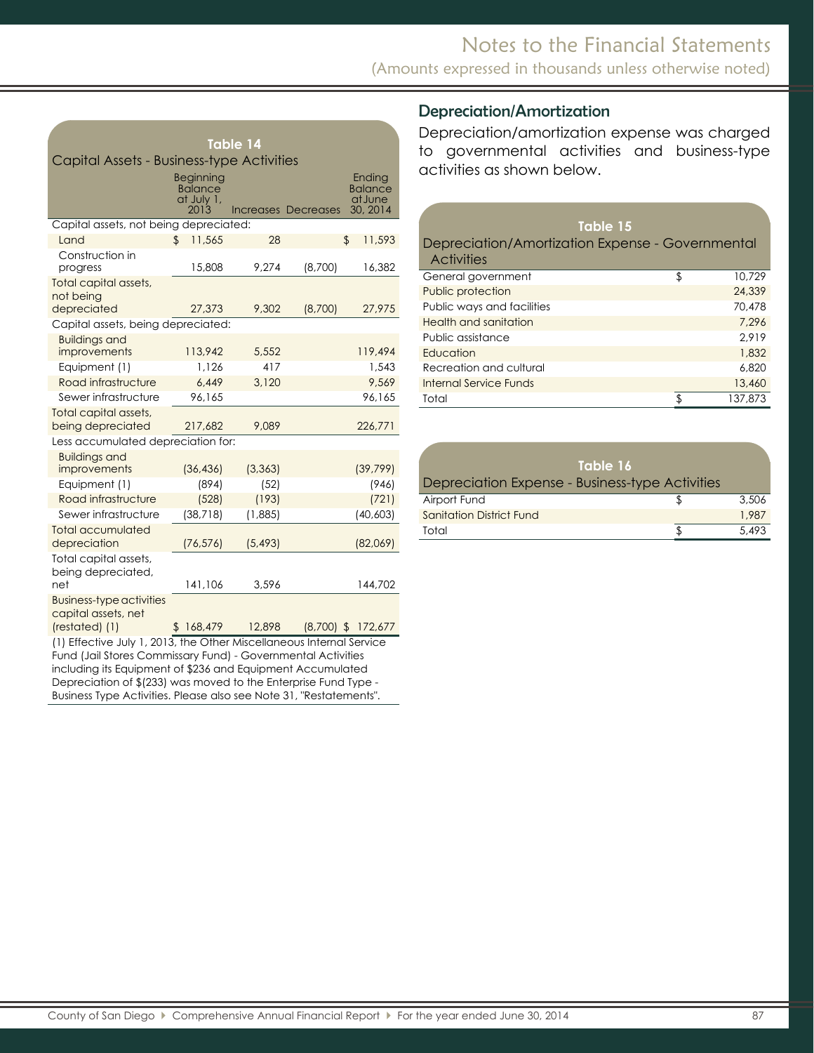**Table 14**

Capital Assets - Business-type Activities

| | Beginning Balance at July 1, 2013 | Increases | Decreases | Ending Balance at June 30, 2014 |
|---|---|---|---|---|
| Capital assets, not being depreciated: | | | | |
| Land | $ 11,565 | 28 | | $ 11,593 |
| Construction in progress | 15,808 | 9,274 | (8,700) | 16,382 |
| Total capital assets, not being depreciated | 27,373 | 9,302 | (8,700) | 27,975 |
| Capital assets, being depreciated: | | | | |
| Buildings and improvements | 113,942 | 5,552 | | 119,494 |
| Equipment (1) | 1,126 | 417 | | 1,543 |
| Road infrastructure | 6,449 | 3,120 | | 9,569 |
| Sewer infrastructure | 96,165 | | | 96,165 |
| Total capital assets, being depreciated | 217,682 | 9,089 | | 226,771 |
| Less accumulated depreciation for: | | | | |
| Buildings and improvements | (36,436) | (3,363) | | (39,799) |
| Equipment (1) | (894) | (52) | | (946) |
| Road infrastructure | (528) | (193) | | (721) |
| Sewer infrastructure | (38,718) | (1,885) | | (40,603) |
| Total accumulated depreciation | (76,576) | (5,493) | | (82,069) |
| Total capital assets, being depreciated, net | 141,106 | 3,596 | | 144,702 |
| Business-type activities capital assets, net (restated) (1) | $ 168,479 | 12,898 | (8,700) | $ 172,677 |

(1) Effective July 1, 2013, the Other Miscellaneous Internal Service Fund (Jail Stores Commissary Fund) - Governmental Activities including its Equipment of $236 and Equipment Accumulated Depreciation of $(233) was moved to the Enterprise Fund Type - Business Type Activities. Please also see Note 31, "Restatements".

## Depreciation/Amortization

Depreciation/amortization expense was charged to governmental activities and business-type activities as shown below.

**Table 15**

Depreciation/Amortization Expense - Governmental Activities

| | |
|---|---|
| General government | $ 10,729 |
| Public protection | 24,339 |
| Public ways and facilities | 70,478 |
| Health and sanitation | 7,296 |
| Public assistance | 2,919 |
| Education | 1,832 |
| Recreation and cultural | 6,820 |
| Internal Service Funds | 13,460 |
| Total | $ 137,873 |

**Table 16**

Depreciation Expense - Business-type Activities

| | |
|---|---|
| Airport Fund | $ 3,506 |
| Sanitation District Fund | 1,987 |
| Total | $ 5,493 |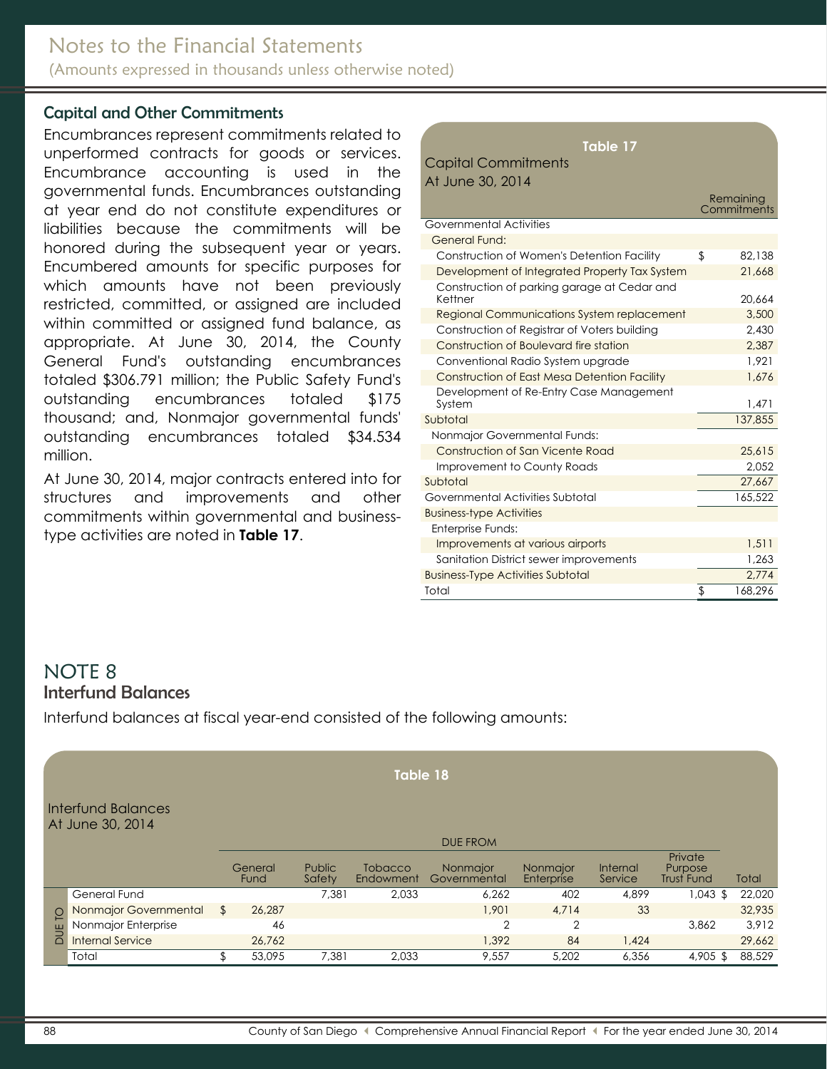## Capital and Other Commitments

Encumbrances represent commitments related to unperformed contracts for goods or services. Encumbrance accounting is used in the governmental funds. Encumbrances outstanding at year end do not constitute expenditures or liabilities because the commitments will be honored during the subsequent year or years. Encumbered amounts for specific purposes for which amounts have not been previously restricted, committed, or assigned are included within committed or assigned fund balance, as appropriate. At June 30, 2014, the County General Fund's outstanding encumbrances totaled $306.791 million; the Public Safety Fund's outstanding encumbrances totaled $175 thousand; and, Nonmajor governmental funds' outstanding encumbrances totaled $34.534 million.

At June 30, 2014, major contracts entered into for structures and improvements and other commitments within governmental and business-type activities are noted in **Table 17**.

**Table 17**

Capital Commitments
At June 30, 2014

| | | Remaining Commitments |
|---|---|---|
| Governmental Activities | | |
| General Fund: | | |
| Construction of Women's Detention Facility | $ | 82,138 |
| Development of Integrated Property Tax System | | 21,668 |
| Construction of parking garage at Cedar and Kettner | | 20,664 |
| Regional Communications System replacement | | 3,500 |
| Construction of Registrar of Voters building | | 2,430 |
| Construction of Boulevard fire station | | 2,387 |
| Conventional Radio System upgrade | | 1,921 |
| Construction of East Mesa Detention Facility | | 1,676 |
| Development of Re-Entry Case Management System | | 1,471 |
| Subtotal | | 137,855 |
| Nonmajor Governmental Funds: | | |
| Construction of San Vicente Road | | 25,615 |
| Improvement to County Roads | | 2,052 |
| Subtotal | | 27,667 |
| Governmental Activities Subtotal | | 165,522 |
| Business-type Activities | | |
| Enterprise Funds: | | |
| Improvements at various airports | | 1,511 |
| Sanitation District sewer improvements | | 1,263 |
| Business-Type Activities Subtotal | | 2,774 |
| Total | $ | 168,296 |

# NOTE 8
## Interfund Balances

Interfund balances at fiscal year-end consisted of the following amounts:

**Table 18**

Interfund Balances
At June 30, 2014

| | DUE FROM | | | | | | | |
|---|---|---|---|---|---|---|---|---|
| DUE TO | General Fund | Public Safety | Tobacco Endowment | Nonmajor Governmental | Nonmajor Enterprise | Internal Service | Private Purpose Trust Fund | Total |
| General Fund | | 7,381 | 2,033 | 6,262 | 402 | 4,899 | 1,043 | $ 22,020 |
| Nonmajor Governmental | $ 26,287 | | | 1,901 | 4,714 | 33 | | 32,935 |
| Nonmajor Enterprise | 46 | | | 2 | 2 | | 3,862 | 3,912 |
| Internal Service | 26,762 | | | 1,392 | 84 | 1,424 | | 29,662 |
| Total | $ 53,095 | 7,381 | 2,033 | 9,557 | 5,202 | 6,356 | 4,905 | $ 88,529 |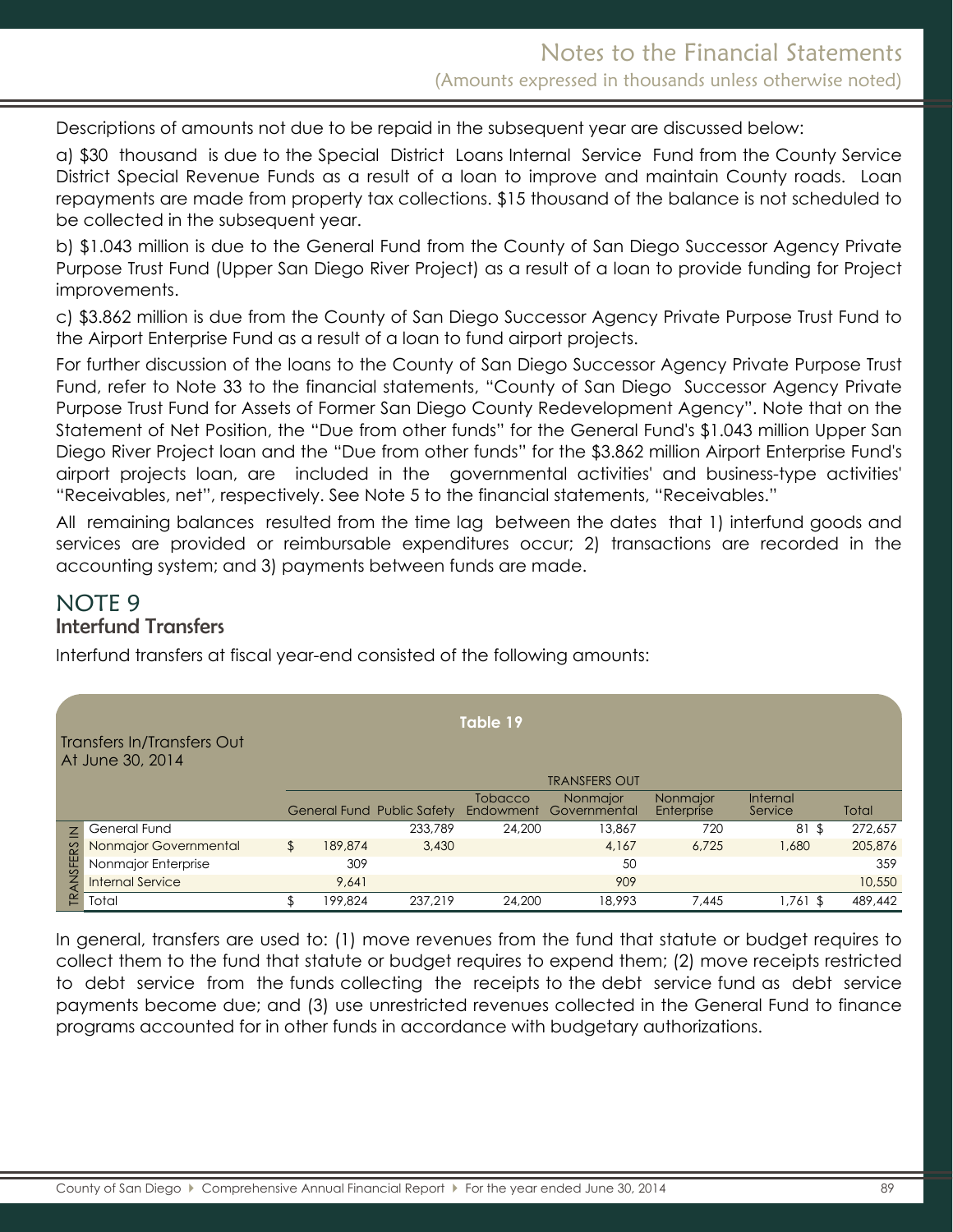Descriptions of amounts not due to be repaid in the subsequent year are discussed below:

a) $30 thousand is due to the Special District Loans Internal Service Fund from the County Service District Special Revenue Funds as a result of a loan to improve and maintain County roads. Loan repayments are made from property tax collections. $15 thousand of the balance is not scheduled to be collected in the subsequent year.

b) $1.043 million is due to the General Fund from the County of San Diego Successor Agency Private Purpose Trust Fund (Upper San Diego River Project) as a result of a loan to provide funding for Project improvements.

c) $3.862 million is due from the County of San Diego Successor Agency Private Purpose Trust Fund to the Airport Enterprise Fund as a result of a loan to fund airport projects.

For further discussion of the loans to the County of San Diego Successor Agency Private Purpose Trust Fund, refer to Note 33 to the financial statements, "County of San Diego Successor Agency Private Purpose Trust Fund for Assets of Former San Diego County Redevelopment Agency". Note that on the Statement of Net Position, the "Due from other funds" for the General Fund's $1.043 million Upper San Diego River Project loan and the "Due from other funds" for the $3.862 million Airport Enterprise Fund's airport projects loan, are included in the governmental activities' and business-type activities' "Receivables, net", respectively. See Note 5 to the financial statements, "Receivables."

All remaining balances resulted from the time lag between the dates that 1) interfund goods and services are provided or reimbursable expenditures occur; 2) transactions are recorded in the accounting system; and 3) payments between funds are made.

## NOTE 9
### Interfund Transfers

Interfund transfers at fiscal year-end consisted of the following amounts:

**Table 19**

Transfers In/Transfers Out
At June 30, 2014

| | TRANSFERS OUT | | | | | | |
|---|---|---|---|---|---|---|---|
| TRANSFERS IN | General Fund | Public Safety | Tobacco Endowment | Nonmajor Governmental | Nonmajor Enterprise | Internal Service | Total |
| General Fund | | 233,789 | 24,200 | 13,867 | 720 | 81 | $ 272,657 |
| Nonmajor Governmental | $ 189,874 | 3,430 | | 4,167 | 6,725 | 1,680 | 205,876 |
| Nonmajor Enterprise | 309 | | | 50 | | | 359 |
| Internal Service | 9,641 | | | 909 | | | 10,550 |
| Total | $ 199,824 | 237,219 | 24,200 | 18,993 | 7,445 | 1,761 | $ 489,442 |

In general, transfers are used to: (1) move revenues from the fund that statute or budget requires to collect them to the fund that statute or budget requires to expend them; (2) move receipts restricted to debt service from the funds collecting the receipts to the debt service fund as debt service payments become due; and (3) use unrestricted revenues collected in the General Fund to finance programs accounted for in other funds in accordance with budgetary authorizations.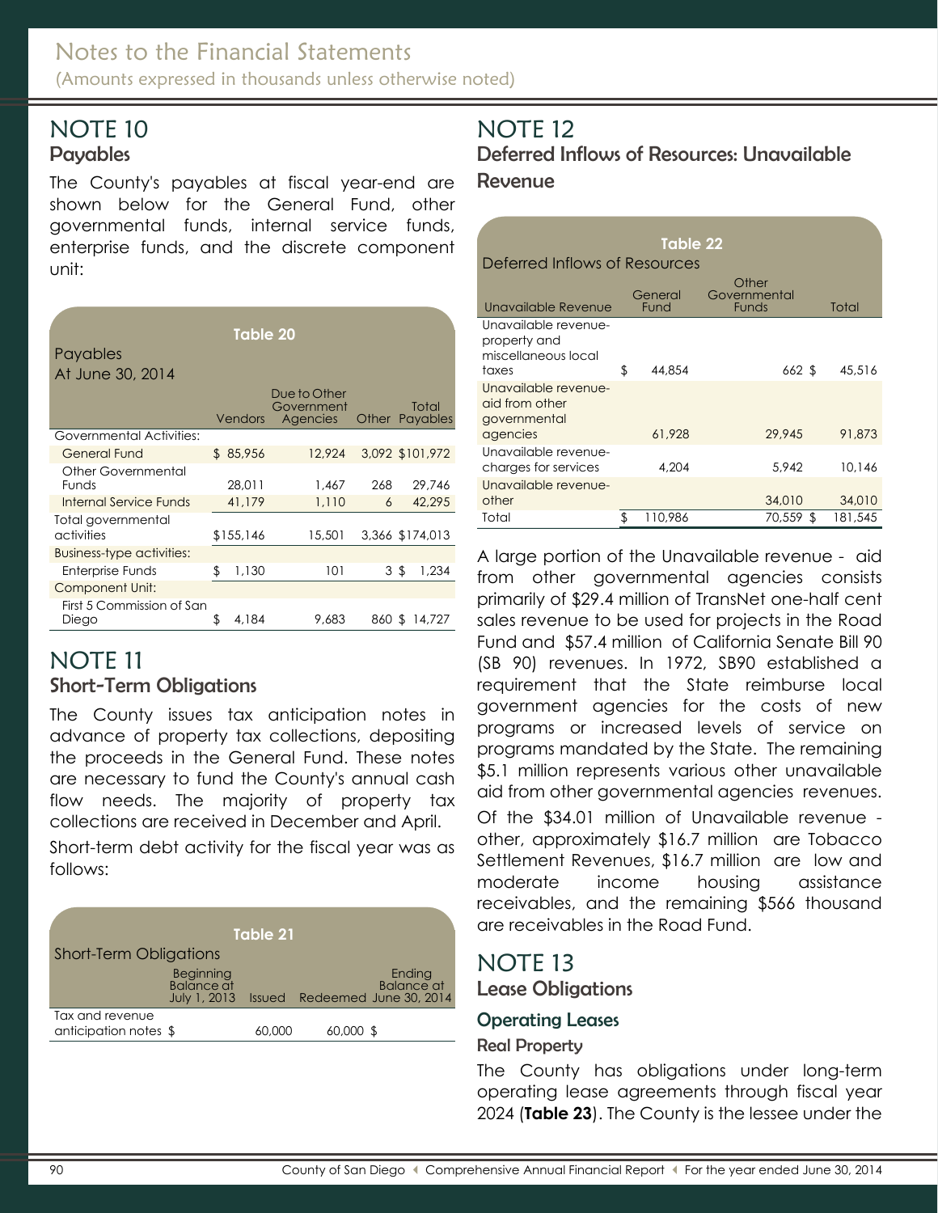# Notes to the Financial Statements

(Amounts expressed in thousands unless otherwise noted)

## NOTE 10

### Payables

The County's payables at fiscal year-end are shown below for the General Fund, other governmental funds, internal service funds, enterprise funds, and the discrete component unit:

**Table 20**

Payables
At June 30, 2014

| | Vendors | Due to Other Government Agencies | Other | Total Payables |
|---|---|---|---|---|
| Governmental Activities: | | | | |
| General Fund | $ 85,956 | 12,924 | 3,092 | $101,972 |
| Other Governmental Funds | 28,011 | 1,467 | 268 | 29,746 |
| Internal Service Funds | 41,179 | 1,110 | 6 | 42,295 |
| Total governmental activities | $155,146 | 15,501 | 3,366 | $174,013 |
| Business-type activities: | | | | |
| Enterprise Funds | $ 1,130 | 101 | 3 | $ 1,234 |
| Component Unit: | | | | |
| First 5 Commission of San Diego | $ 4,184 | 9,683 | 860 | $ 14,727 |

## NOTE 11

### Short-Term Obligations

The County issues tax anticipation notes in advance of property tax collections, depositing the proceeds in the General Fund. These notes are necessary to fund the County's annual cash flow needs. The majority of property tax collections are received in December and April.

Short-term debt activity for the fiscal year was as follows:

**Table 21**

Short-Term Obligations

| | Beginning Balance at July 1, 2013 | Issued | Redeemed | Ending Balance at June 30, 2014 |
|---|---|---|---|---|
| Tax and revenue anticipation notes | $ | 60,000 | 60,000 | $ |

## NOTE 12

### Deferred Inflows of Resources: Unavailable Revenue

**Table 22**

Deferred Inflows of Resources

| Unavailable Revenue | General Fund | Other Governmental Funds | Total |
|---|---|---|---|
| Unavailable revenue-property and miscellaneous local taxes | $ 44,854 | 662 | $ 45,516 |
| Unavailable revenue-aid from other governmental agencies | 61,928 | 29,945 | 91,873 |
| Unavailable revenue-charges for services | 4,204 | 5,942 | 10,146 |
| Unavailable revenue-other | | 34,010 | 34,010 |
| Total | $ 110,986 | 70,559 | $ 181,545 |

A large portion of the Unavailable revenue - aid from other governmental agencies consists primarily of $29.4 million of TransNet one-half cent sales revenue to be used for projects in the Road Fund and $57.4 million of California Senate Bill 90 (SB 90) revenues. In 1972, SB90 established a requirement that the State reimburse local government agencies for the costs of new programs or increased levels of service on programs mandated by the State. The remaining $5.1 million represents various other unavailable aid from other governmental agencies revenues.

Of the $34.01 million of Unavailable revenue - other, approximately $16.7 million are Tobacco Settlement Revenues, $16.7 million are low and moderate income housing assistance receivables, and the remaining $566 thousand are receivables in the Road Fund.

## NOTE 13

### Lease Obligations

#### Operating Leases

##### Real Property

The County has obligations under long-term operating lease agreements through fiscal year 2024 (**Table 23**). The County is the lessee under the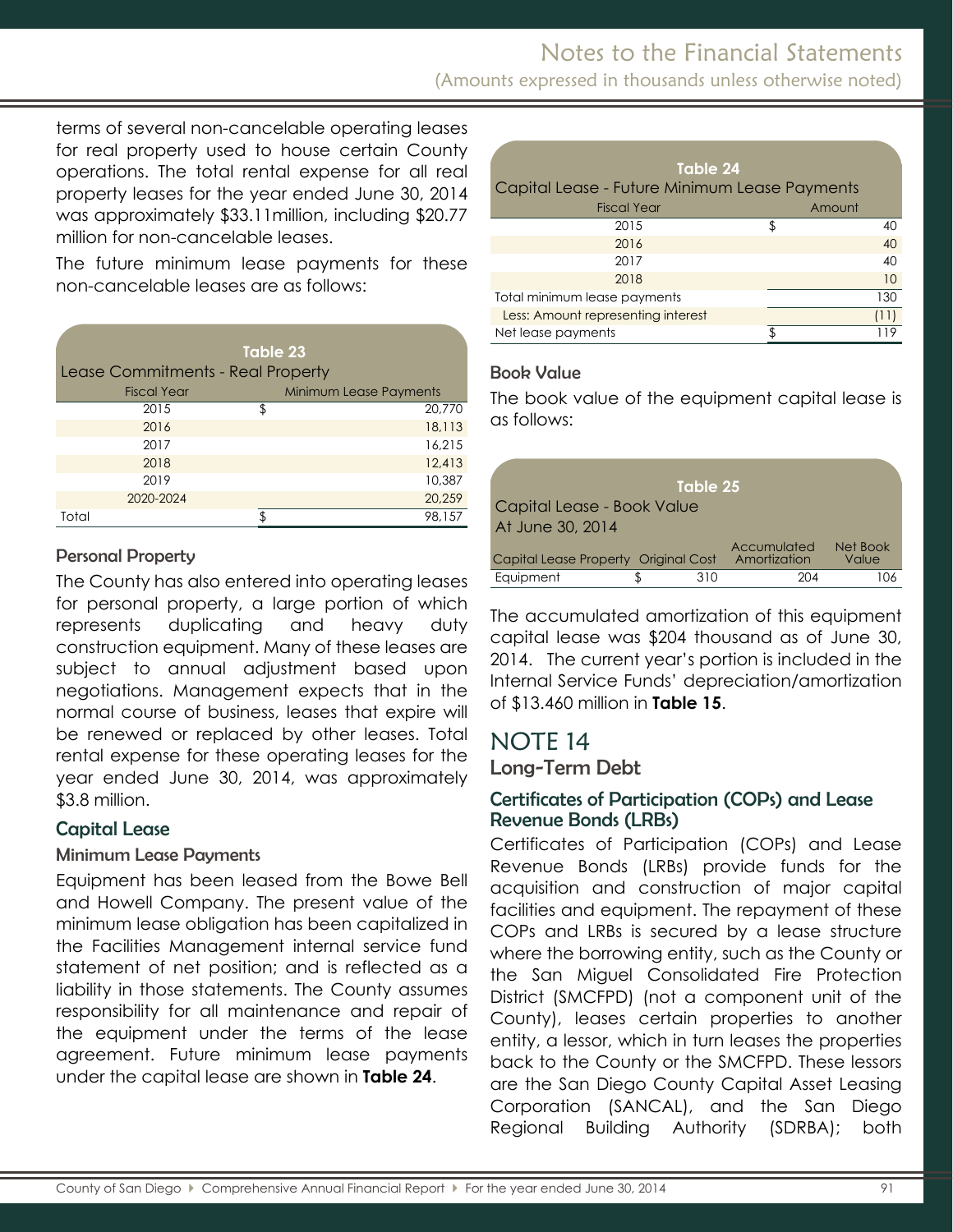terms of several non-cancelable operating leases for real property used to house certain County operations. The total rental expense for all real property leases for the year ended June 30, 2014 was approximately $33.11million, including $20.77 million for non-cancelable leases.

The future minimum lease payments for these non-cancelable leases are as follows:

**Table 23**
Lease Commitments - Real Property

| Fiscal Year | Minimum Lease Payments |
|---|---|
| 2015 | $ 20,770 |
| 2016 | 18,113 |
| 2017 | 16,215 |
| 2018 | 12,413 |
| 2019 | 10,387 |
| 2020-2024 | 20,259 |
| Total | $ 98,157 |

### Personal Property

The County has also entered into operating leases for personal property, a large portion of which represents duplicating and heavy duty construction equipment. Many of these leases are subject to annual adjustment based upon negotiations. Management expects that in the normal course of business, leases that expire will be renewed or replaced by other leases. Total rental expense for these operating leases for the year ended June 30, 2014, was approximately $3.8 million.

## Capital Lease

### Minimum Lease Payments

Equipment has been leased from the Bowe Bell and Howell Company. The present value of the minimum lease obligation has been capitalized in the Facilities Management internal service fund statement of net position; and is reflected as a liability in those statements. The County assumes responsibility for all maintenance and repair of the equipment under the terms of the lease agreement. Future minimum lease payments under the capital lease are shown in **Table 24**.

**Table 24**
Capital Lease - Future Minimum Lease Payments

| Fiscal Year | Amount |
|---|---|
| 2015 | $ 40 |
| 2016 | 40 |
| 2017 | 40 |
| 2018 | 10 |
| Total minimum lease payments | 130 |
| Less: Amount representing interest | (11) |
| Net lease payments | $ 119 |

### Book Value

The book value of the equipment capital lease is as follows:

**Table 25**
Capital Lease - Book Value
At June 30, 2014

| Capital Lease Property | Original Cost | Accumulated Amortization | Net Book Value |
|---|---|---|---|
| Equipment | $ 310 | 204 | 106 |

The accumulated amortization of this equipment capital lease was $204 thousand as of June 30, 2014. The current year's portion is included in the Internal Service Funds' depreciation/amortization of $13.460 million in **Table 15**.

# NOTE 14

## Long-Term Debt

### Certificates of Participation (COPs) and Lease Revenue Bonds (LRBs)

Certificates of Participation (COPs) and Lease Revenue Bonds (LRBs) provide funds for the acquisition and construction of major capital facilities and equipment. The repayment of these COPs and LRBs is secured by a lease structure where the borrowing entity, such as the County or the San Miguel Consolidated Fire Protection District (SMCFPD) (not a component unit of the County), leases certain properties to another entity, a lessor, which in turn leases the properties back to the County or the SMCFPD. These lessors are the San Diego County Capital Asset Leasing Corporation (SANCAL), and the San Diego Regional Building Authority (SDRBA); both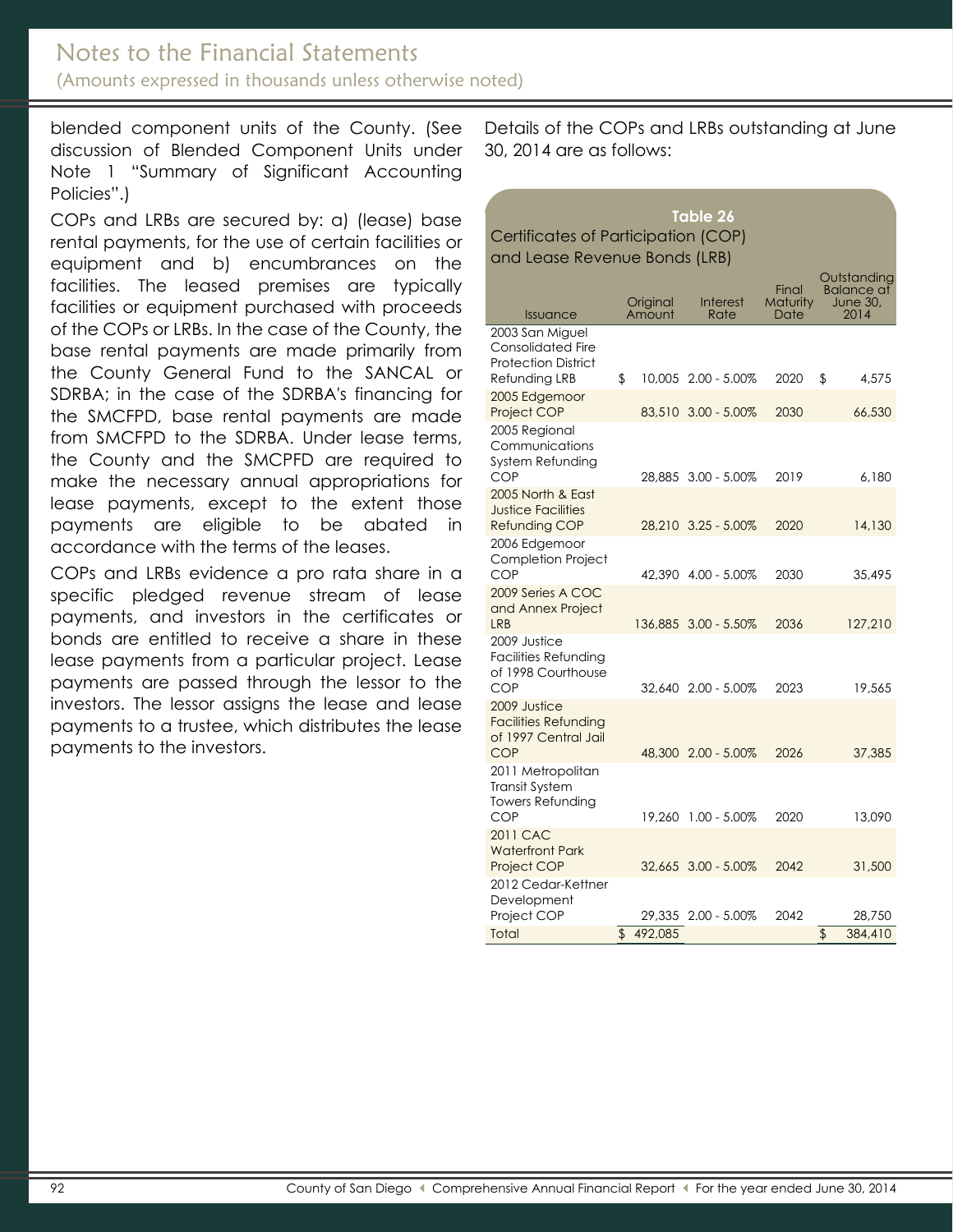blended component units of the County. (See discussion of Blended Component Units under Note 1 "Summary of Significant Accounting Policies".)

COPs and LRBs are secured by: a) (lease) base rental payments, for the use of certain facilities or equipment and b) encumbrances on the facilities. The leased premises are typically facilities or equipment purchased with proceeds of the COPs or LRBs. In the case of the County, the base rental payments are made primarily from the County General Fund to the SANCAL or SDRBA; in the case of the SDRBA's financing for the SMCFPD, base rental payments are made from SMCFPD to the SDRBA. Under lease terms, the County and the SMCPFD are required to make the necessary annual appropriations for lease payments, except to the extent those payments are eligible to be abated in accordance with the terms of the leases.

COPs and LRBs evidence a pro rata share in a specific pledged revenue stream of lease payments, and investors in the certificates or bonds are entitled to receive a share in these lease payments from a particular project. Lease payments are passed through the lessor to the investors. The lessor assigns the lease and lease payments to a trustee, which distributes the lease payments to the investors.

Details of the COPs and LRBs outstanding at June 30, 2014 are as follows:

**Table 26**
**Certificates of Participation (COP) and Lease Revenue Bonds (LRB)**

| Issuance | Original Amount | Interest Rate | Final Maturity Date | Outstanding Balance at June 30, 2014 |
|---|---|---|---|---|
| 2003 San Miguel Consolidated Fire Protection District Refunding LRB | $ 10,005 | 2.00 - 5.00% | 2020 | $ 4,575 |
| 2005 Edgemoor Project COP | 83,510 | 3.00 - 5.00% | 2030 | 66,530 |
| 2005 Regional Communications System Refunding COP | 28,885 | 3.00 - 5.00% | 2019 | 6,180 |
| 2005 North & East Justice Facilities Refunding COP | 28,210 | 3.25 - 5.00% | 2020 | 14,130 |
| 2006 Edgemoor Completion Project COP | 42,390 | 4.00 - 5.00% | 2030 | 35,495 |
| 2009 Series A COC and Annex Project LRB | 136,885 | 3.00 - 5.50% | 2036 | 127,210 |
| 2009 Justice Facilities Refunding of 1998 Courthouse COP | 32,640 | 2.00 - 5.00% | 2023 | 19,565 |
| 2009 Justice Facilities Refunding of 1997 Central Jail COP | 48,300 | 2.00 - 5.00% | 2026 | 37,385 |
| 2011 Metropolitan Transit System Towers Refunding COP | 19,260 | 1.00 - 5.00% | 2020 | 13,090 |
| 2011 CAC Waterfront Park Project COP | 32,665 | 3.00 - 5.00% | 2042 | 31,500 |
| 2012 Cedar-Kettner Development Project COP | 29,335 | 2.00 - 5.00% | 2042 | 28,750 |
| Total | $ 492,085 | | | $ 384,410 |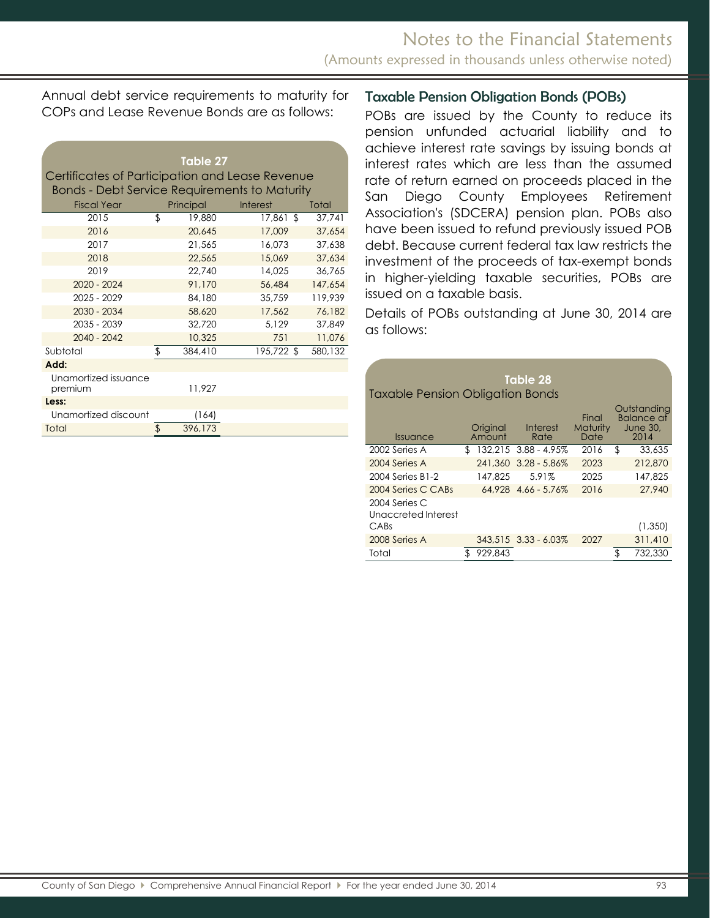Annual debt service requirements to maturity for COPs and Lease Revenue Bonds are as follows:

**Table 27**
**Certificates of Participation and Lease Revenue Bonds - Debt Service Requirements to Maturity**

| Fiscal Year | Principal | Interest | Total |
|---|---|---|---|
| 2015 | $ 19,880 | 17,861 | $ 37,741 |
| 2016 | 20,645 | 17,009 | 37,654 |
| 2017 | 21,565 | 16,073 | 37,638 |
| 2018 | 22,565 | 15,069 | 37,634 |
| 2019 | 22,740 | 14,025 | 36,765 |
| 2020 - 2024 | 91,170 | 56,484 | 147,654 |
| 2025 - 2029 | 84,180 | 35,759 | 119,939 |
| 2030 - 2034 | 58,620 | 17,562 | 76,182 |
| 2035 - 2039 | 32,720 | 5,129 | 37,849 |
| 2040 - 2042 | 10,325 | 751 | 11,076 |
| Subtotal | $ 384,410 | 195,722 | $ 580,132 |
| **Add:** | | | |
| Unamortized issuance premium | 11,927 | | |
| **Less:** | | | |
| Unamortized discount | (164) | | |
| Total | $ 396,173 | | |

## Taxable Pension Obligation Bonds (POBs)

POBs are issued by the County to reduce its pension unfunded actuarial liability and to achieve interest rate savings by issuing bonds at interest rates which are less than the assumed rate of return earned on proceeds placed in the San Diego County Employees Retirement Association's (SDCERA) pension plan. POBs also have been issued to refund previously issued POB debt. Because current federal tax law restricts the investment of the proceeds of tax-exempt bonds in higher-yielding taxable securities, POBs are issued on a taxable basis.

Details of POBs outstanding at June 30, 2014 are as follows:

**Table 28**
**Taxable Pension Obligation Bonds**

| Issuance | Original Amount | Interest Rate | Final Maturity Date | Outstanding Balance at June 30, 2014 |
|---|---|---|---|---|
| 2002 Series A | $ 132,215 | 3.88 - 4.95% | 2016 | $ 33,635 |
| 2004 Series A | 241,360 | 3.28 - 5.86% | 2023 | 212,870 |
| 2004 Series B1-2 | 147,825 | 5.91% | 2025 | 147,825 |
| 2004 Series C CABs | 64,928 | 4.66 - 5.76% | 2016 | 27,940 |
| 2004 Series C Unaccreted Interest CABs | | | | (1,350) |
| 2008 Series A | 343,515 | 3.33 - 6.03% | 2027 | 311,410 |
| Total | $ 929,843 | | | $ 732,330 |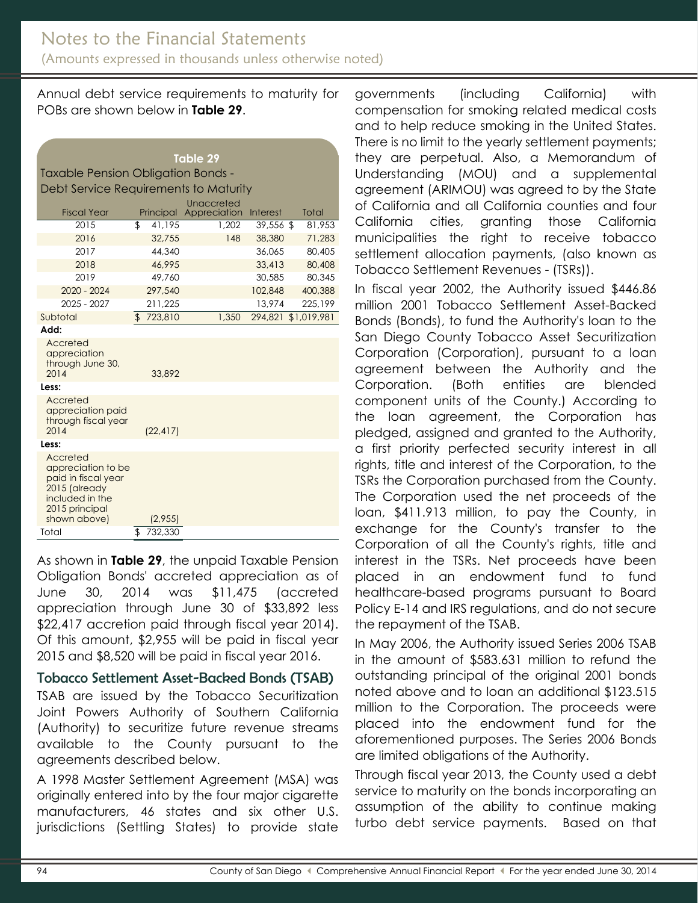Annual debt service requirements to maturity for POBs are shown below in **Table 29**.

**Table 29**
Taxable Pension Obligation Bonds - Debt Service Requirements to Maturity

| Fiscal Year | Principal | Unaccreted Appreciation | Interest | Total |
|---|---|---|---|---|
| 2015 | $ 41,195 | 1,202 | 39,556 | $ 81,953 |
| 2016 | 32,755 | 148 | 38,380 | 71,283 |
| 2017 | 44,340 | | 36,065 | 80,405 |
| 2018 | 46,995 | | 33,413 | 80,408 |
| 2019 | 49,760 | | 30,585 | 80,345 |
| 2020 - 2024 | 297,540 | | 102,848 | 400,388 |
| 2025 - 2027 | 211,225 | | 13,974 | 225,199 |
| Subtotal | $ 723,810 | 1,350 | 294,821 | $1,019,981 |
| **Add:** | | | | |
| Accreted appreciation through June 30, 2014 | 33,892 | | | |
| **Less:** | | | | |
| Accreted appreciation paid through fiscal year 2014 | (22,417) | | | |
| **Less:** | | | | |
| Accreted appreciation to be paid in fiscal year 2015 (already included in the 2015 principal shown above) | (2,955) | | | |
| Total | $ 732,330 | | | |

As shown in **Table 29**, the unpaid Taxable Pension Obligation Bonds' accreted appreciation as of June 30, 2014 was $11,475 (accreted appreciation through June 30 of $33,892 less $22,417 accretion paid through fiscal year 2014). Of this amount, $2,955 will be paid in fiscal year 2015 and $8,520 will be paid in fiscal year 2016.

### Tobacco Settlement Asset-Backed Bonds (TSAB)

TSAB are issued by the Tobacco Securitization Joint Powers Authority of Southern California (Authority) to securitize future revenue streams available to the County pursuant to the agreements described below.

A 1998 Master Settlement Agreement (MSA) was originally entered into by the four major cigarette manufacturers, 46 states and six other U.S. jurisdictions (Settling States) to provide state governments (including California) with compensation for smoking related medical costs and to help reduce smoking in the United States. There is no limit to the yearly settlement payments; they are perpetual. Also, a Memorandum of Understanding (MOU) and a supplemental agreement (ARIMOU) was agreed to by the State of California and all California counties and four California cities, granting those California municipalities the right to receive tobacco settlement allocation payments, (also known as Tobacco Settlement Revenues - (TSRs)).

In fiscal year 2002, the Authority issued $446.86 million 2001 Tobacco Settlement Asset-Backed Bonds (Bonds), to fund the Authority's loan to the San Diego County Tobacco Asset Securitization Corporation (Corporation), pursuant to a loan agreement between the Authority and the Corporation. (Both entities are blended component units of the County.) According to the loan agreement, the Corporation has pledged, assigned and granted to the Authority, a first priority perfected security interest in all rights, title and interest of the Corporation, to the TSRs the Corporation purchased from the County. The Corporation used the net proceeds of the loan, $411.913 million, to pay the County, in exchange for the County's transfer to the Corporation of all the County's rights, title and interest in the TSRs. Net proceeds have been placed in an endowment fund to fund healthcare-based programs pursuant to Board Policy E-14 and IRS regulations, and do not secure the repayment of the TSAB.

In May 2006, the Authority issued Series 2006 TSAB in the amount of $583.631 million to refund the outstanding principal of the original 2001 bonds noted above and to loan an additional $123.515 million to the Corporation. The proceeds were placed into the endowment fund for the aforementioned purposes. The Series 2006 Bonds are limited obligations of the Authority.

Through fiscal year 2013, the County used a debt service to maturity on the bonds incorporating an assumption of the ability to continue making turbo debt service payments. Based on that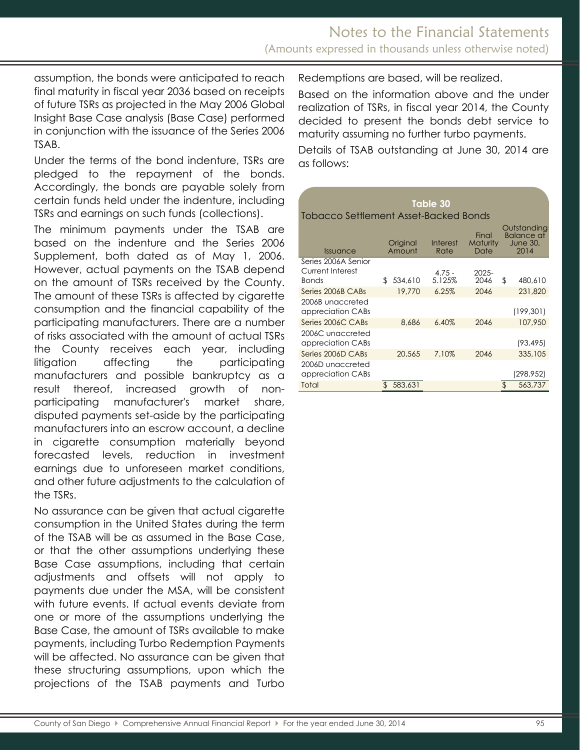assumption, the bonds were anticipated to reach final maturity in fiscal year 2036 based on receipts of future TSRs as projected in the May 2006 Global Insight Base Case analysis (Base Case) performed in conjunction with the issuance of the Series 2006 TSAB.

Under the terms of the bond indenture, TSRs are pledged to the repayment of the bonds. Accordingly, the bonds are payable solely from certain funds held under the indenture, including TSRs and earnings on such funds (collections).

The minimum payments under the TSAB are based on the indenture and the Series 2006 Supplement, both dated as of May 1, 2006. However, actual payments on the TSAB depend on the amount of TSRs received by the County. The amount of these TSRs is affected by cigarette consumption and the financial capability of the participating manufacturers. There are a number of risks associated with the amount of actual TSRs the County receives each year, including litigation affecting the participating manufacturers and possible bankruptcy as a result thereof, increased growth of non-participating manufacturer's market share, disputed payments set-aside by the participating manufacturers into an escrow account, a decline in cigarette consumption materially beyond forecasted levels, reduction in investment earnings due to unforeseen market conditions, and other future adjustments to the calculation of the TSRs.

No assurance can be given that actual cigarette consumption in the United States during the term of the TSAB will be as assumed in the Base Case, or that the other assumptions underlying these Base Case assumptions, including that certain adjustments and offsets will not apply to payments due under the MSA, will be consistent with future events. If actual events deviate from one or more of the assumptions underlying the Base Case, the amount of TSRs available to make payments, including Turbo Redemption Payments will be affected. No assurance can be given that these structuring assumptions, upon which the projections of the TSAB payments and Turbo Redemptions are based, will be realized.

Based on the information above and the under realization of TSRs, in fiscal year 2014, the County decided to present the bonds debt service to maturity assuming no further turbo payments.

Details of TSAB outstanding at June 30, 2014 are as follows:

**Table 30**
Tobacco Settlement Asset-Backed Bonds

| Issuance | Original Amount | Interest Rate | Final Maturity Date | Outstanding Balance at June 30, 2014 |
|---|---|---|---|---|
| Series 2006A Senior Current Interest Bonds | $ 534,610 | 4.75 - 5.125% | 2025-2046 | $ 480,610 |
| Series 2006B CABs | 19,770 | 6.25% | 2046 | 231,820 |
| 2006B unaccreted appreciation CABs | | | | (199,301) |
| Series 2006C CABs | 8,686 | 6.40% | 2046 | 107,950 |
| 2006C unaccreted appreciation CABs | | | | (93,495) |
| Series 2006D CABs | 20,565 | 7.10% | 2046 | 335,105 |
| 2006D unaccreted appreciation CABs | | | | (298,952) |
| Total | $ 583,631 | | | $ 563,737 |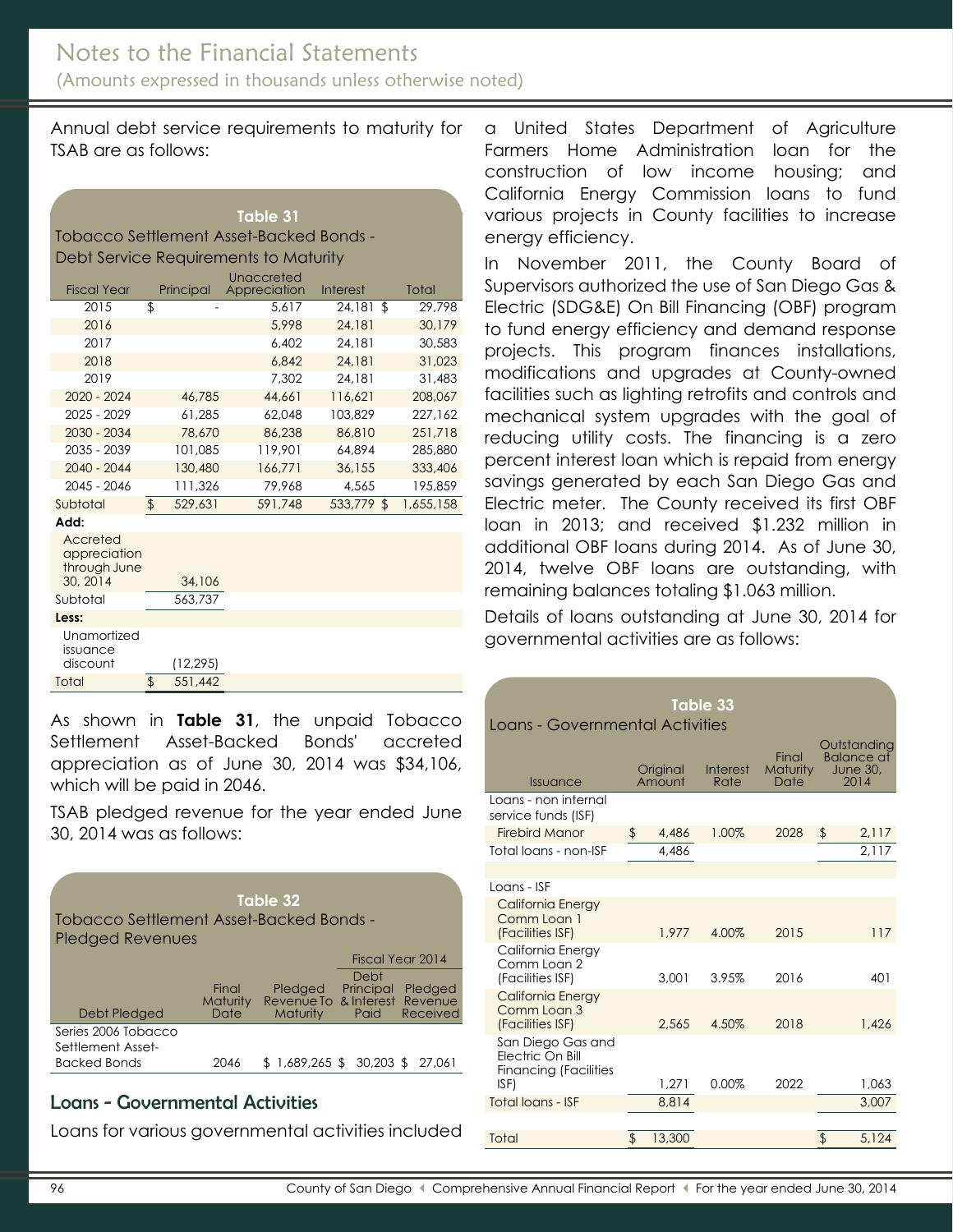# Notes to the Financial Statements

(Amounts expressed in thousands unless otherwise noted)

Annual debt service requirements to maturity for TSAB are as follows:

**Table 31**
Tobacco Settlement Asset-Backed Bonds - Debt Service Requirements to Maturity

| Fiscal Year | Principal | Unaccreted Appreciation | Interest | Total |
|---|---|---|---|---|
| 2015 | $ - | 5,617 | 24,181 | $ 29,798 |
| 2016 | | 5,998 | 24,181 | 30,179 |
| 2017 | | 6,402 | 24,181 | 30,583 |
| 2018 | | 6,842 | 24,181 | 31,023 |
| 2019 | | 7,302 | 24,181 | 31,483 |
| 2020 - 2024 | 46,785 | 44,661 | 116,621 | 208,067 |
| 2025 - 2029 | 61,285 | 62,048 | 103,829 | 227,162 |
| 2030 - 2034 | 78,670 | 86,238 | 86,810 | 251,718 |
| 2035 - 2039 | 101,085 | 119,901 | 64,894 | 285,880 |
| 2040 - 2044 | 130,480 | 166,771 | 36,155 | 333,406 |
| 2045 - 2046 | 111,326 | 79,968 | 4,565 | 195,859 |
| Subtotal | $ 529,631 | 591,748 | 533,779 | $ 1,655,158 |
| **Add:** | | | | |
| Accreted appreciation through June 30, 2014 | 34,106 | | | |
| Subtotal | 563,737 | | | |
| **Less:** | | | | |
| Unamortized issuance discount | (12,295) | | | |
| Total | $ 551,442 | | | |

As shown in **Table 31**, the unpaid Tobacco Settlement Asset-Backed Bonds' accreted appreciation as of June 30, 2014 was $34,106, which will be paid in 2046.

TSAB pledged revenue for the year ended June 30, 2014 was as follows:

**Table 32**
Tobacco Settlement Asset-Backed Bonds - Pledged Revenues

| | | | Fiscal Year 2014 | |
|---|---|---|---|---|
| Debt Pledged | Final Maturity Date | Pledged Revenue To Maturity | Debt Principal & Interest Paid | Pledged Revenue Received |
| Series 2006 Tobacco Settlement Asset-Backed Bonds | 2046 | $ 1,689,265 | $ 30,203 | $ 27,061 |

## Loans - Governmental Activities

Loans for various governmental activities included a United States Department of Agriculture Farmers Home Administration loan for the construction of low income housing; and California Energy Commission loans to fund various projects in County facilities to increase energy efficiency.

In November 2011, the County Board of Supervisors authorized the use of San Diego Gas & Electric (SDG&E) On Bill Financing (OBF) program to fund energy efficiency and demand response projects. This program finances installations, modifications and upgrades at County-owned facilities such as lighting retrofits and controls and mechanical system upgrades with the goal of reducing utility costs. The financing is a zero percent interest loan which is repaid from energy savings generated by each San Diego Gas and Electric meter. The County received its first OBF loan in 2013; and received $1.232 million in additional OBF loans during 2014. As of June 30, 2014, twelve OBF loans are outstanding, with remaining balances totaling $1.063 million.

Details of loans outstanding at June 30, 2014 for governmental activities are as follows:

**Table 33**
Loans - Governmental Activities

| Issuance | Original Amount | Interest Rate | Final Maturity Date | Outstanding Balance at June 30, 2014 |
|---|---|---|---|---|
| Loans - non internal service funds (ISF) | | | | |
| Firebird Manor | $ 4,486 | 1.00% | 2028 | $ 2,117 |
| Total loans - non-ISF | 4,486 | | | 2,117 |
| | | | | |
| Loans - ISF | | | | |
| California Energy Comm Loan 1 (Facilities ISF) | 1,977 | 4.00% | 2015 | 117 |
| California Energy Comm Loan 2 (Facilities ISF) | 3,001 | 3.95% | 2016 | 401 |
| California Energy Comm Loan 3 (Facilities ISF) | 2,565 | 4.50% | 2018 | 1,426 |
| San Diego Gas and Electric On Bill Financing (Facilities ISF) | 1,271 | 0.00% | 2022 | 1,063 |
| Total loans - ISF | 8,814 | | | 3,007 |
| | | | | |
| Total | $ 13,300 | | | $ 5,124 |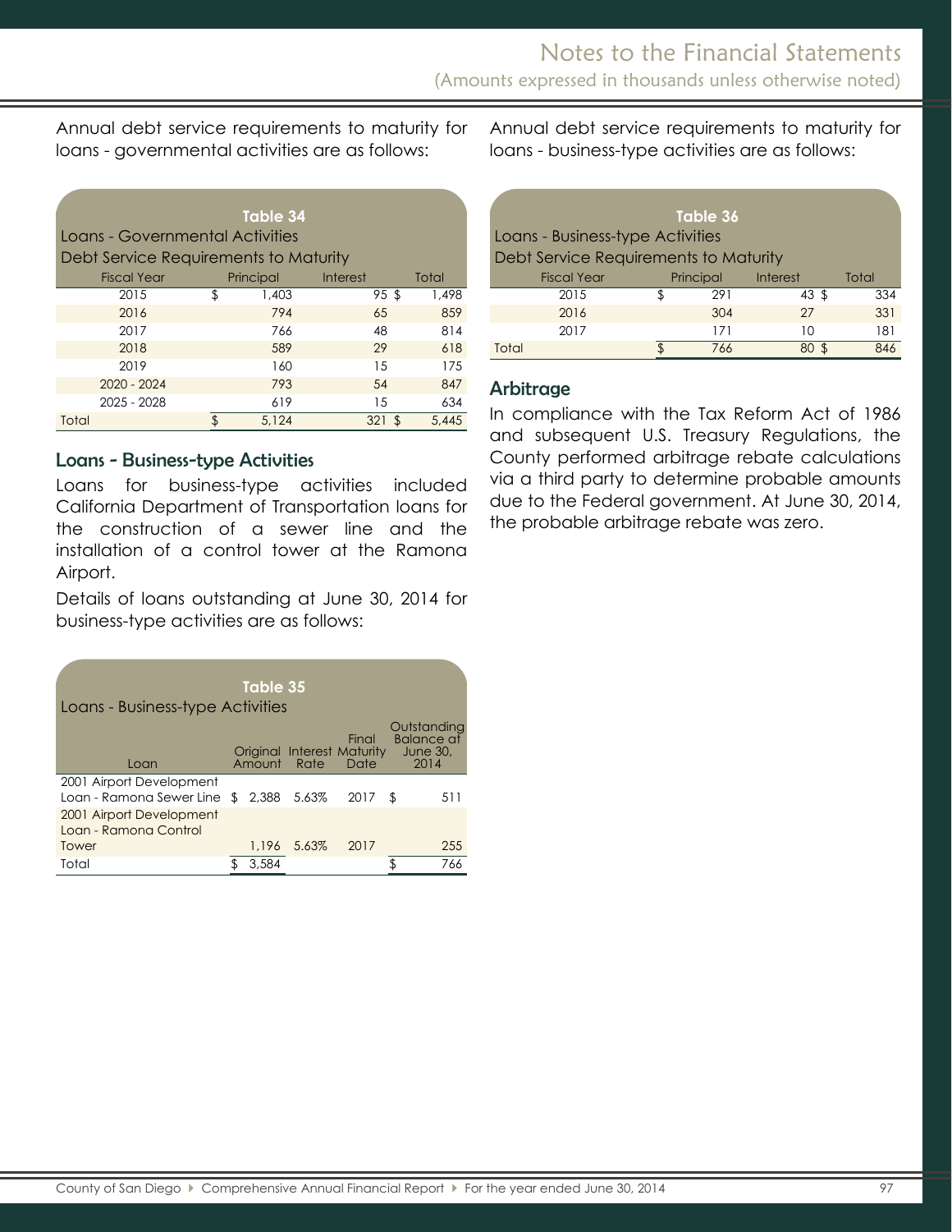Annual debt service requirements to maturity for loans - governmental activities are as follows:

**Table 34**
**Loans - Governmental Activities**
**Debt Service Requirements to Maturity**

| Fiscal Year | Principal | Interest | Total |
|---|---|---|---|
| 2015 | $ 1,403 | 95 | $ 1,498 |
| 2016 | 794 | 65 | 859 |
| 2017 | 766 | 48 | 814 |
| 2018 | 589 | 29 | 618 |
| 2019 | 160 | 15 | 175 |
| 2020 - 2024 | 793 | 54 | 847 |
| 2025 - 2028 | 619 | 15 | 634 |
| Total | $ 5,124 | 321 | $ 5,445 |

## Loans - Business-type Activities

Loans for business-type activities included California Department of Transportation loans for the construction of a sewer line and the installation of a control tower at the Ramona Airport.

Details of loans outstanding at June 30, 2014 for business-type activities are as follows:

**Table 35**
**Loans - Business-type Activities**

| Loan | Original Amount | Interest Rate | Final Maturity Date | Outstanding Balance at June 30, 2014 |
|---|---|---|---|---|
| 2001 Airport Development Loan - Ramona Sewer Line | $ 2,388 | 5.63% | 2017 | $ 511 |
| 2001 Airport Development Loan - Ramona Control Tower | 1,196 | 5.63% | 2017 | 255 |
| Total | $ 3,584 | | | $ 766 |

Annual debt service requirements to maturity for loans - business-type activities are as follows:

**Table 36**
**Loans - Business-type Activities**
**Debt Service Requirements to Maturity**

| Fiscal Year | Principal | Interest | Total |
|---|---|---|---|
| 2015 | $ 291 | 43 | $ 334 |
| 2016 | 304 | 27 | 331 |
| 2017 | 171 | 10 | 181 |
| Total | $ 766 | 80 | $ 846 |

## Arbitrage

In compliance with the Tax Reform Act of 1986 and subsequent U.S. Treasury Regulations, the County performed arbitrage rebate calculations via a third party to determine probable amounts due to the Federal government. At June 30, 2014, the probable arbitrage rebate was zero.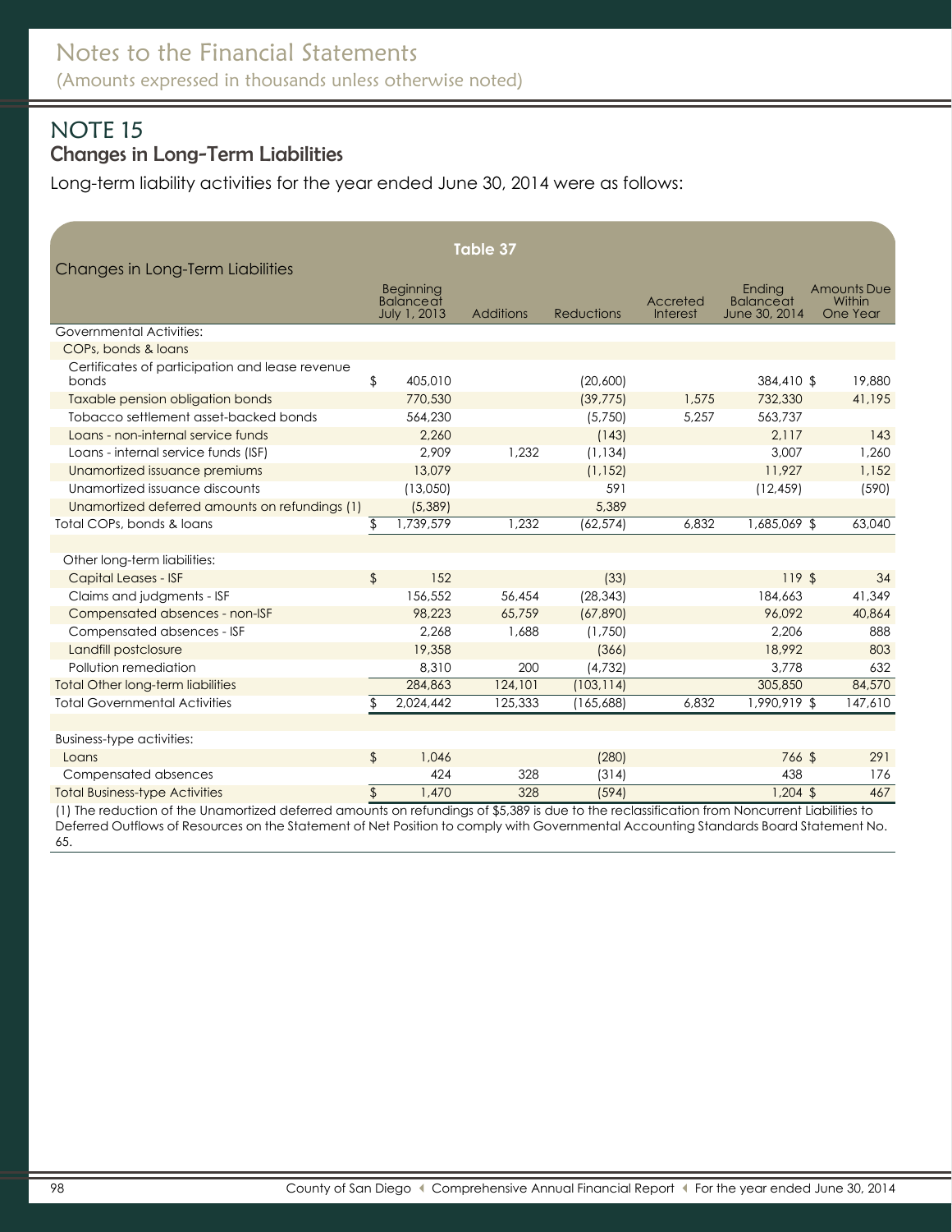# Notes to the Financial Statements

(Amounts expressed in thousands unless otherwise noted)

## NOTE 15

### Changes in Long-Term Liabilities

Long-term liability activities for the year ended June 30, 2014 were as follows:

**Table 37**

**Changes in Long-Term Liabilities**

| | Beginning Balance at July 1, 2013 | Additions | Reductions | Accreted Interest | Ending Balance at June 30, 2014 | Amounts Due Within One Year |
|---|---|---|---|---|---|---|
| Governmental Activities: | | | | | | |
| COPs, bonds & loans | | | | | | |
| Certificates of participation and lease revenue bonds | $ 405,010 | | (20,600) | | 384,410 $ | 19,880 |
| Taxable pension obligation bonds | 770,530 | | (39,775) | 1,575 | 732,330 | 41,195 |
| Tobacco settlement asset-backed bonds | 564,230 | | (5,750) | 5,257 | 563,737 | |
| Loans - non-internal service funds | 2,260 | | (143) | | 2,117 | 143 |
| Loans - internal service funds (ISF) | 2,909 | 1,232 | (1,134) | | 3,007 | 1,260 |
| Unamortized issuance premiums | 13,079 | | (1,152) | | 11,927 | 1,152 |
| Unamortized issuance discounts | (13,050) | | 591 | | (12,459) | (590) |
| Unamortized deferred amounts on refundings (1) | (5,389) | | 5,389 | | | |
| Total COPs, bonds & loans | $ 1,739,579 | 1,232 | (62,574) | 6,832 | 1,685,069 $ | 63,040 |
| | | | | | | |
| Other long-term liabilities: | | | | | | |
| Capital Leases - ISF | $ 152 | | (33) | | 119 $ | 34 |
| Claims and judgments - ISF | 156,552 | 56,454 | (28,343) | | 184,663 | 41,349 |
| Compensated absences - non-ISF | 98,223 | 65,759 | (67,890) | | 96,092 | 40,864 |
| Compensated absences - ISF | 2,268 | 1,688 | (1,750) | | 2,206 | 888 |
| Landfill postclosure | 19,358 | | (366) | | 18,992 | 803 |
| Pollution remediation | 8,310 | 200 | (4,732) | | 3,778 | 632 |
| Total Other long-term liabilities | 284,863 | 124,101 | (103,114) | | 305,850 | 84,570 |
| Total Governmental Activities | $ 2,024,442 | 125,333 | (165,688) | 6,832 | 1,990,919 $ | 147,610 |
| | | | | | | |
| Business-type activities: | | | | | | |
| Loans | $ 1,046 | | (280) | | 766 $ | 291 |
| Compensated absences | 424 | 328 | (314) | | 438 | 176 |
| Total Business-type Activities | $ 1,470 | 328 | (594) | | 1,204 $ | 467 |

(1) The reduction of the Unamortized deferred amounts on refundings of $5,389 is due to the reclassification from Noncurrent Liabilities to Deferred Outflows of Resources on the Statement of Net Position to comply with Governmental Accounting Standards Board Statement No. 65.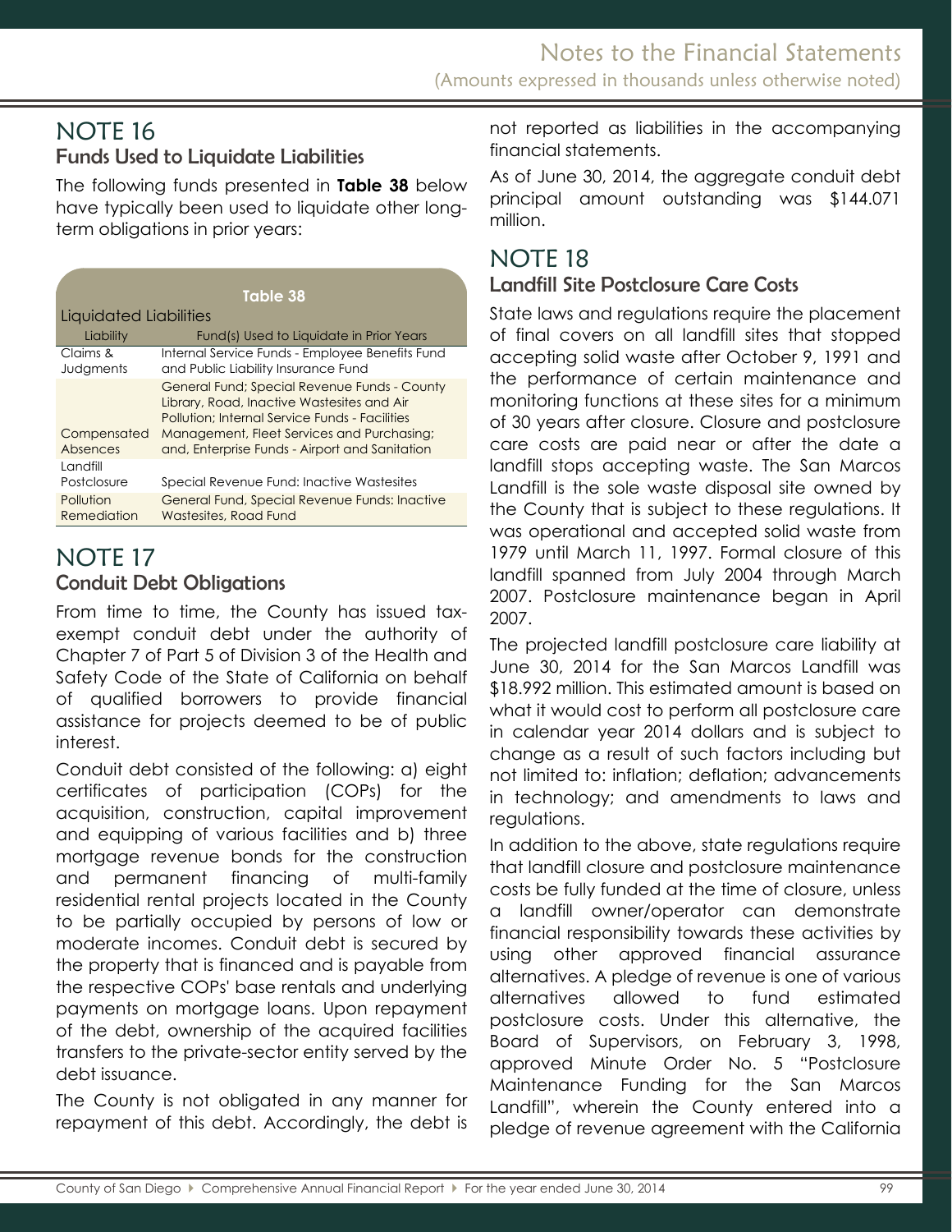## NOTE 16

### Funds Used to Liquidate Liabilities

The following funds presented in **Table 38** below have typically been used to liquidate other long-term obligations in prior years:

**Table 38**

Liquidated Liabilities

| Liability | Fund(s) Used to Liquidate in Prior Years |
|---|---|
| Claims & Judgments | Internal Service Funds - Employee Benefits Fund and Public Liability Insurance Fund |
| Compensated Absences | General Fund; Special Revenue Funds - County Library, Road, Inactive Wastesites and Air Pollution; Internal Service Funds - Facilities Management, Fleet Services and Purchasing; and, Enterprise Funds - Airport and Sanitation |
| Landfill Postclosure | Special Revenue Fund: Inactive Wastesites |
| Pollution Remediation | General Fund, Special Revenue Funds: Inactive Wastesites, Road Fund |

## NOTE 17

### Conduit Debt Obligations

From time to time, the County has issued tax-exempt conduit debt under the authority of Chapter 7 of Part 5 of Division 3 of the Health and Safety Code of the State of California on behalf of qualified borrowers to provide financial assistance for projects deemed to be of public interest.

Conduit debt consisted of the following: a) eight certificates of participation (COPs) for the acquisition, construction, capital improvement and equipping of various facilities and b) three mortgage revenue bonds for the construction and permanent financing of multi-family residential rental projects located in the County to be partially occupied by persons of low or moderate incomes. Conduit debt is secured by the property that is financed and is payable from the respective COPs' base rentals and underlying payments on mortgage loans. Upon repayment of the debt, ownership of the acquired facilities transfers to the private-sector entity served by the debt issuance.

The County is not obligated in any manner for repayment of this debt. Accordingly, the debt is not reported as liabilities in the accompanying financial statements.

As of June 30, 2014, the aggregate conduit debt principal amount outstanding was $144.071 million.

## NOTE 18

### Landfill Site Postclosure Care Costs

State laws and regulations require the placement of final covers on all landfill sites that stopped accepting solid waste after October 9, 1991 and the performance of certain maintenance and monitoring functions at these sites for a minimum of 30 years after closure. Closure and postclosure care costs are paid near or after the date a landfill stops accepting waste. The San Marcos Landfill is the sole waste disposal site owned by the County that is subject to these regulations. It was operational and accepted solid waste from 1979 until March 11, 1997. Formal closure of this landfill spanned from July 2004 through March 2007. Postclosure maintenance began in April 2007.

The projected landfill postclosure care liability at June 30, 2014 for the San Marcos Landfill was $18.992 million. This estimated amount is based on what it would cost to perform all postclosure care in calendar year 2014 dollars and is subject to change as a result of such factors including but not limited to: inflation; deflation; advancements in technology; and amendments to laws and regulations.

In addition to the above, state regulations require that landfill closure and postclosure maintenance costs be fully funded at the time of closure, unless a landfill owner/operator can demonstrate financial responsibility towards these activities by using other approved financial assurance alternatives. A pledge of revenue is one of various alternatives allowed to fund estimated postclosure costs. Under this alternative, the Board of Supervisors, on February 3, 1998, approved Minute Order No. 5 "Postclosure Maintenance Funding for the San Marcos Landfill", wherein the County entered into a pledge of revenue agreement with the California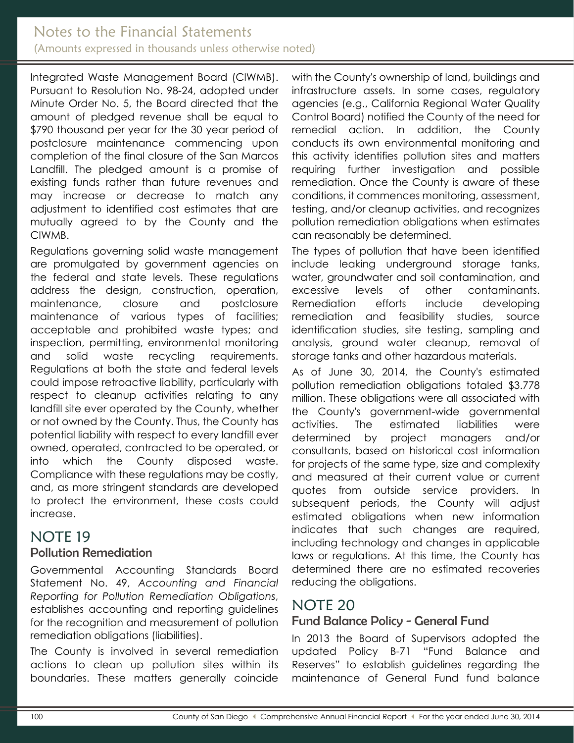Integrated Waste Management Board (CIWMB). Pursuant to Resolution No. 98-24, adopted under Minute Order No. 5, the Board directed that the amount of pledged revenue shall be equal to $790 thousand per year for the 30 year period of postclosure maintenance commencing upon completion of the final closure of the San Marcos Landfill. The pledged amount is a promise of existing funds rather than future revenues and may increase or decrease to match any adjustment to identified cost estimates that are mutually agreed to by the County and the CIWMB.

Regulations governing solid waste management are promulgated by government agencies on the federal and state levels. These regulations address the design, construction, operation, maintenance, closure and postclosure maintenance of various types of facilities; acceptable and prohibited waste types; and inspection, permitting, environmental monitoring and solid waste recycling requirements. Regulations at both the state and federal levels could impose retroactive liability, particularly with respect to cleanup activities relating to any landfill site ever operated by the County, whether or not owned by the County. Thus, the County has potential liability with respect to every landfill ever owned, operated, contracted to be operated, or into which the County disposed waste. Compliance with these regulations may be costly, and, as more stringent standards are developed to protect the environment, these costs could increase.

# NOTE 19

## Pollution Remediation

Governmental Accounting Standards Board Statement No. 49, *Accounting and Financial Reporting for Pollution Remediation Obligations*, establishes accounting and reporting guidelines for the recognition and measurement of pollution remediation obligations (liabilities).

The County is involved in several remediation actions to clean up pollution sites within its boundaries. These matters generally coincide with the County's ownership of land, buildings and infrastructure assets. In some cases, regulatory agencies (e.g., California Regional Water Quality Control Board) notified the County of the need for remedial action. In addition, the County conducts its own environmental monitoring and this activity identifies pollution sites and matters requiring further investigation and possible remediation. Once the County is aware of these conditions, it commences monitoring, assessment, testing, and/or cleanup activities, and recognizes pollution remediation obligations when estimates can reasonably be determined.

The types of pollution that have been identified include leaking underground storage tanks, water, groundwater and soil contamination, and excessive levels of other contaminants. Remediation efforts include developing remediation and feasibility studies, source identification studies, site testing, sampling and analysis, ground water cleanup, removal of storage tanks and other hazardous materials.

As of June 30, 2014, the County's estimated pollution remediation obligations totaled $3.778 million. These obligations were all associated with the County's government-wide governmental activities. The estimated liabilities were determined by project managers and/or consultants, based on historical cost information for projects of the same type, size and complexity and measured at their current value or current quotes from outside service providers. In subsequent periods, the County will adjust estimated obligations when new information indicates that such changes are required, including technology and changes in applicable laws or regulations. At this time, the County has determined there are no estimated recoveries reducing the obligations.

# NOTE 20

## Fund Balance Policy - General Fund

In 2013 the Board of Supervisors adopted the updated Policy B-71 "Fund Balance and Reserves" to establish guidelines regarding the maintenance of General Fund fund balance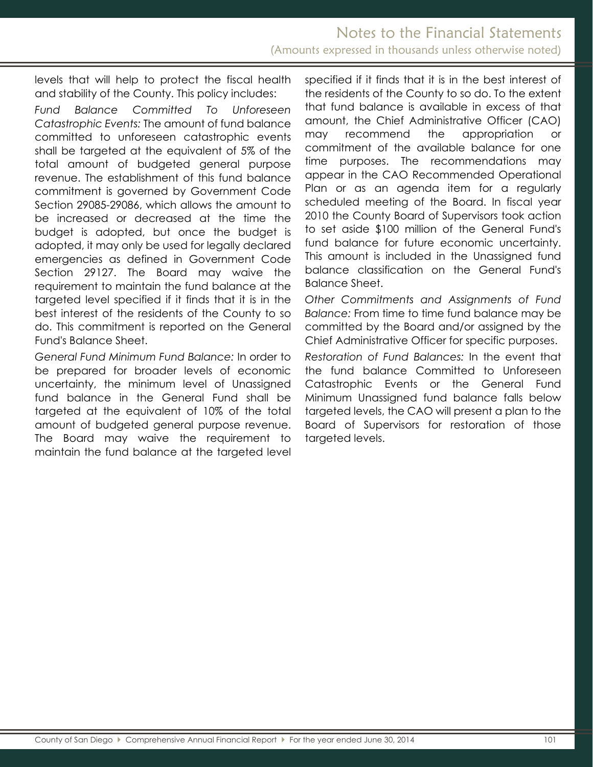levels that will help to protect the fiscal health and stability of the County. This policy includes:

*Fund Balance Committed To Unforeseen Catastrophic Events:* The amount of fund balance committed to unforeseen catastrophic events shall be targeted at the equivalent of 5% of the total amount of budgeted general purpose revenue. The establishment of this fund balance commitment is governed by Government Code Section 29085-29086, which allows the amount to be increased or decreased at the time the budget is adopted, but once the budget is adopted, it may only be used for legally declared emergencies as defined in Government Code Section 29127. The Board may waive the requirement to maintain the fund balance at the targeted level specified if it finds that it is in the best interest of the residents of the County to so do. This commitment is reported on the General Fund's Balance Sheet.

*General Fund Minimum Fund Balance:* In order to be prepared for broader levels of economic uncertainty, the minimum level of Unassigned fund balance in the General Fund shall be targeted at the equivalent of 10% of the total amount of budgeted general purpose revenue. The Board may waive the requirement to maintain the fund balance at the targeted level specified if it finds that it is in the best interest of the residents of the County to so do. To the extent that fund balance is available in excess of that amount, the Chief Administrative Officer (CAO) may recommend the appropriation or commitment of the available balance for one time purposes. The recommendations may appear in the CAO Recommended Operational Plan or as an agenda item for a regularly scheduled meeting of the Board. In fiscal year 2010 the County Board of Supervisors took action to set aside $100 million of the General Fund's fund balance for future economic uncertainty. This amount is included in the Unassigned fund balance classification on the General Fund's Balance Sheet.

*Other Commitments and Assignments of Fund Balance:* From time to time fund balance may be committed by the Board and/or assigned by the Chief Administrative Officer for specific purposes.

*Restoration of Fund Balances:* In the event that the fund balance Committed to Unforeseen Catastrophic Events or the General Fund Minimum Unassigned fund balance falls below targeted levels, the CAO will present a plan to the Board of Supervisors for restoration of those targeted levels.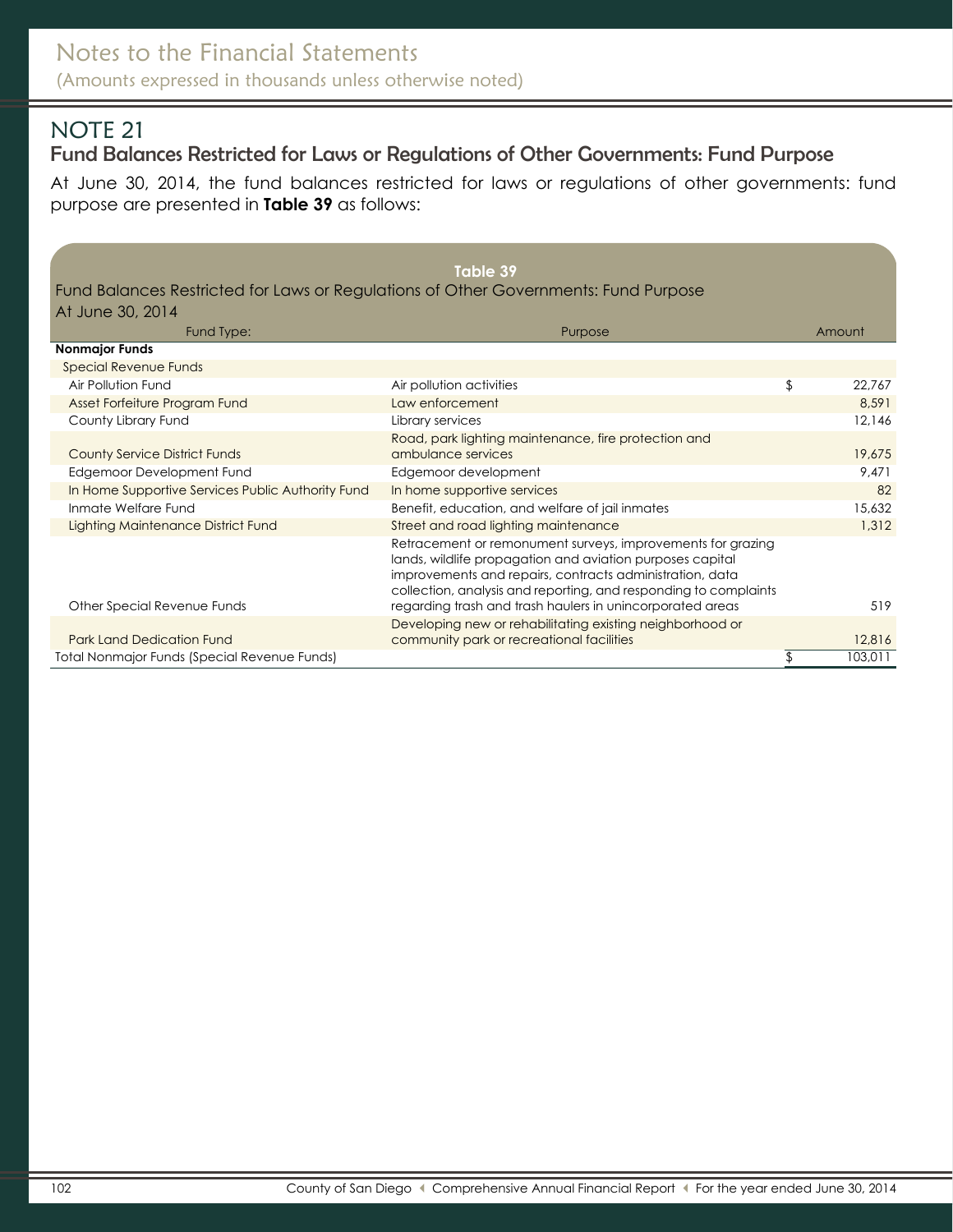# Notes to the Financial Statements

(Amounts expressed in thousands unless otherwise noted)

## NOTE 21

### Fund Balances Restricted for Laws or Regulations of Other Governments: Fund Purpose

At June 30, 2014, the fund balances restricted for laws or regulations of other governments: fund purpose are presented in **Table 39** as follows:

**Table 39**

Fund Balances Restricted for Laws or Regulations of Other Governments: Fund Purpose
At June 30, 2014

| Fund Type: | Purpose | Amount |
|---|---|---|
| **Nonmajor Funds** | | |
| Special Revenue Funds | | |
| Air Pollution Fund | Air pollution activities | $ 22,767 |
| Asset Forfeiture Program Fund | Law enforcement | 8,591 |
| County Library Fund | Library services | 12,146 |
| County Service District Funds | Road, park lighting maintenance, fire protection and ambulance services | 19,675 |
| Edgemoor Development Fund | Edgemoor development | 9,471 |
| In Home Supportive Services Public Authority Fund | In home supportive services | 82 |
| Inmate Welfare Fund | Benefit, education, and welfare of jail inmates | 15,632 |
| Lighting Maintenance District Fund | Street and road lighting maintenance | 1,312 |
| Other Special Revenue Funds | Retracement or remonument surveys, improvements for grazing lands, wildlife propagation and aviation purposes capital improvements and repairs, contracts administration, data collection, analysis and reporting, and responding to complaints regarding trash and trash haulers in unincorporated areas | 519 |
| Park Land Dedication Fund | Developing new or rehabilitating existing neighborhood or community park or recreational facilities | 12,816 |
| Total Nonmajor Funds (Special Revenue Funds) | | $ 103,011 |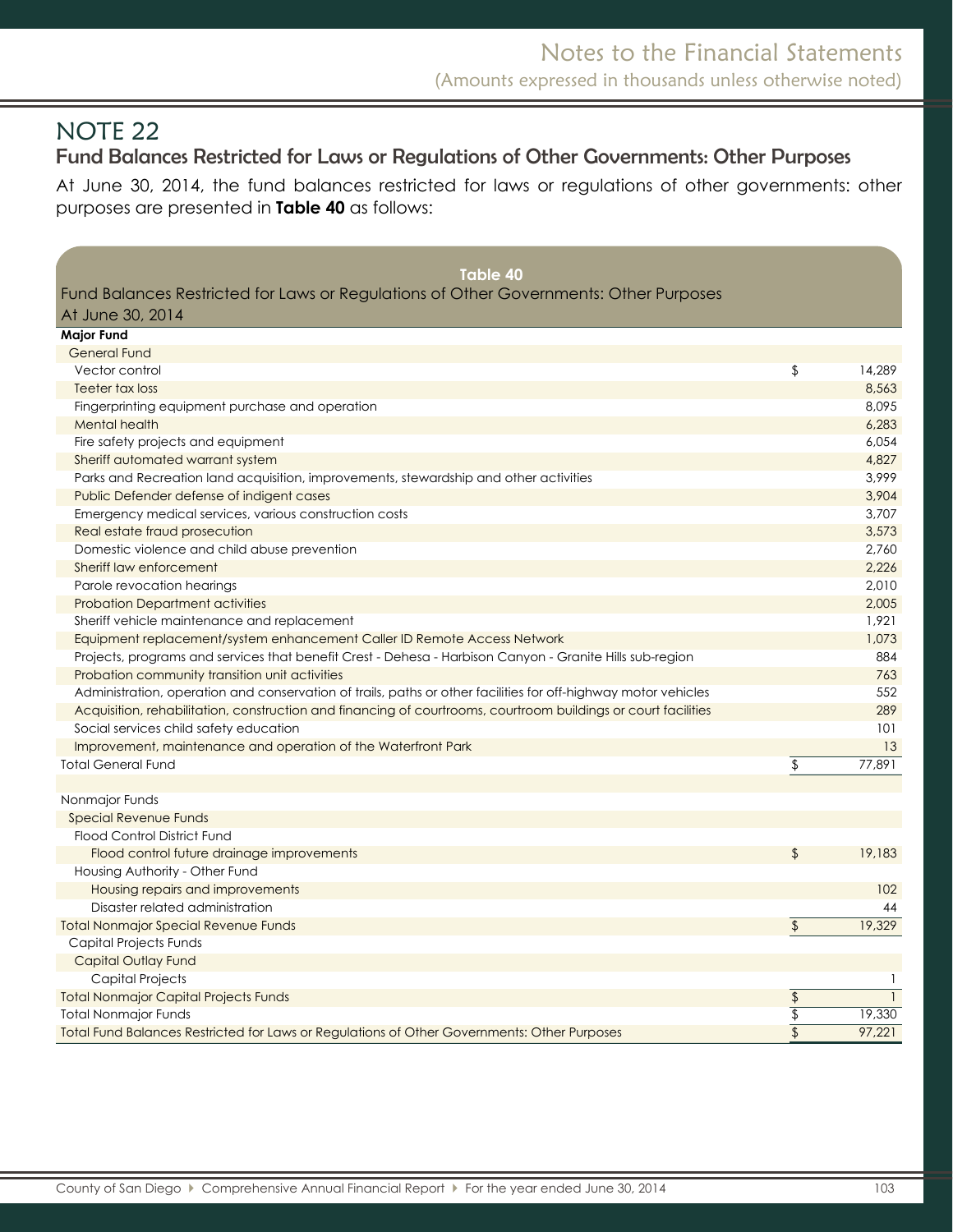## NOTE 22

### Fund Balances Restricted for Laws or Regulations of Other Governments: Other Purposes

At June 30, 2014, the fund balances restricted for laws or regulations of other governments: other purposes are presented in **Table 40** as follows:

**Table 40**

Fund Balances Restricted for Laws or Regulations of Other Governments: Other Purposes
At June 30, 2014

| | | |
|---|---|---|
| **Major Fund** | | |
| General Fund | | |
| Vector control | $ | 14,289 |
| Teeter tax loss | | 8,563 |
| Fingerprinting equipment purchase and operation | | 8,095 |
| Mental health | | 6,283 |
| Fire safety projects and equipment | | 6,054 |
| Sheriff automated warrant system | | 4,827 |
| Parks and Recreation land acquisition, improvements, stewardship and other activities | | 3,999 |
| Public Defender defense of indigent cases | | 3,904 |
| Emergency medical services, various construction costs | | 3,707 |
| Real estate fraud prosecution | | 3,573 |
| Domestic violence and child abuse prevention | | 2,760 |
| Sheriff law enforcement | | 2,226 |
| Parole revocation hearings | | 2,010 |
| Probation Department activities | | 2,005 |
| Sheriff vehicle maintenance and replacement | | 1,921 |
| Equipment replacement/system enhancement Caller ID Remote Access Network | | 1,073 |
| Projects, programs and services that benefit Crest - Dehesa - Harbison Canyon - Granite Hills sub-region | | 884 |
| Probation community transition unit activities | | 763 |
| Administration, operation and conservation of trails, paths or other facilities for off-highway motor vehicles | | 552 |
| Acquisition, rehabilitation, construction and financing of courtrooms, courtroom buildings or court facilities | | 289 |
| Social services child safety education | | 101 |
| Improvement, maintenance and operation of the Waterfront Park | | 13 |
| Total General Fund | $ | 77,891 |
| | | |
| Nonmajor Funds | | |
| Special Revenue Funds | | |
| Flood Control District Fund | | |
| Flood control future drainage improvements | $ | 19,183 |
| Housing Authority - Other Fund | | |
| Housing repairs and improvements | | 102 |
| Disaster related administration | | 44 |
| Total Nonmajor Special Revenue Funds | $ | 19,329 |
| Capital Projects Funds | | |
| Capital Outlay Fund | | |
| Capital Projects | | 1 |
| Total Nonmajor Capital Projects Funds | $ | 1 |
| Total Nonmajor Funds | $ | 19,330 |
| Total Fund Balances Restricted for Laws or Regulations of Other Governments: Other Purposes | $ | 97,221 |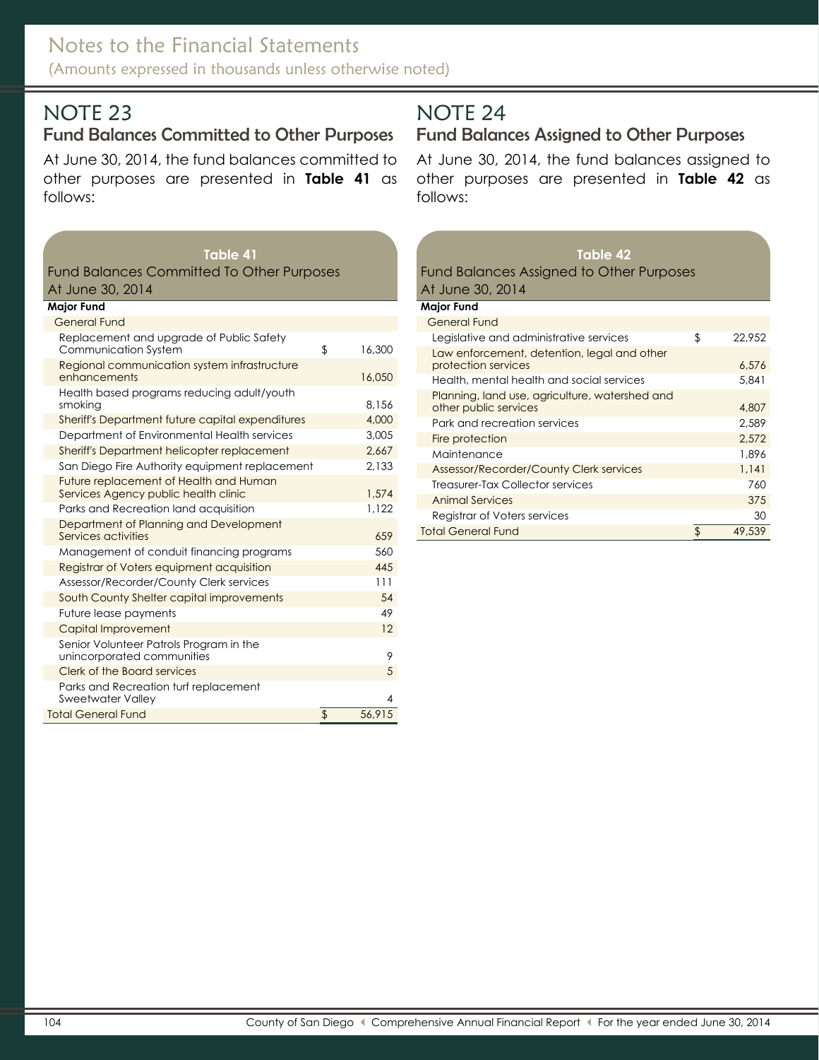Notes to the Financial Statements
(Amounts expressed in thousands unless otherwise noted)

# NOTE 23

## Fund Balances Committed to Other Purposes

At June 30, 2014, the fund balances committed to other purposes are presented in **Table 41** as follows:

**Table 41**
Fund Balances Committed To Other Purposes
At June 30, 2014

| **Major Fund** | | |
|---|---|---|
| General Fund | | |
| Replacement and upgrade of Public Safety Communication System | $ | 16,300 |
| Regional communication system infrastructure enhancements | | 16,050 |
| Health based programs reducing adult/youth smoking | | 8,156 |
| Sheriff's Department future capital expenditures | | 4,000 |
| Department of Environmental Health services | | 3,005 |
| Sheriff's Department helicopter replacement | | 2,667 |
| San Diego Fire Authority equipment replacement | | 2,133 |
| Future replacement of Health and Human Services Agency public health clinic | | 1,574 |
| Parks and Recreation land acquisition | | 1,122 |
| Department of Planning and Development Services activities | | 659 |
| Management of conduit financing programs | | 560 |
| Registrar of Voters equipment acquisition | | 445 |
| Assessor/Recorder/County Clerk services | | 111 |
| South County Shelter capital improvements | | 54 |
| Future lease payments | | 49 |
| Capital Improvement | | 12 |
| Senior Volunteer Patrols Program in the unincorporated communities | | 9 |
| Clerk of the Board services | | 5 |
| Parks and Recreation turf replacement Sweetwater Valley | | 4 |
| Total General Fund | $ | 56,915 |

# NOTE 24

## Fund Balances Assigned to Other Purposes

At June 30, 2014, the fund balances assigned to other purposes are presented in **Table 42** as follows:

**Table 42**
Fund Balances Assigned to Other Purposes
At June 30, 2014

| **Major Fund** | | |
|---|---|---|
| General Fund | | |
| Legislative and administrative services | $ | 22,952 |
| Law enforcement, detention, legal and other protection services | | 6,576 |
| Health, mental health and social services | | 5,841 |
| Planning, land use, agriculture, watershed and other public services | | 4,807 |
| Park and recreation services | | 2,589 |
| Fire protection | | 2,572 |
| Maintenance | | 1,896 |
| Assessor/Recorder/County Clerk services | | 1,141 |
| Treasurer-Tax Collector services | | 760 |
| Animal Services | | 375 |
| Registrar of Voters services | | 30 |
| Total General Fund | $ | 49,539 |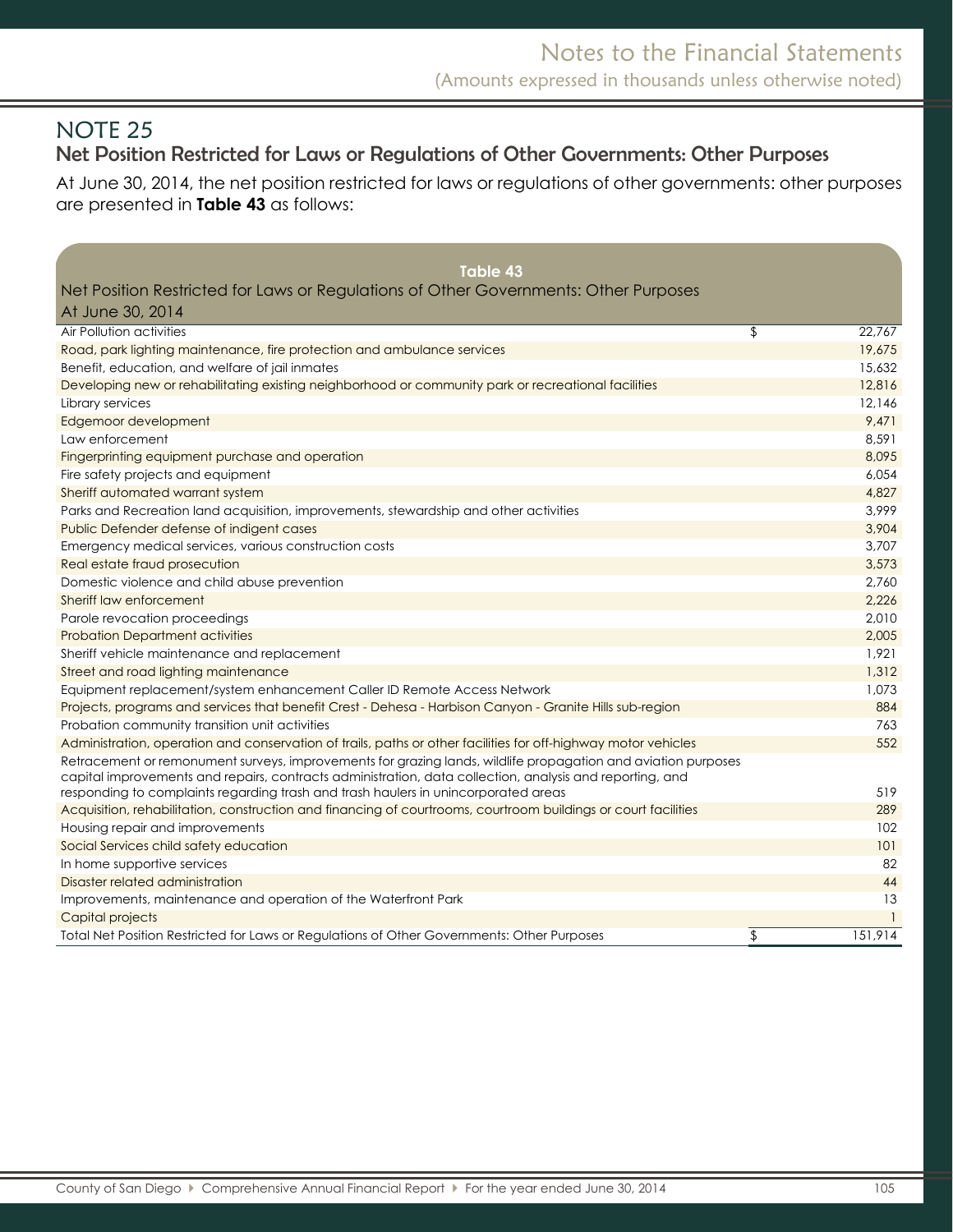# NOTE 25

## Net Position Restricted for Laws or Regulations of Other Governments: Other Purposes

At June 30, 2014, the net position restricted for laws or regulations of other governments: other purposes are presented in **Table 43** as follows:

**Table 43**

Net Position Restricted for Laws or Regulations of Other Governments: Other Purposes

At June 30, 2014

| | | |
|---|---|---|
| Air Pollution activities | $ | 22,767 |
| Road, park lighting maintenance, fire protection and ambulance services | | 19,675 |
| Benefit, education, and welfare of jail inmates | | 15,632 |
| Developing new or rehabilitating existing neighborhood or community park or recreational facilities | | 12,816 |
| Library services | | 12,146 |
| Edgemoor development | | 9,471 |
| Law enforcement | | 8,591 |
| Fingerprinting equipment purchase and operation | | 8,095 |
| Fire safety projects and equipment | | 6,054 |
| Sheriff automated warrant system | | 4,827 |
| Parks and Recreation land acquisition, improvements, stewardship and other activities | | 3,999 |
| Public Defender defense of indigent cases | | 3,904 |
| Emergency medical services, various construction costs | | 3,707 |
| Real estate fraud prosecution | | 3,573 |
| Domestic violence and child abuse prevention | | 2,760 |
| Sheriff law enforcement | | 2,226 |
| Parole revocation proceedings | | 2,010 |
| Probation Department activities | | 2,005 |
| Sheriff vehicle maintenance and replacement | | 1,921 |
| Street and road lighting maintenance | | 1,312 |
| Equipment replacement/system enhancement Caller ID Remote Access Network | | 1,073 |
| Projects, programs and services that benefit Crest - Dehesa - Harbison Canyon - Granite Hills sub-region | | 884 |
| Probation community transition unit activities | | 763 |
| Administration, operation and conservation of trails, paths or other facilities for off-highway motor vehicles | | 552 |
| Retracement or remonument surveys, improvements for grazing lands, wildlife propagation and aviation purposes capital improvements and repairs, contracts administration, data collection, analysis and reporting, and responding to complaints regarding trash and trash haulers in unincorporated areas | | 519 |
| Acquisition, rehabilitation, construction and financing of courtrooms, courtroom buildings or court facilities | | 289 |
| Housing repair and improvements | | 102 |
| Social Services child safety education | | 101 |
| In home supportive services | | 82 |
| Disaster related administration | | 44 |
| Improvements, maintenance and operation of the Waterfront Park | | 13 |
| Capital projects | | 1 |
| Total Net Position Restricted for Laws or Regulations of Other Governments: Other Purposes | $ | 151,914 |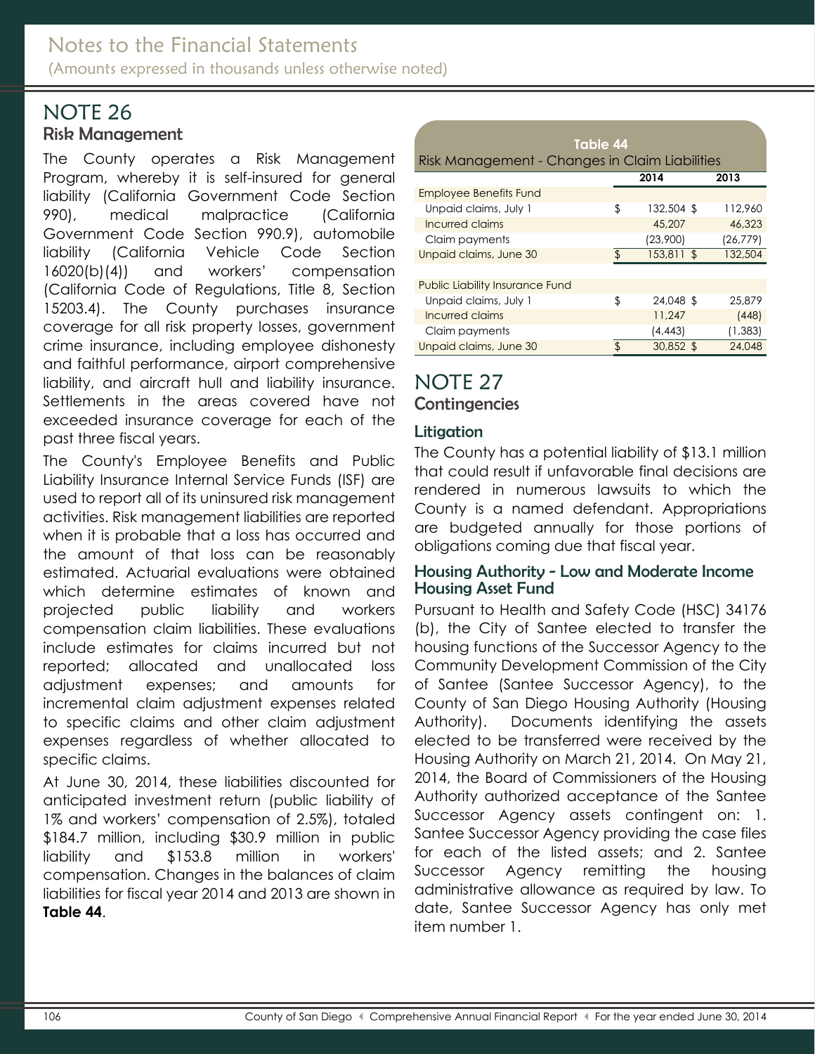# NOTE 26

## Risk Management

The County operates a Risk Management Program, whereby it is self-insured for general liability (California Government Code Section 990), medical malpractice (California Government Code Section 990.9), automobile liability (California Vehicle Code Section 16020(b)(4)) and workers' compensation (California Code of Regulations, Title 8, Section 15203.4). The County purchases insurance coverage for all risk property losses, government crime insurance, including employee dishonesty and faithful performance, airport comprehensive liability, and aircraft hull and liability insurance. Settlements in the areas covered have not exceeded insurance coverage for each of the past three fiscal years.

The County's Employee Benefits and Public Liability Insurance Internal Service Funds (ISF) are used to report all of its uninsured risk management activities. Risk management liabilities are reported when it is probable that a loss has occurred and the amount of that loss can be reasonably estimated. Actuarial evaluations were obtained which determine estimates of known and projected public liability and workers compensation claim liabilities. These evaluations include estimates for claims incurred but not reported; allocated and unallocated loss adjustment expenses; and amounts for incremental claim adjustment expenses related to specific claims and other claim adjustment expenses regardless of whether allocated to specific claims.

At June 30, 2014, these liabilities discounted for anticipated investment return (public liability of 1% and workers' compensation of 2.5%), totaled $184.7 million, including $30.9 million in public liability and $153.8 million in workers' compensation. Changes in the balances of claim liabilities for fiscal year 2014 and 2013 are shown in **Table 44**.

**Table 44**
Risk Management - Changes in Claim Liabilities

| | 2014 | 2013 |
|---|---|---|
| Employee Benefits Fund | | |
| Unpaid claims, July 1 | $ 132,504 | $ 112,960 |
| Incurred claims | 45,207 | 46,323 |
| Claim payments | (23,900) | (26,779) |
| Unpaid claims, June 30 | $ 153,811 | $ 132,504 |
| | | |
| Public Liability Insurance Fund | | |
| Unpaid claims, July 1 | $ 24,048 | $ 25,879 |
| Incurred claims | 11,247 | (448) |
| Claim payments | (4,443) | (1,383) |
| Unpaid claims, June 30 | $ 30,852 | $ 24,048 |

# NOTE 27

## Contingencies

### Litigation

The County has a potential liability of $13.1 million that could result if unfavorable final decisions are rendered in numerous lawsuits to which the County is a named defendant. Appropriations are budgeted annually for those portions of obligations coming due that fiscal year.

### Housing Authority - Low and Moderate Income Housing Asset Fund

Pursuant to Health and Safety Code (HSC) 34176 (b), the City of Santee elected to transfer the housing functions of the Successor Agency to the Community Development Commission of the City of Santee (Santee Successor Agency), to the County of San Diego Housing Authority (Housing Authority). Documents identifying the assets elected to be transferred were received by the Housing Authority on March 21, 2014. On May 21, 2014, the Board of Commissioners of the Housing Authority authorized acceptance of the Santee Successor Agency assets contingent on: 1. Santee Successor Agency providing the case files for each of the listed assets; and 2. Santee Successor Agency remitting the housing administrative allowance as required by law. To date, Santee Successor Agency has only met item number 1.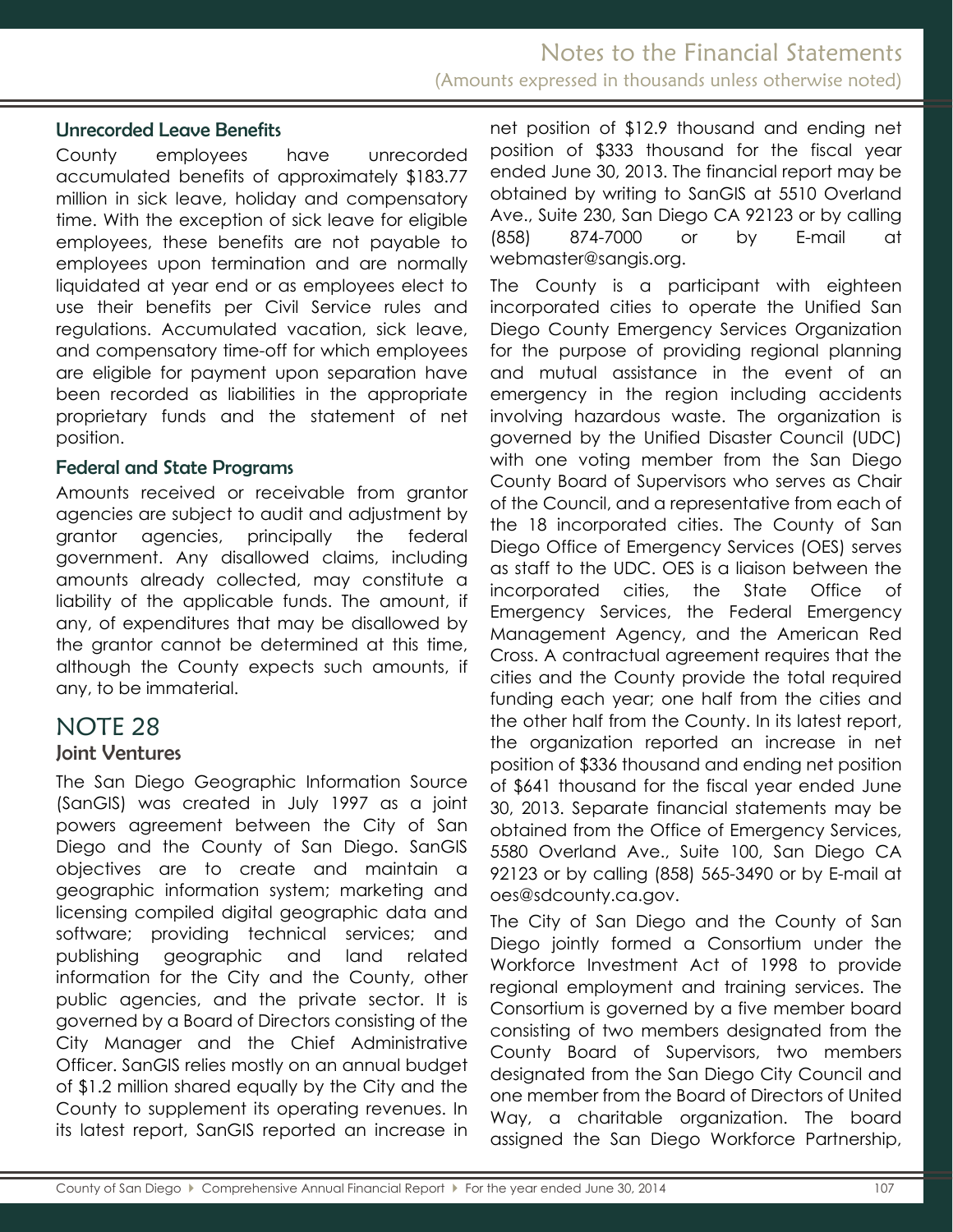### Unrecorded Leave Benefits

County employees have unrecorded accumulated benefits of approximately $183.77 million in sick leave, holiday and compensatory time. With the exception of sick leave for eligible employees, these benefits are not payable to employees upon termination and are normally liquidated at year end or as employees elect to use their benefits per Civil Service rules and regulations. Accumulated vacation, sick leave, and compensatory time-off for which employees are eligible for payment upon separation have been recorded as liabilities in the appropriate proprietary funds and the statement of net position.

### Federal and State Programs

Amounts received or receivable from grantor agencies are subject to audit and adjustment by grantor agencies, principally the federal government. Any disallowed claims, including amounts already collected, may constitute a liability of the applicable funds. The amount, if any, of expenditures that may be disallowed by the grantor cannot be determined at this time, although the County expects such amounts, if any, to be immaterial.

## NOTE 28

### Joint Ventures

The San Diego Geographic Information Source (SanGIS) was created in July 1997 as a joint powers agreement between the City of San Diego and the County of San Diego. SanGIS objectives are to create and maintain a geographic information system; marketing and licensing compiled digital geographic data and software; providing technical services; and publishing geographic and land related information for the City and the County, other public agencies, and the private sector. It is governed by a Board of Directors consisting of the City Manager and the Chief Administrative Officer. SanGIS relies mostly on an annual budget of $1.2 million shared equally by the City and the County to supplement its operating revenues. In its latest report, SanGIS reported an increase in net position of $12.9 thousand and ending net position of $333 thousand for the fiscal year ended June 30, 2013. The financial report may be obtained by writing to SanGIS at 5510 Overland Ave., Suite 230, San Diego CA 92123 or by calling (858) 874-7000 or by E-mail at webmaster@sangis.org.

The County is a participant with eighteen incorporated cities to operate the Unified San Diego County Emergency Services Organization for the purpose of providing regional planning and mutual assistance in the event of an emergency in the region including accidents involving hazardous waste. The organization is governed by the Unified Disaster Council (UDC) with one voting member from the San Diego County Board of Supervisors who serves as Chair of the Council, and a representative from each of the 18 incorporated cities. The County of San Diego Office of Emergency Services (OES) serves as staff to the UDC. OES is a liaison between the incorporated cities, the State Office of Emergency Services, the Federal Emergency Management Agency, and the American Red Cross. A contractual agreement requires that the cities and the County provide the total required funding each year; one half from the cities and the other half from the County. In its latest report, the organization reported an increase in net position of $336 thousand and ending net position of $641 thousand for the fiscal year ended June 30, 2013. Separate financial statements may be obtained from the Office of Emergency Services, 5580 Overland Ave., Suite 100, San Diego CA 92123 or by calling (858) 565-3490 or by E-mail at oes@sdcounty.ca.gov.

The City of San Diego and the County of San Diego jointly formed a Consortium under the Workforce Investment Act of 1998 to provide regional employment and training services. The Consortium is governed by a five member board consisting of two members designated from the County Board of Supervisors, two members designated from the San Diego City Council and one member from the Board of Directors of United Way, a charitable organization. The board assigned the San Diego Workforce Partnership,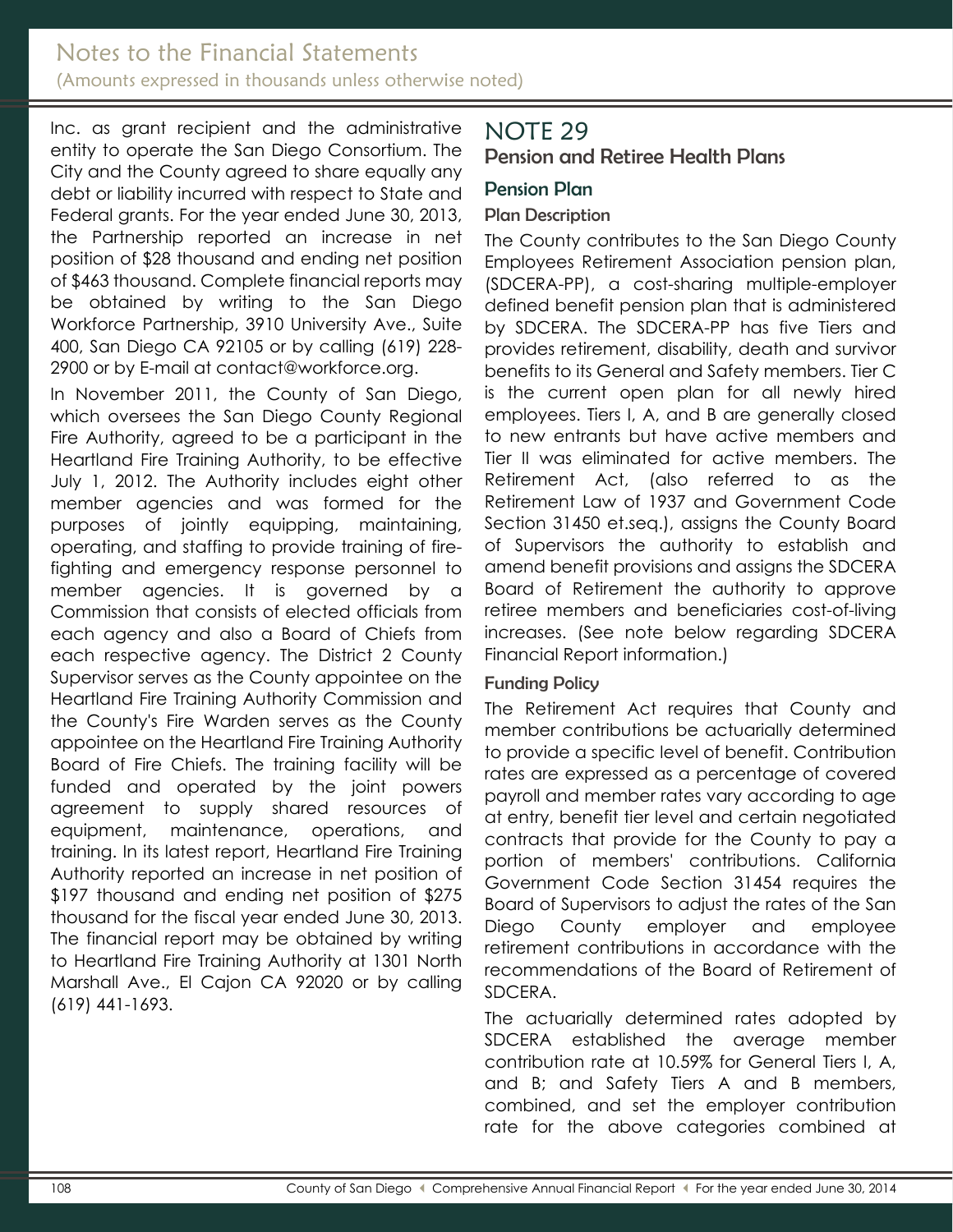Inc. as grant recipient and the administrative entity to operate the San Diego Consortium. The City and the County agreed to share equally any debt or liability incurred with respect to State and Federal grants. For the year ended June 30, 2013, the Partnership reported an increase in net position of $28 thousand and ending net position of $463 thousand. Complete financial reports may be obtained by writing to the San Diego Workforce Partnership, 3910 University Ave., Suite 400, San Diego CA 92105 or by calling (619) 228-2900 or by E-mail at contact@workforce.org.

In November 2011, the County of San Diego, which oversees the San Diego County Regional Fire Authority, agreed to be a participant in the Heartland Fire Training Authority, to be effective July 1, 2012. The Authority includes eight other member agencies and was formed for the purposes of jointly equipping, maintaining, operating, and staffing to provide training of fire-fighting and emergency response personnel to member agencies. It is governed by a Commission that consists of elected officials from each agency and also a Board of Chiefs from each respective agency. The District 2 County Supervisor serves as the County appointee on the Heartland Fire Training Authority Commission and the County's Fire Warden serves as the County appointee on the Heartland Fire Training Authority Board of Fire Chiefs. The training facility will be funded and operated by the joint powers agreement to supply shared resources of equipment, maintenance, operations, and training. In its latest report, Heartland Fire Training Authority reported an increase in net position of $197 thousand and ending net position of $275 thousand for the fiscal year ended June 30, 2013. The financial report may be obtained by writing to Heartland Fire Training Authority at 1301 North Marshall Ave., El Cajon CA 92020 or by calling (619) 441-1693.

# NOTE 29

## Pension and Retiree Health Plans

### Pension Plan

#### Plan Description

The County contributes to the San Diego County Employees Retirement Association pension plan, (SDCERA-PP), a cost-sharing multiple-employer defined benefit pension plan that is administered by SDCERA. The SDCERA-PP has five Tiers and provides retirement, disability, death and survivor benefits to its General and Safety members. Tier C is the current open plan for all newly hired employees. Tiers I, A, and B are generally closed to new entrants but have active members and Tier II was eliminated for active members. The Retirement Act, (also referred to as the Retirement Law of 1937 and Government Code Section 31450 et.seq.), assigns the County Board of Supervisors the authority to establish and amend benefit provisions and assigns the SDCERA Board of Retirement the authority to approve retiree members and beneficiaries cost-of-living increases. (See note below regarding SDCERA Financial Report information.)

#### Funding Policy

The Retirement Act requires that County and member contributions be actuarially determined to provide a specific level of benefit. Contribution rates are expressed as a percentage of covered payroll and member rates vary according to age at entry, benefit tier level and certain negotiated contracts that provide for the County to pay a portion of members' contributions. California Government Code Section 31454 requires the Board of Supervisors to adjust the rates of the San Diego County employer and employee retirement contributions in accordance with the recommendations of the Board of Retirement of SDCERA.

The actuarially determined rates adopted by SDCERA established the average member contribution rate at 10.59% for General Tiers I, A, and B; and Safety Tiers A and B members, combined, and set the employer contribution rate for the above categories combined at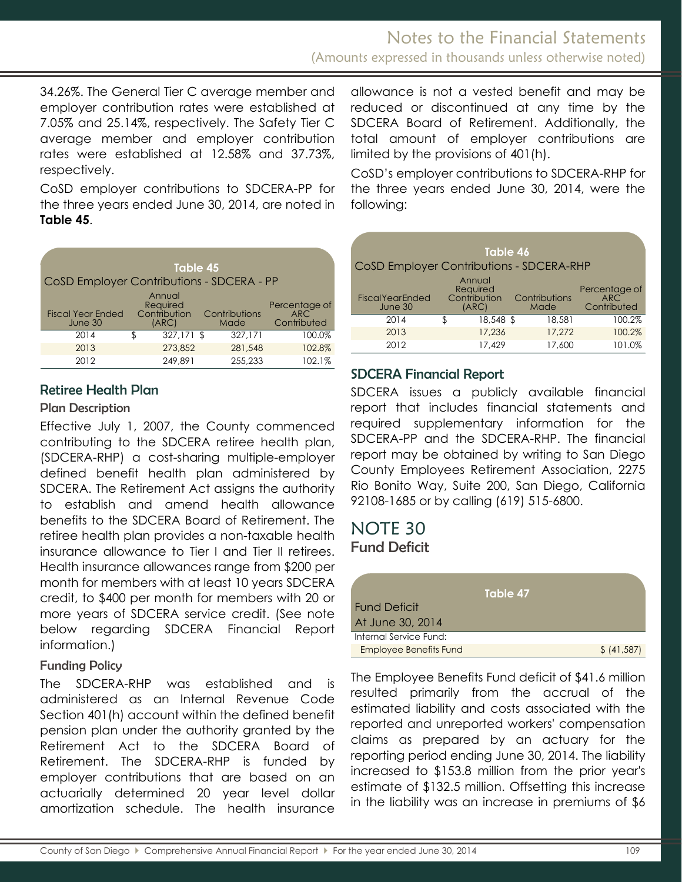34.26%. The General Tier C average member and employer contribution rates were established at 7.05% and 25.14%, respectively. The Safety Tier C average member and employer contribution rates were established at 12.58% and 37.73%, respectively.

CoSD employer contributions to SDCERA-PP for the three years ended June 30, 2014, are noted in **Table 45**.

**Table 45**

CoSD Employer Contributions - SDCERA - PP

| Fiscal Year Ended June 30 | Annual Required Contribution (ARC) | Contributions Made | Percentage of ARC Contributed |
|---|---|---|---|
| 2014 | $ 327,171 | $ 327,171 | 100.0% |
| 2013 | 273,852 | 281,548 | 102.8% |
| 2012 | 249,891 | 255,233 | 102.1% |

## Retiree Health Plan

### Plan Description

Effective July 1, 2007, the County commenced contributing to the SDCERA retiree health plan, (SDCERA-RHP) a cost-sharing multiple-employer defined benefit health plan administered by SDCERA. The Retirement Act assigns the authority to establish and amend health allowance benefits to the SDCERA Board of Retirement. The retiree health plan provides a non-taxable health insurance allowance to Tier I and Tier II retirees. Health insurance allowances range from $200 per month for members with at least 10 years SDCERA credit, to $400 per month for members with 20 or more years of SDCERA service credit. (See note below regarding SDCERA Financial Report information.)

### Funding Policy

The SDCERA-RHP was established and is administered as an Internal Revenue Code Section 401(h) account within the defined benefit pension plan under the authority granted by the Retirement Act to the SDCERA Board of Retirement. The SDCERA-RHP is funded by employer contributions that are based on an actuarially determined 20 year level dollar amortization schedule. The health insurance allowance is not a vested benefit and may be reduced or discontinued at any time by the SDCERA Board of Retirement. Additionally, the total amount of employer contributions are limited by the provisions of 401(h).

CoSD's employer contributions to SDCERA-RHP for the three years ended June 30, 2014, were the following:

**Table 46**

CoSD Employer Contributions - SDCERA-RHP

| Fiscal Year Ended June 30 | Annual Required Contribution (ARC) | Contributions Made | Percentage of ARC Contributed |
|---|---|---|---|
| 2014 | $ 18,548 | $ 18,581 | 100.2% |
| 2013 | 17,236 | 17,272 | 100.2% |
| 2012 | 17,429 | 17,600 | 101.0% |

## SDCERA Financial Report

SDCERA issues a publicly available financial report that includes financial statements and required supplementary information for the SDCERA-PP and the SDCERA-RHP. The financial report may be obtained by writing to San Diego County Employees Retirement Association, 2275 Rio Bonito Way, Suite 200, San Diego, California 92108-1685 or by calling (619) 515-6800.

# NOTE 30

## Fund Deficit

**Table 47**

| Fund Deficit At June 30, 2014 | |
|---|---|
| Internal Service Fund: | |
| Employee Benefits Fund | $ (41,587) |

The Employee Benefits Fund deficit of $41.6 million resulted primarily from the accrual of the estimated liability and costs associated with the reported and unreported workers' compensation claims as prepared by an actuary for the reporting period ending June 30, 2014. The liability increased to $153.8 million from the prior year's estimate of $132.5 million. Offsetting this increase in the liability was an increase in premiums of $6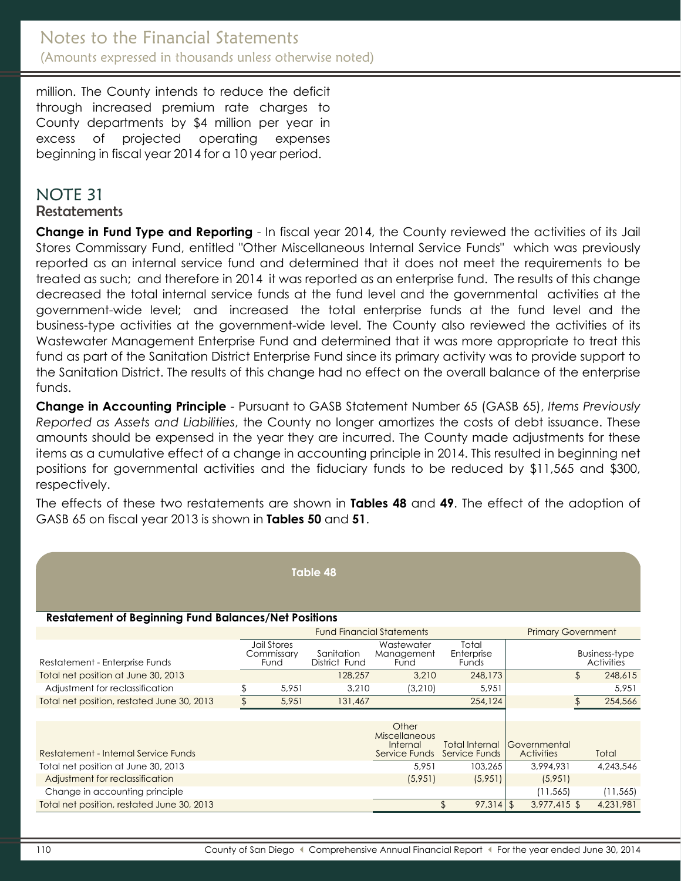million. The County intends to reduce the deficit through increased premium rate charges to County departments by $4 million per year in excess of projected operating expenses beginning in fiscal year 2014 for a 10 year period.

# NOTE 31

## Restatements

**Change in Fund Type and Reporting** - In fiscal year 2014, the County reviewed the activities of its Jail Stores Commissary Fund, entitled "Other Miscellaneous Internal Service Funds" which was previously reported as an internal service fund and determined that it does not meet the requirements to be treated as such; and therefore in 2014 it was reported as an enterprise fund. The results of this change decreased the total internal service funds at the fund level and the governmental activities at the government-wide level; and increased the total enterprise funds at the fund level and the business-type activities at the government-wide level. The County also reviewed the activities of its Wastewater Management Enterprise Fund and determined that it was more appropriate to treat this fund as part of the Sanitation District Enterprise Fund since its primary activity was to provide support to the Sanitation District. The results of this change had no effect on the overall balance of the enterprise funds.

**Change in Accounting Principle** - Pursuant to GASB Statement Number 65 (GASB 65), *Items Previously Reported as Assets and Liabilities*, the County no longer amortizes the costs of debt issuance. These amounts should be expensed in the year they are incurred. The County made adjustments for these items as a cumulative effect of a change in accounting principle in 2014. This resulted in beginning net positions for governmental activities and the fiduciary funds to be reduced by $11,565 and $300, respectively.

The effects of these two restatements are shown in **Tables 48** and **49**. The effect of the adoption of GASB 65 on fiscal year 2013 is shown in **Tables 50** and **51**.

**Table 48**

**Restatement of Beginning Fund Balances/Net Positions**

| | Fund Financial Statements | | | | Primary Government |
|---|---|---|---|---|---|
| Restatement - Enterprise Funds | Jail Stores Commissary Fund | Sanitation District Fund | Wastewater Management Fund | Total Enterprise Funds | Business-type Activities |
| Total net position at June 30, 2013 | | 128,257 | 3,210 | 248,173 | $ 248,615 |
| Adjustment for reclassification | $ 5,951 | 3,210 | (3,210) | 5,951 | 5,951 |
| Total net position, restated June 30, 2013 | $ 5,951 | 131,467 | | 254,124 | $ 254,566 |

| Restatement - Internal Service Funds | Other Miscellaneous Internal Service Funds | Total Internal Service Funds | Governmental Activities | Total |
|---|---|---|---|---|
| Total net position at June 30, 2013 | 5,951 | 103,265 | 3,994,931 | 4,243,546 |
| Adjustment for reclassification | (5,951) | (5,951) | (5,951) | |
| Change in accounting principle | | | (11,565) | (11,565) |
| Total net position, restated June 30, 2013 | | $ 97,314 | $ 3,977,415 | $ 4,231,981 |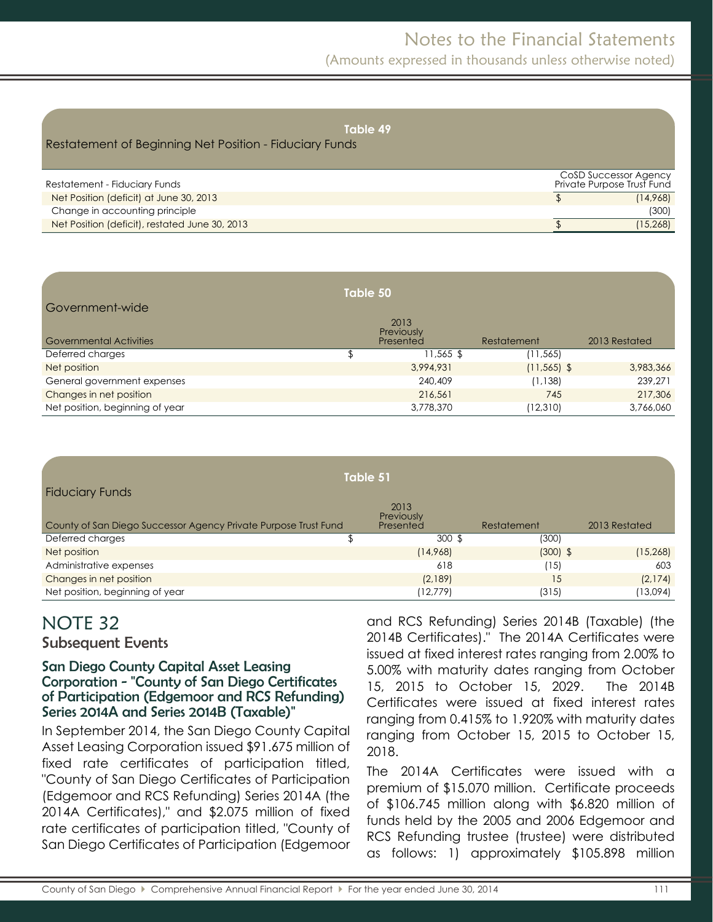**Table 49**

Restatement of Beginning Net Position - Fiduciary Funds

| Restatement - Fiduciary Funds | | CoSD Successor Agency Private Purpose Trust Fund |
|---|---|---|
| Net Position (deficit) at June 30, 2013 | $ | (14,968) |
| Change in accounting principle | | (300) |
| Net Position (deficit), restated June 30, 2013 | $ | (15,268) |

**Table 50**

Government-wide

| Governmental Activities | | 2013 Previously Presented | Restatement | | 2013 Restated |
|---|---|---|---|---|---|
| Deferred charges | $ | 11,565 $ | (11,565) | | |
| Net position | | 3,994,931 | (11,565) | $ | 3,983,366 |
| General government expenses | | 240,409 | (1,138) | | 239,271 |
| Changes in net position | | 216,561 | 745 | | 217,306 |
| Net position, beginning of year | | 3,778,370 | (12,310) | | 3,766,060 |

**Table 51**

Fiduciary Funds

| County of San Diego Successor Agency Private Purpose Trust Fund | | 2013 Previously Presented | Restatement | | 2013 Restated |
|---|---|---|---|---|---|
| Deferred charges | $ | 300 $ | (300) | | |
| Net position | | (14,968) | (300) | $ | (15,268) |
| Administrative expenses | | 618 | (15) | | 603 |
| Changes in net position | | (2,189) | 15 | | (2,174) |
| Net position, beginning of year | | (12,779) | (315) | | (13,094) |

# NOTE 32

## Subsequent Events

### San Diego County Capital Asset Leasing Corporation - "County of San Diego Certificates of Participation (Edgemoor and RCS Refunding) Series 2014A and Series 2014B (Taxable)"

In September 2014, the San Diego County Capital Asset Leasing Corporation issued $91.675 million of fixed rate certificates of participation titled, "County of San Diego Certificates of Participation (Edgemoor and RCS Refunding) Series 2014A (the 2014A Certificates)," and $2.075 million of fixed rate certificates of participation titled, "County of San Diego Certificates of Participation (Edgemoor and RCS Refunding) Series 2014B (Taxable) (the 2014B Certificates)." The 2014A Certificates were issued at fixed interest rates ranging from 2.00% to 5.00% with maturity dates ranging from October 15, 2015 to October 15, 2029. The 2014B Certificates were issued at fixed interest rates ranging from 0.415% to 1.920% with maturity dates ranging from October 15, 2015 to October 15, 2018.

The 2014A Certificates were issued with a premium of $15.070 million. Certificate proceeds of $106.745 million along with $6.820 million of funds held by the 2005 and 2006 Edgemoor and RCS Refunding trustee (trustee) were distributed as follows: 1) approximately $105.898 million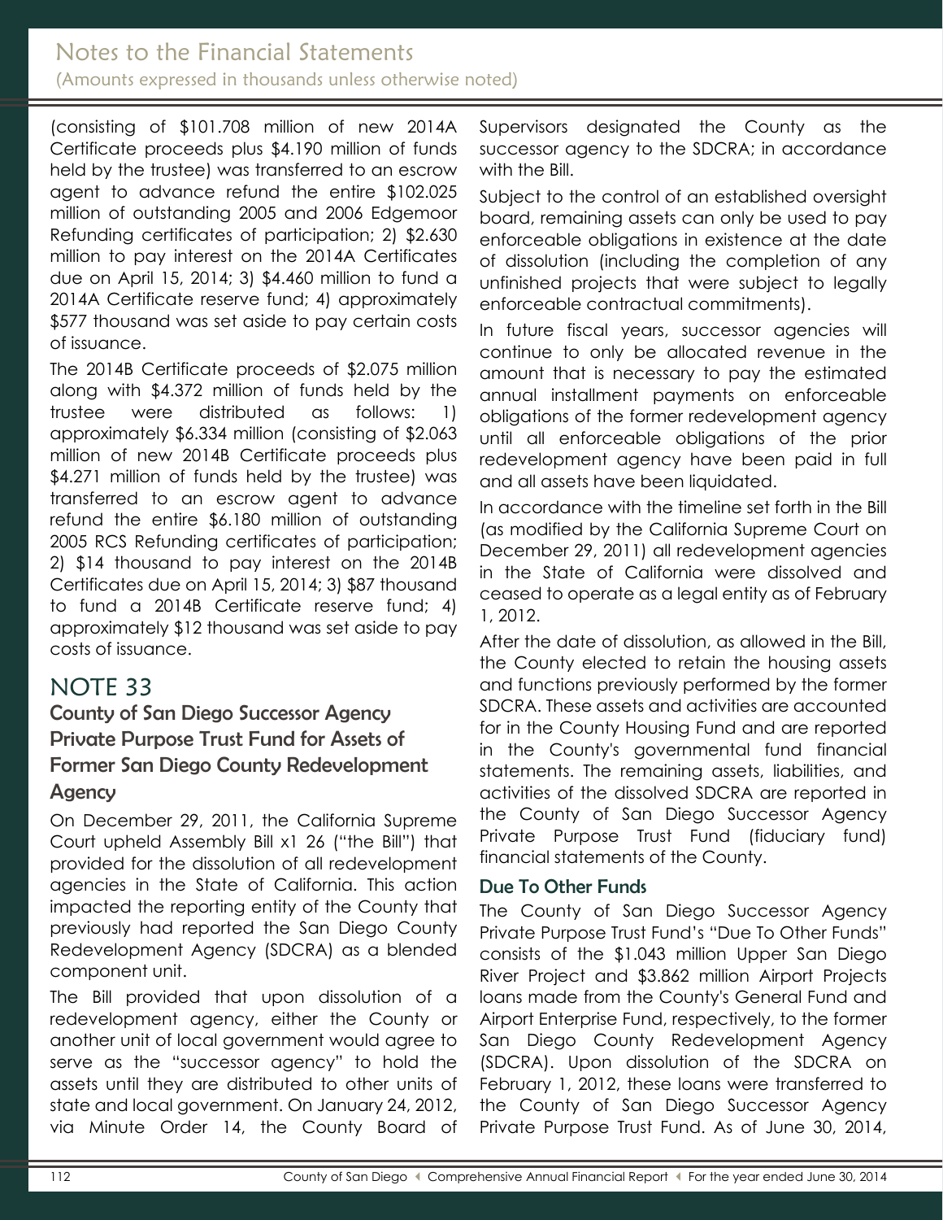(consisting of $101.708 million of new 2014A Certificate proceeds plus $4.190 million of funds held by the trustee) was transferred to an escrow agent to advance refund the entire $102.025 million of outstanding 2005 and 2006 Edgemoor Refunding certificates of participation; 2) $2.630 million to pay interest on the 2014A Certificates due on April 15, 2014; 3) $4.460 million to fund a 2014A Certificate reserve fund; 4) approximately $577 thousand was set aside to pay certain costs of issuance.

The 2014B Certificate proceeds of $2.075 million along with $4.372 million of funds held by the trustee were distributed as follows: 1) approximately $6.334 million (consisting of $2.063 million of new 2014B Certificate proceeds plus $4.271 million of funds held by the trustee) was transferred to an escrow agent to advance refund the entire $6.180 million of outstanding 2005 RCS Refunding certificates of participation; 2) $14 thousand to pay interest on the 2014B Certificates due on April 15, 2014; 3) $87 thousand to fund a 2014B Certificate reserve fund; 4) approximately $12 thousand was set aside to pay costs of issuance.

# NOTE 33

## County of San Diego Successor Agency Private Purpose Trust Fund for Assets of Former San Diego County Redevelopment Agency

On December 29, 2011, the California Supreme Court upheld Assembly Bill x1 26 ("the Bill") that provided for the dissolution of all redevelopment agencies in the State of California. This action impacted the reporting entity of the County that previously had reported the San Diego County Redevelopment Agency (SDCRA) as a blended component unit.

The Bill provided that upon dissolution of a redevelopment agency, either the County or another unit of local government would agree to serve as the "successor agency" to hold the assets until they are distributed to other units of state and local government. On January 24, 2012, via Minute Order 14, the County Board of Supervisors designated the County as the successor agency to the SDCRA; in accordance with the Bill.

Subject to the control of an established oversight board, remaining assets can only be used to pay enforceable obligations in existence at the date of dissolution (including the completion of any unfinished projects that were subject to legally enforceable contractual commitments).

In future fiscal years, successor agencies will continue to only be allocated revenue in the amount that is necessary to pay the estimated annual installment payments on enforceable obligations of the former redevelopment agency until all enforceable obligations of the prior redevelopment agency have been paid in full and all assets have been liquidated.

In accordance with the timeline set forth in the Bill (as modified by the California Supreme Court on December 29, 2011) all redevelopment agencies in the State of California were dissolved and ceased to operate as a legal entity as of February 1, 2012.

After the date of dissolution, as allowed in the Bill, the County elected to retain the housing assets and functions previously performed by the former SDCRA. These assets and activities are accounted for in the County Housing Fund and are reported in the County's governmental fund financial statements. The remaining assets, liabilities, and activities of the dissolved SDCRA are reported in the County of San Diego Successor Agency Private Purpose Trust Fund (fiduciary fund) financial statements of the County.

### Due To Other Funds

The County of San Diego Successor Agency Private Purpose Trust Fund's "Due To Other Funds" consists of the $1.043 million Upper San Diego River Project and $3.862 million Airport Projects loans made from the County's General Fund and Airport Enterprise Fund, respectively, to the former San Diego County Redevelopment Agency (SDCRA). Upon dissolution of the SDCRA on February 1, 2012, these loans were transferred to the County of San Diego Successor Agency Private Purpose Trust Fund. As of June 30, 2014,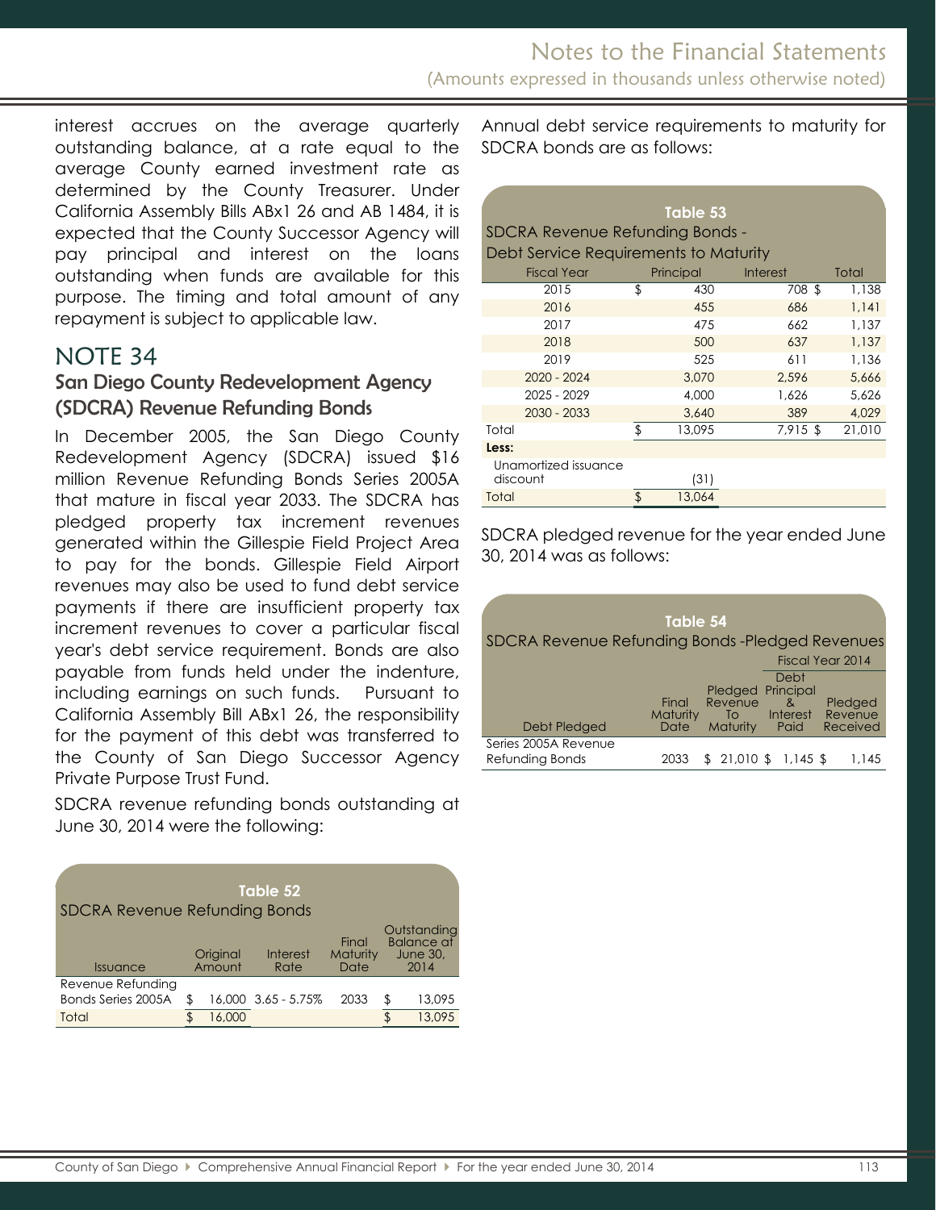interest accrues on the average quarterly outstanding balance, at a rate equal to the average County earned investment rate as determined by the County Treasurer. Under California Assembly Bills ABx1 26 and AB 1484, it is expected that the County Successor Agency will pay principal and interest on the loans outstanding when funds are available for this purpose. The timing and total amount of any repayment is subject to applicable law.

## NOTE 34

### San Diego County Redevelopment Agency (SDCRA) Revenue Refunding Bonds

In December 2005, the San Diego County Redevelopment Agency (SDCRA) issued $16 million Revenue Refunding Bonds Series 2005A that mature in fiscal year 2033. The SDCRA has pledged property tax increment revenues generated within the Gillespie Field Project Area to pay for the bonds. Gillespie Field Airport revenues may also be used to fund debt service payments if there are insufficient property tax increment revenues to cover a particular fiscal year's debt service requirement. Bonds are also payable from funds held under the indenture, including earnings on such funds. Pursuant to California Assembly Bill ABx1 26, the responsibility for the payment of this debt was transferred to the County of San Diego Successor Agency Private Purpose Trust Fund.

SDCRA revenue refunding bonds outstanding at June 30, 2014 were the following:

**Table 52**
**SDCRA Revenue Refunding Bonds**

| Issuance | Original Amount | Interest Rate | Final Maturity Date | Outstanding Balance at June 30, 2014 |
|---|---|---|---|---|
| Revenue Refunding Bonds Series 2005A | $ 16,000 | 3.65 - 5.75% | 2033 | $ 13,095 |
| Total | $ 16,000 | | | $ 13,095 |

Annual debt service requirements to maturity for SDCRA bonds are as follows:

**Table 53**
**SDCRA Revenue Refunding Bonds - Debt Service Requirements to Maturity**

| Fiscal Year | Principal | Interest | Total |
|---|---|---|---|
| 2015 | $ 430 | 708 | $ 1,138 |
| 2016 | 455 | 686 | 1,141 |
| 2017 | 475 | 662 | 1,137 |
| 2018 | 500 | 637 | 1,137 |
| 2019 | 525 | 611 | 1,136 |
| 2020 - 2024 | 3,070 | 2,596 | 5,666 |
| 2025 - 2029 | 4,000 | 1,626 | 5,626 |
| 2030 - 2033 | 3,640 | 389 | 4,029 |
| Total | $ 13,095 | 7,915 | $ 21,010 |
| **Less:** | | | |
| Unamortized issuance discount | (31) | | |
| Total | $ 13,064 | | |

SDCRA pledged revenue for the year ended June 30, 2014 was as follows:

**Table 54**
**SDCRA Revenue Refunding Bonds -Pledged Revenues**

| | | | Fiscal Year 2014 | |
|---|---|---|---|---|
| Debt Pledged | Final Maturity Date | Pledged Revenue To Maturity | Debt Principal & Interest Paid | Pledged Revenue Received |
| Series 2005A Revenue Refunding Bonds | 2033 | $ 21,010 | $ 1,145 | $ 1,145 |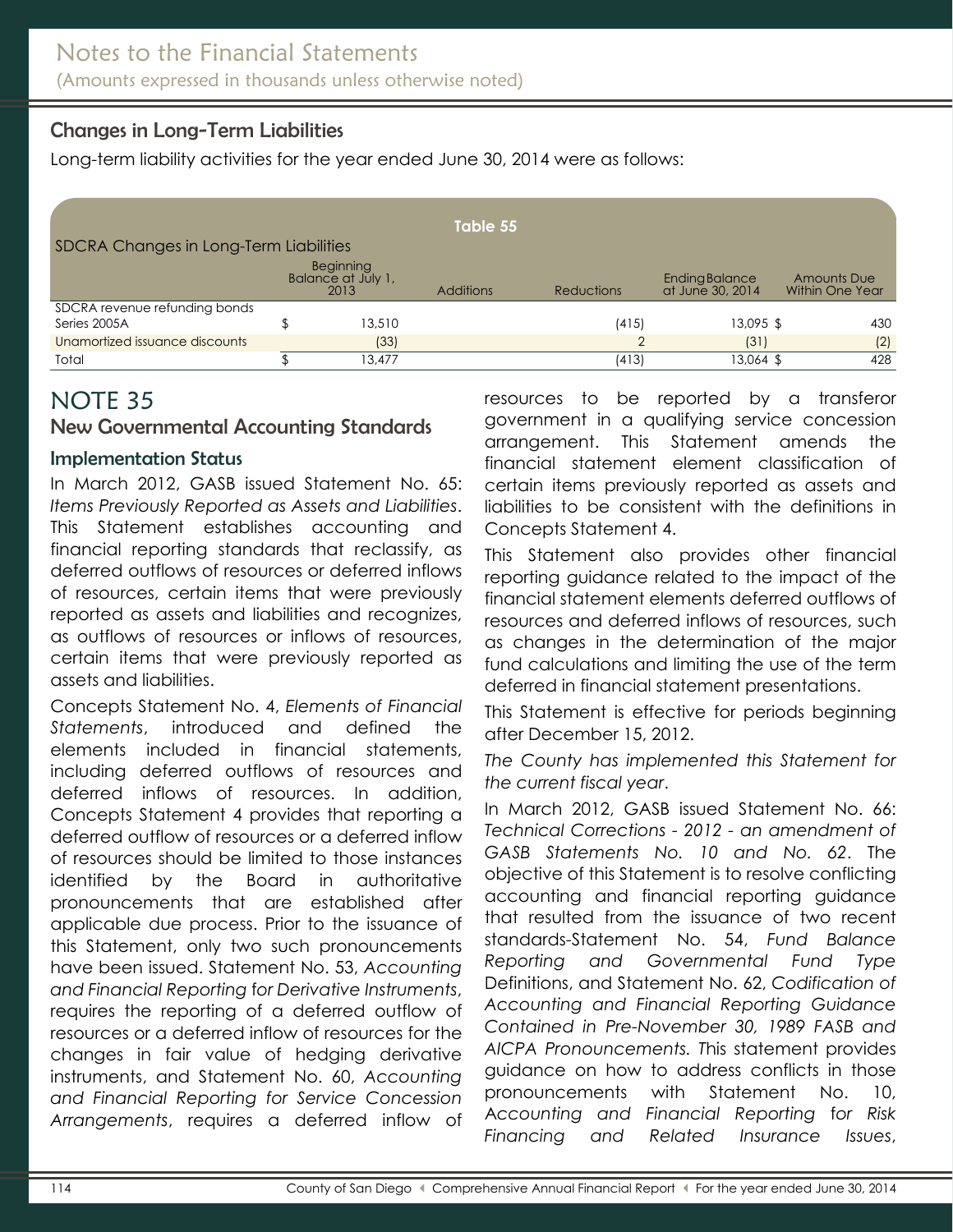## Changes in Long-Term Liabilities

Long-term liability activities for the year ended June 30, 2014 were as follows:

**Table 55**

**SDCRA Changes in Long-Term Liabilities**

| | Beginning Balance at July 1, 2013 | Additions | Reductions | Ending Balance at June 30, 2014 | Amounts Due Within One Year |
|---|---|---|---|---|---|
| SDCRA revenue refunding bonds Series 2005A | $ 13,510 | | (415) | 13,095 | $ 430 |
| Unamortized issuance discounts | (33) | | 2 | (31) | (2) |
| Total | $ 13,477 | | (413) | 13,064 | $ 428 |

# NOTE 35

## New Governmental Accounting Standards

### Implementation Status

In March 2012, GASB issued Statement No. 65: *Items Previously Reported as Assets and Liabilities*. This Statement establishes accounting and financial reporting standards that reclassify, as deferred outflows of resources or deferred inflows of resources, certain items that were previously reported as assets and liabilities and recognizes, as outflows of resources or inflows of resources, certain items that were previously reported as assets and liabilities.

Concepts Statement No. 4, *Elements of Financial Statements*, introduced and defined the elements included in financial statements, including deferred outflows of resources and deferred inflows of resources. In addition, Concepts Statement 4 provides that reporting a deferred outflow of resources or a deferred inflow of resources should be limited to those instances identified by the Board in authoritative pronouncements that are established after applicable due process. Prior to the issuance of this Statement, only two such pronouncements have been issued. Statement No. 53, *Accounting and Financial Reporting for Derivative Instruments*, requires the reporting of a deferred outflow of resources or a deferred inflow of resources for the changes in fair value of hedging derivative instruments, and Statement No. 60, *Accounting and Financial Reporting for Service Concession Arrangements*, requires a deferred inflow of resources to be reported by a transferor government in a qualifying service concession arrangement. This Statement amends the financial statement element classification of certain items previously reported as assets and liabilities to be consistent with the definitions in Concepts Statement 4.

This Statement also provides other financial reporting guidance related to the impact of the financial statement elements deferred outflows of resources and deferred inflows of resources, such as changes in the determination of the major fund calculations and limiting the use of the term deferred in financial statement presentations.

This Statement is effective for periods beginning after December 15, 2012.

*The County has implemented this Statement for the current fiscal year*.

In March 2012, GASB issued Statement No. 66: *Technical Corrections - 2012 - an amendment of GASB Statements No. 10 and No. 62*. The objective of this Statement is to resolve conflicting accounting and financial reporting guidance that resulted from the issuance of two recent standards-Statement No. 54, *Fund Balance Reporting and Governmental Fund Type* Definitions, and Statement No. 62, *Codification of Accounting and Financial Reporting Guidance Contained in Pre-November 30, 1989 FASB and AICPA Pronouncements.* This statement provides guidance on how to address conflicts in those pronouncements with Statement No. 10, *Accounting and Financial Reporting for Risk Financing and Related Insurance Issues*,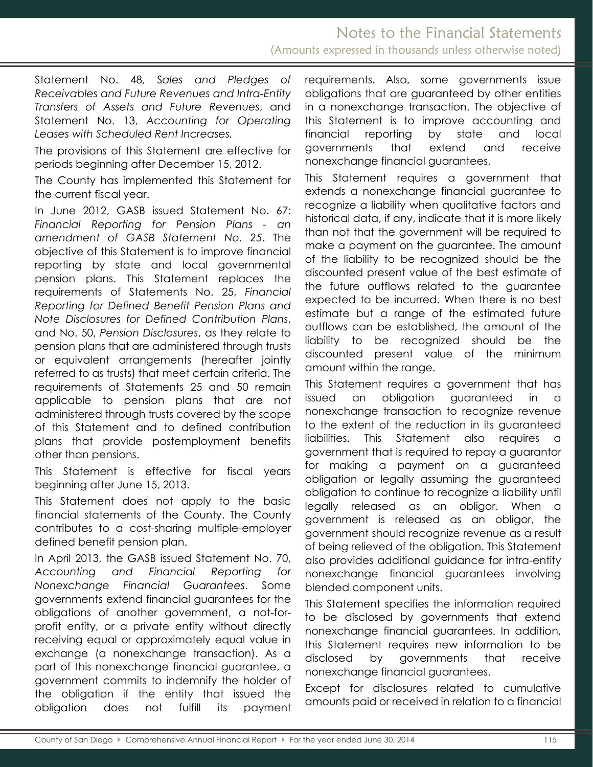Statement No. 48, *Sales and Pledges of Receivables and Future Revenues and Intra-Entity Transfers of Assets and Future Revenues*, and Statement No. 13, *Accounting for Operating Leases with Scheduled Rent Increases.*

The provisions of this Statement are effective for periods beginning after December 15, 2012.

The County has implemented this Statement for the current fiscal year.

In June 2012, GASB issued Statement No. 67: *Financial Reporting for Pension Plans - an amendment of GASB Statement No. 25*. The objective of this Statement is to improve financial reporting by state and local governmental pension plans. This Statement replaces the requirements of Statements No. 25, *Financial Reporting for Defined Benefit Pension Plans and Note Disclosures for Defined Contribution Plans*, and No. 50, *Pension Disclosures*, as they relate to pension plans that are administered through trusts or equivalent arrangements (hereafter jointly referred to as trusts) that meet certain criteria. The requirements of Statements 25 and 50 remain applicable to pension plans that are not administered through trusts covered by the scope of this Statement and to defined contribution plans that provide postemployment benefits other than pensions.

This Statement is effective for fiscal years beginning after June 15, 2013.

This Statement does not apply to the basic financial statements of the County. The County contributes to a cost-sharing multiple-employer defined benefit pension plan.

In April 2013, the GASB issued Statement No. 70, *Accounting and Financial Reporting for Nonexchange Financial Guarantees*. Some governments extend financial guarantees for the obligations of another government, a not-for-profit entity, or a private entity without directly receiving equal or approximately equal value in exchange (a nonexchange transaction). As a part of this nonexchange financial guarantee, a government commits to indemnify the holder of the obligation if the entity that issued the obligation does not fulfill its payment requirements. Also, some governments issue obligations that are guaranteed by other entities in a nonexchange transaction. The objective of this Statement is to improve accounting and financial reporting by state and local governments that extend and receive nonexchange financial guarantees.

This Statement requires a government that extends a nonexchange financial guarantee to recognize a liability when qualitative factors and historical data, if any, indicate that it is more likely than not that the government will be required to make a payment on the guarantee. The amount of the liability to be recognized should be the discounted present value of the best estimate of the future outflows related to the guarantee expected to be incurred. When there is no best estimate but a range of the estimated future outflows can be established, the amount of the liability to be recognized should be the discounted present value of the minimum amount within the range.

This Statement requires a government that has issued an obligation guaranteed in a nonexchange transaction to recognize revenue to the extent of the reduction in its guaranteed liabilities. This Statement also requires a government that is required to repay a guarantor for making a payment on a guaranteed obligation or legally assuming the guaranteed obligation to continue to recognize a liability until legally released as an obligor. When a government is released as an obligor, the government should recognize revenue as a result of being relieved of the obligation. This Statement also provides additional guidance for intra-entity nonexchange financial guarantees involving blended component units.

This Statement specifies the information required to be disclosed by governments that extend nonexchange financial guarantees. In addition, this Statement requires new information to be disclosed by governments that receive nonexchange financial guarantees.

Except for disclosures related to cumulative amounts paid or received in relation to a financial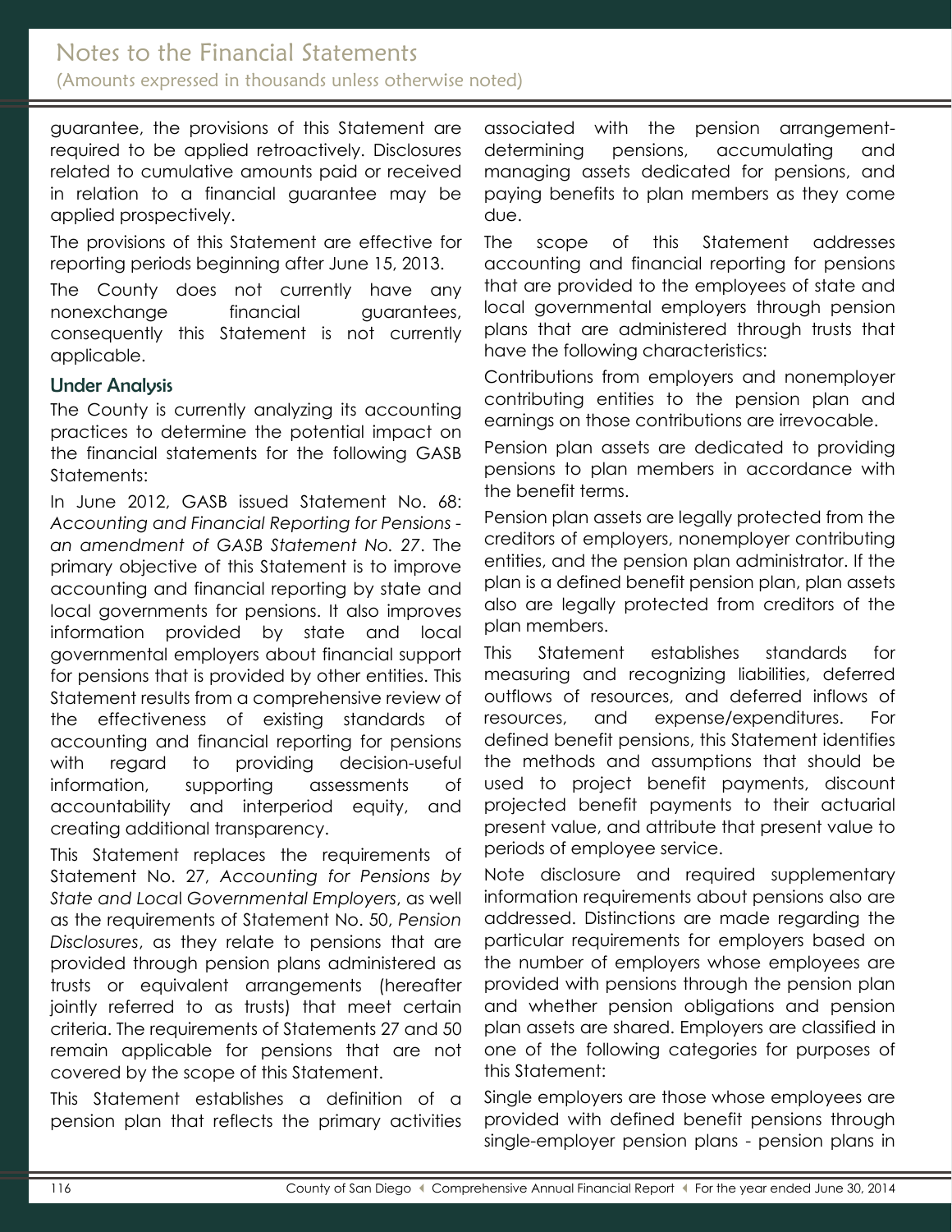guarantee, the provisions of this Statement are required to be applied retroactively. Disclosures related to cumulative amounts paid or received in relation to a financial guarantee may be applied prospectively.

The provisions of this Statement are effective for reporting periods beginning after June 15, 2013.

The County does not currently have any nonexchange financial guarantees, consequently this Statement is not currently applicable.

### Under Analysis

The County is currently analyzing its accounting practices to determine the potential impact on the financial statements for the following GASB Statements:

In June 2012, GASB issued Statement No. 68: *Accounting and Financial Reporting for Pensions - an amendment of GASB Statement No. 27*. The primary objective of this Statement is to improve accounting and financial reporting by state and local governments for pensions. It also improves information provided by state and local governmental employers about financial support for pensions that is provided by other entities. This Statement results from a comprehensive review of the effectiveness of existing standards of accounting and financial reporting for pensions with regard to providing decision-useful information, supporting assessments of accountability and interperiod equity, and creating additional transparency.

This Statement replaces the requirements of Statement No. 27, *Accounting for Pensions by State and Local Governmental Employers*, as well as the requirements of Statement No. 50, *Pension Disclosures*, as they relate to pensions that are provided through pension plans administered as trusts or equivalent arrangements (hereafter jointly referred to as trusts) that meet certain criteria. The requirements of Statements 27 and 50 remain applicable for pensions that are not covered by the scope of this Statement.

This Statement establishes a definition of a pension plan that reflects the primary activities associated with the pension arrangement-determining pensions, accumulating and managing assets dedicated for pensions, and paying benefits to plan members as they come due.

The scope of this Statement addresses accounting and financial reporting for pensions that are provided to the employees of state and local governmental employers through pension plans that are administered through trusts that have the following characteristics:

Contributions from employers and nonemployer contributing entities to the pension plan and earnings on those contributions are irrevocable.

Pension plan assets are dedicated to providing pensions to plan members in accordance with the benefit terms.

Pension plan assets are legally protected from the creditors of employers, nonemployer contributing entities, and the pension plan administrator. If the plan is a defined benefit pension plan, plan assets also are legally protected from creditors of the plan members.

This Statement establishes standards for measuring and recognizing liabilities, deferred outflows of resources, and deferred inflows of resources, and expense/expenditures. For defined benefit pensions, this Statement identifies the methods and assumptions that should be used to project benefit payments, discount projected benefit payments to their actuarial present value, and attribute that present value to periods of employee service.

Note disclosure and required supplementary information requirements about pensions also are addressed. Distinctions are made regarding the particular requirements for employers based on the number of employers whose employees are provided with pensions through the pension plan and whether pension obligations and pension plan assets are shared. Employers are classified in one of the following categories for purposes of this Statement:

Single employers are those whose employees are provided with defined benefit pensions through single-employer pension plans - pension plans in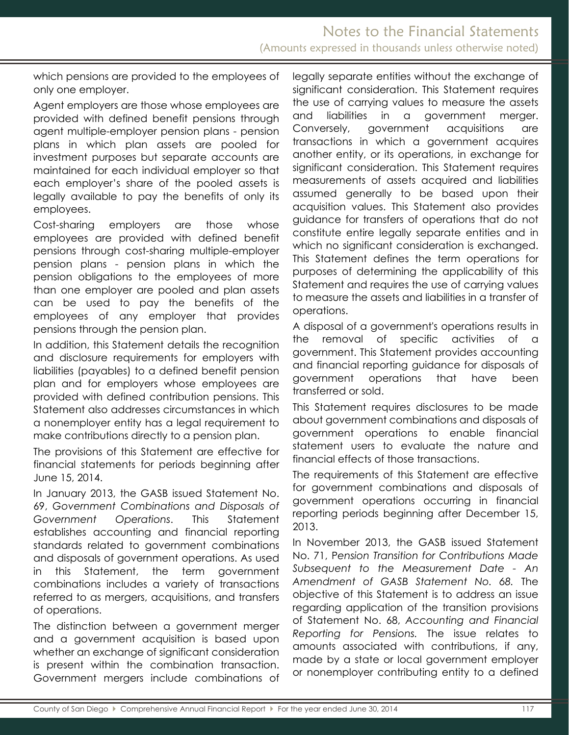which pensions are provided to the employees of only one employer.

Agent employers are those whose employees are provided with defined benefit pensions through agent multiple-employer pension plans - pension plans in which plan assets are pooled for investment purposes but separate accounts are maintained for each individual employer so that each employer's share of the pooled assets is legally available to pay the benefits of only its employees.

Cost-sharing employers are those whose employees are provided with defined benefit pensions through cost-sharing multiple-employer pension plans - pension plans in which the pension obligations to the employees of more than one employer are pooled and plan assets can be used to pay the benefits of the employees of any employer that provides pensions through the pension plan.

In addition, this Statement details the recognition and disclosure requirements for employers with liabilities (payables) to a defined benefit pension plan and for employers whose employees are provided with defined contribution pensions. This Statement also addresses circumstances in which a nonemployer entity has a legal requirement to make contributions directly to a pension plan.

The provisions of this Statement are effective for financial statements for periods beginning after June 15, 2014.

In January 2013, the GASB issued Statement No. 69, *Government Combinations and Disposals of Government Operations*. This Statement establishes accounting and financial reporting standards related to government combinations and disposals of government operations. As used in this Statement, the term government combinations includes a variety of transactions referred to as mergers, acquisitions, and transfers of operations.

The distinction between a government merger and a government acquisition is based upon whether an exchange of significant consideration is present within the combination transaction. Government mergers include combinations of legally separate entities without the exchange of significant consideration. This Statement requires the use of carrying values to measure the assets and liabilities in a government merger. Conversely, government acquisitions are transactions in which a government acquires another entity, or its operations, in exchange for significant consideration. This Statement requires measurements of assets acquired and liabilities assumed generally to be based upon their acquisition values. This Statement also provides guidance for transfers of operations that do not constitute entire legally separate entities and in which no significant consideration is exchanged. This Statement defines the term operations for purposes of determining the applicability of this Statement and requires the use of carrying values to measure the assets and liabilities in a transfer of operations.

A disposal of a government's operations results in the removal of specific activities of a government. This Statement provides accounting and financial reporting guidance for disposals of government operations that have been transferred or sold.

This Statement requires disclosures to be made about government combinations and disposals of government operations to enable financial statement users to evaluate the nature and financial effects of those transactions.

The requirements of this Statement are effective for government combinations and disposals of government operations occurring in financial reporting periods beginning after December 15, 2013.

In November 2013, the GASB issued Statement No. 71, P*ension Transition for Contributions Made Subsequent to the Measurement Date - An Amendment of GASB Statement No. 68.* The objective of this Statement is to address an issue regarding application of the transition provisions of Statement No. 68, *Accounting and Financial Reporting for Pensions.* The issue relates to amounts associated with contributions, if any, made by a state or local government employer or nonemployer contributing entity to a defined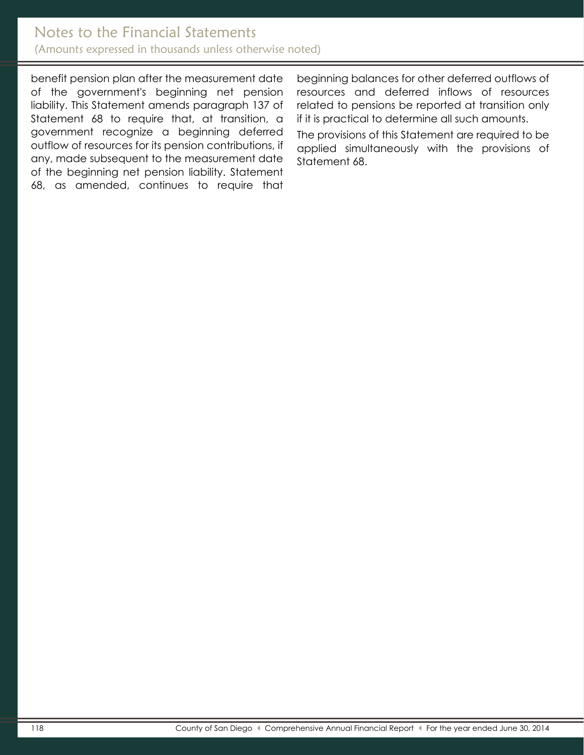benefit pension plan after the measurement date of the government's beginning net pension liability. This Statement amends paragraph 137 of Statement 68 to require that, at transition, a government recognize a beginning deferred outflow of resources for its pension contributions, if any, made subsequent to the measurement date of the beginning net pension liability. Statement 68, as amended, continues to require that beginning balances for other deferred outflows of resources and deferred inflows of resources related to pensions be reported at transition only if it is practical to determine all such amounts.

The provisions of this Statement are required to be applied simultaneously with the provisions of Statement 68.